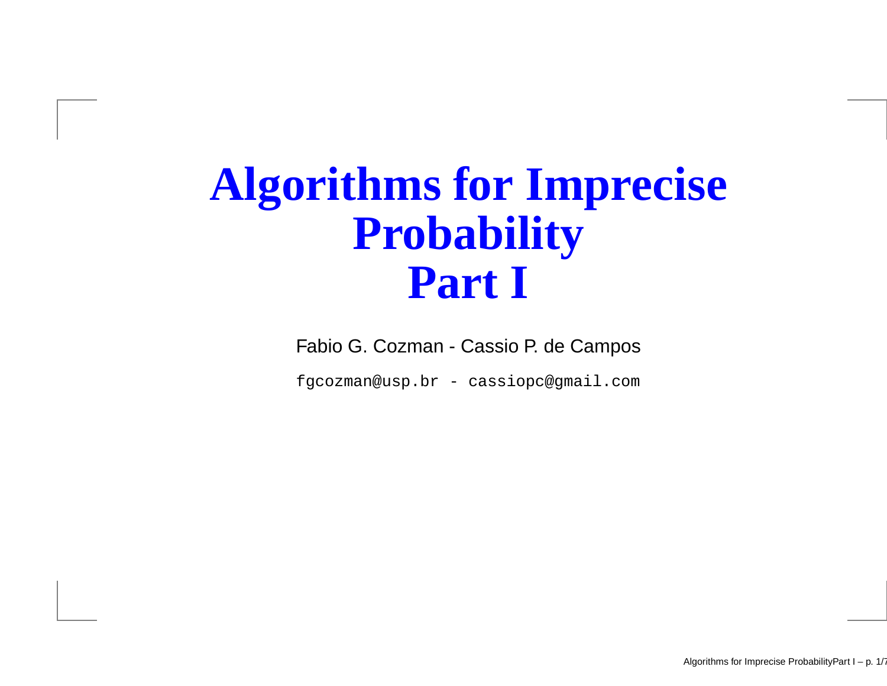# Algorithms for Imprecise Probability
# Part I

Fabio G. Cozman - Cassio P. de Campos

fgcozman@usp.br - cassiopc@gmail.com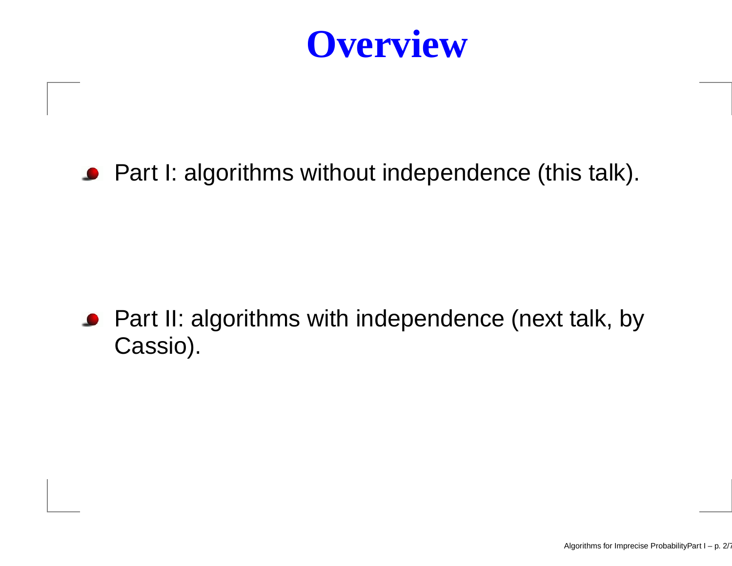# Overview

- Part I: algorithms without independence (this talk).
- Part II: algorithms with independence (next talk, by Cassio).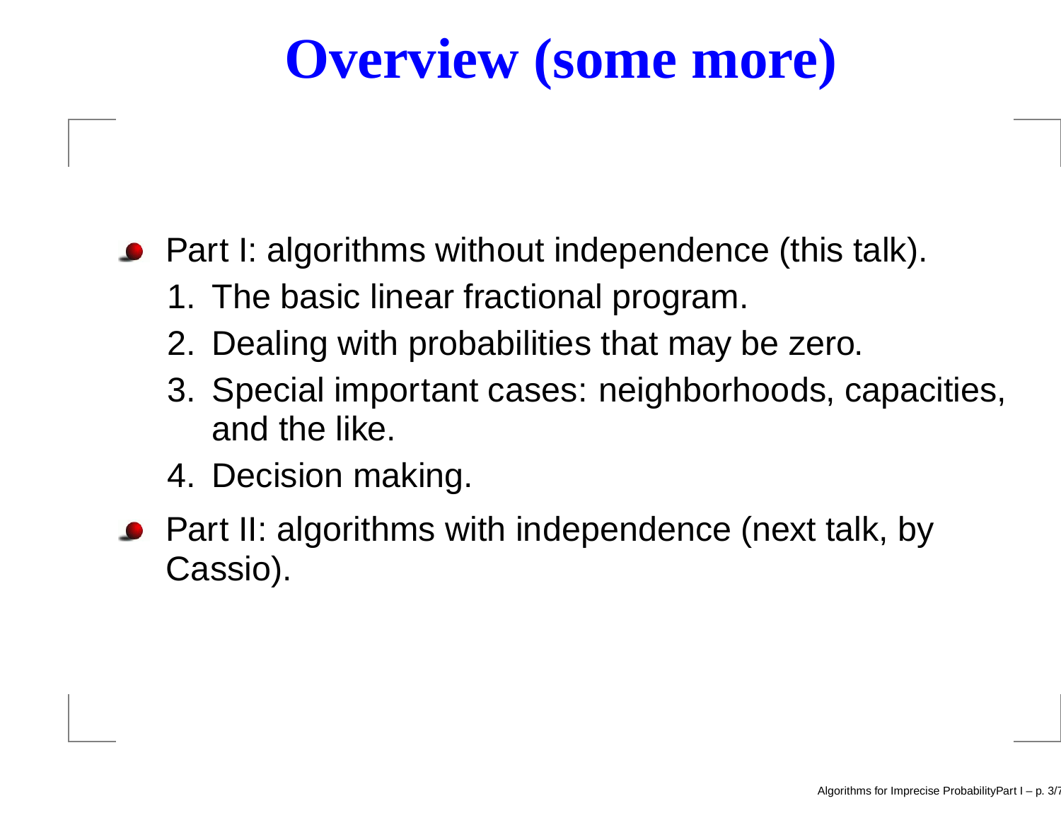# Overview (some more)

- Part I: algorithms without independence (this talk).
  1. The basic linear fractional program.
  2. Dealing with probabilities that may be zero.
  3. Special important cases: neighborhoods, capacities, and the like.
  4. Decision making.
- Part II: algorithms with independence (next talk, by Cassio).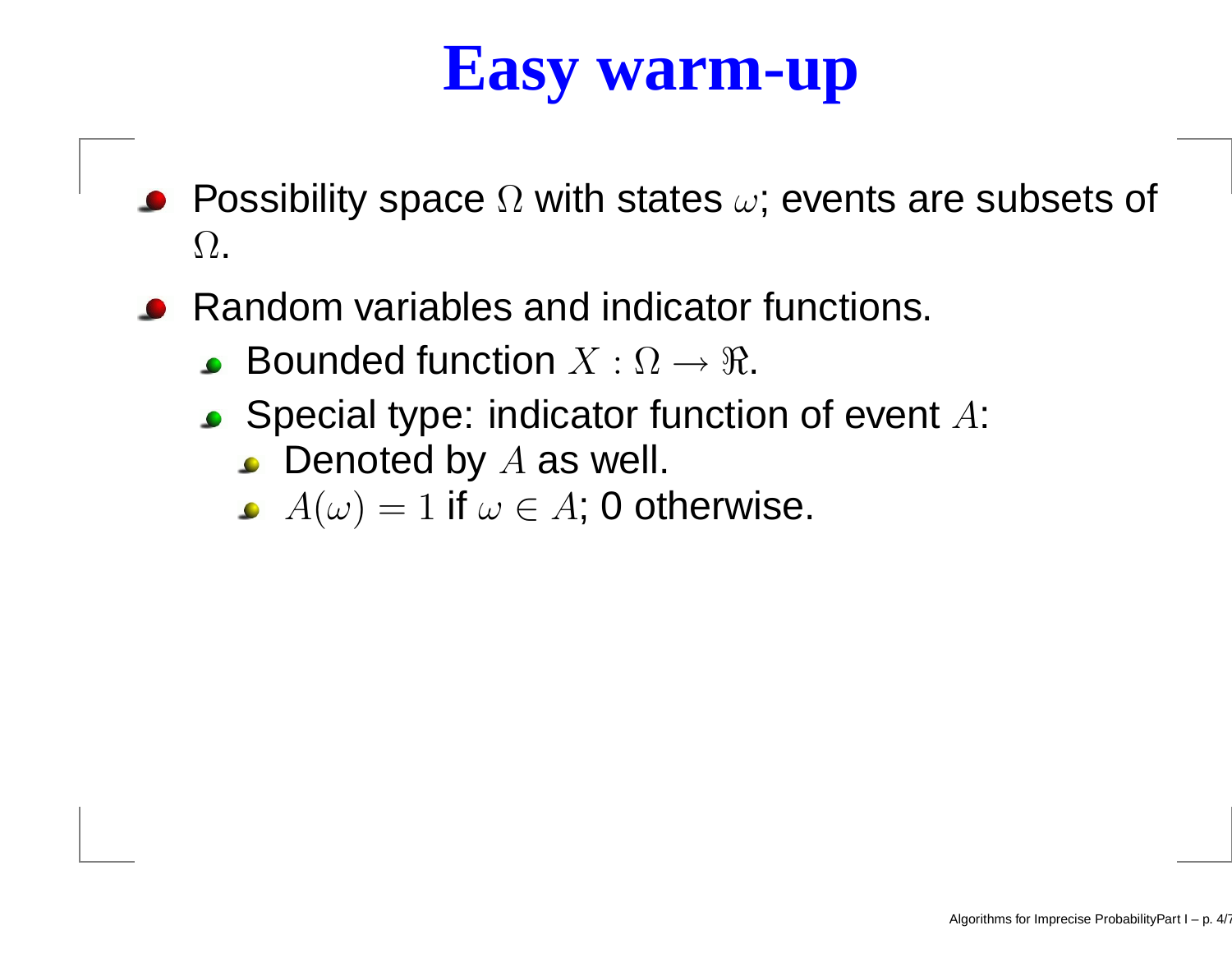# Easy warm-up

- Possibility space $\Omega$ with states $\omega$; events are subsets of $\Omega$.
- Random variables and indicator functions.
  - Bounded function $X : \Omega \to \Re$.
  - Special type: indicator function of event $A$:
    - Denoted by $A$ as well.
    - $A(\omega) = 1$ if $\omega \in A$; 0 otherwise.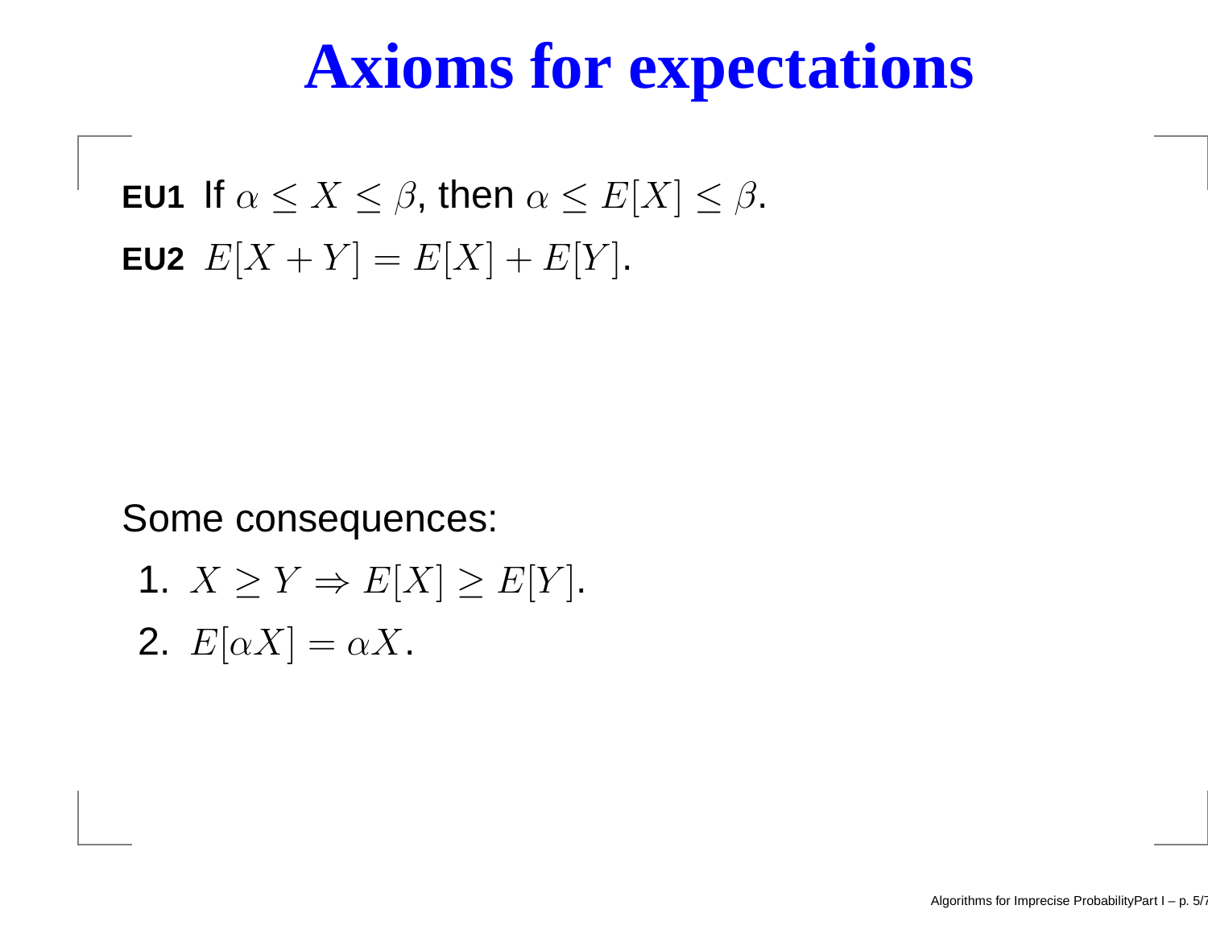# Axioms for expectations

**EU1** If $\alpha \leq X \leq \beta$, then $\alpha \leq E[X] \leq \beta$.

**EU2** $E[X+Y] = E[X] + E[Y]$.

Some consequences:

1. $X \geq Y \Rightarrow E[X] \geq E[Y]$.
2. $E[\alpha X] = \alpha X$.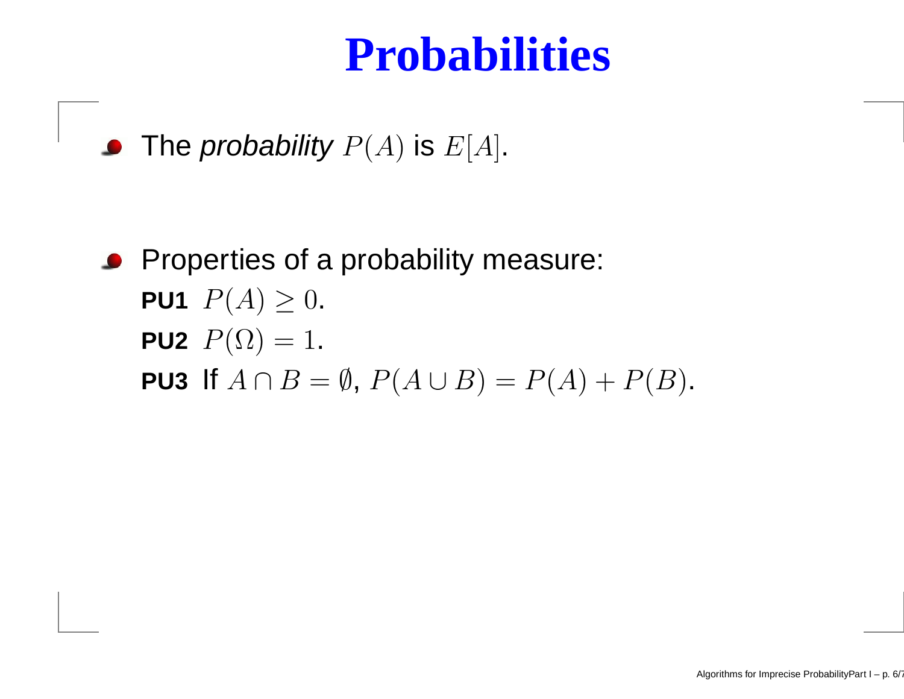# Probabilities

- The *probability* $P(A)$ is $E[A]$.

- Properties of a probability measure:
  **PU1** $P(A) \geq 0$.
  **PU2** $P(\Omega) = 1$.
  **PU3** If $A \cap B = \emptyset$, $P(A \cup B) = P(A) + P(B)$.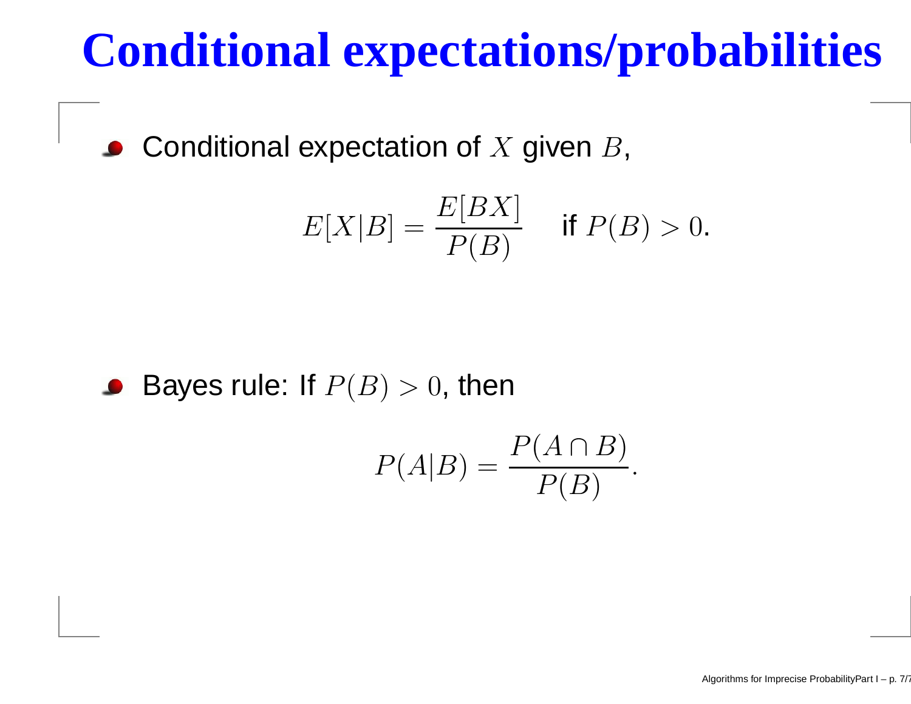# Conditional expectations/probabilities

- Conditional expectation of $X$ given $B$,

$$E[X|B] = \frac{E[BX]}{P(B)} \quad \text{if } P(B) > 0.$$

- Bayes rule: If $P(B) > 0$, then

$$P(A|B) = \frac{P(A \cap B)}{P(B)}.$$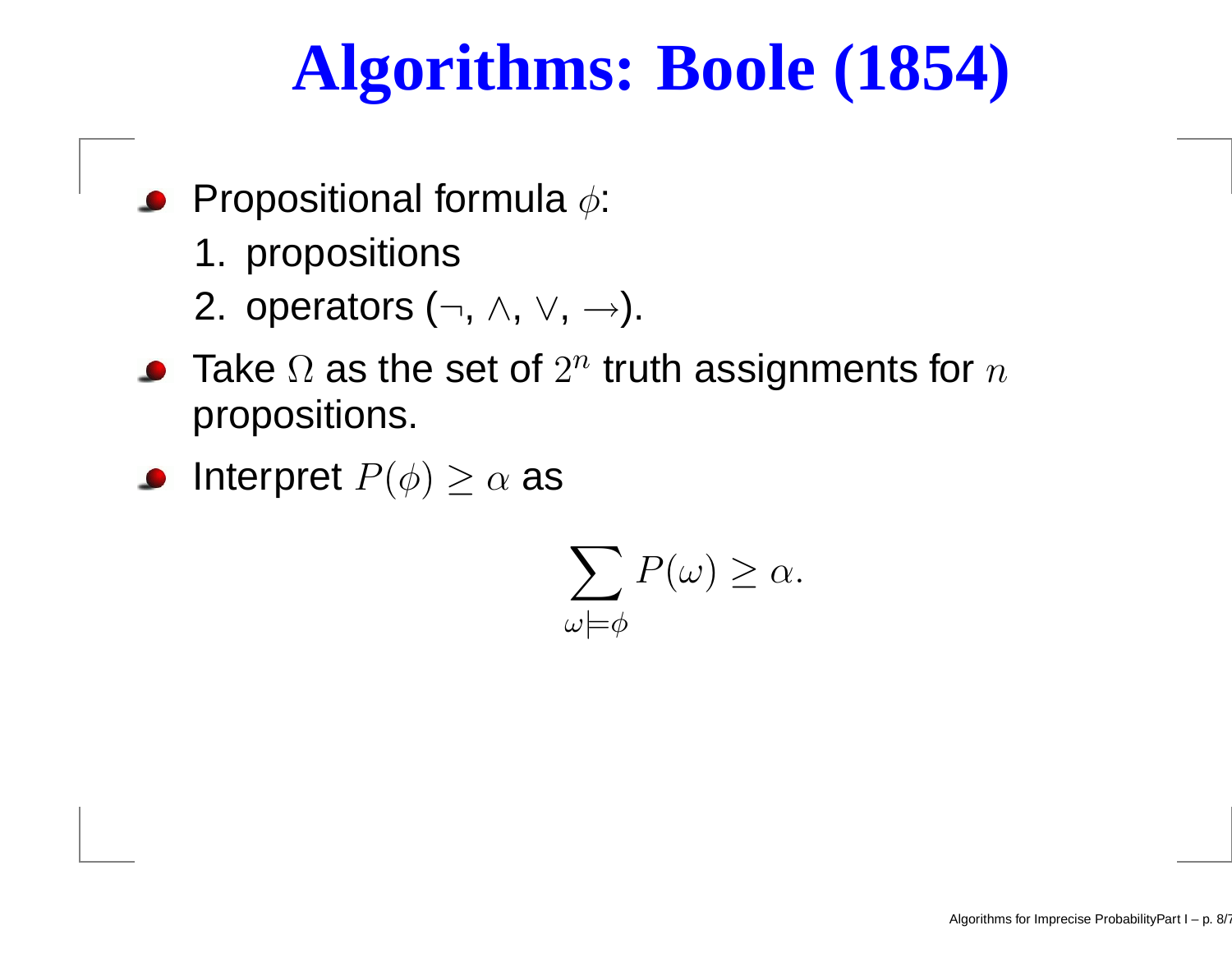# Algorithms: Boole (1854)

- Propositional formula $\phi$:
  1. propositions
  2. operators ($\neg$, $\wedge$, $\vee$, $\rightarrow$).
- Take $\Omega$ as the set of $2^n$ truth assignments for $n$ propositions.
- Interpret $P(\phi) \geq \alpha$ as

$$\sum_{\omega \models \phi} P(\omega) \geq \alpha.$$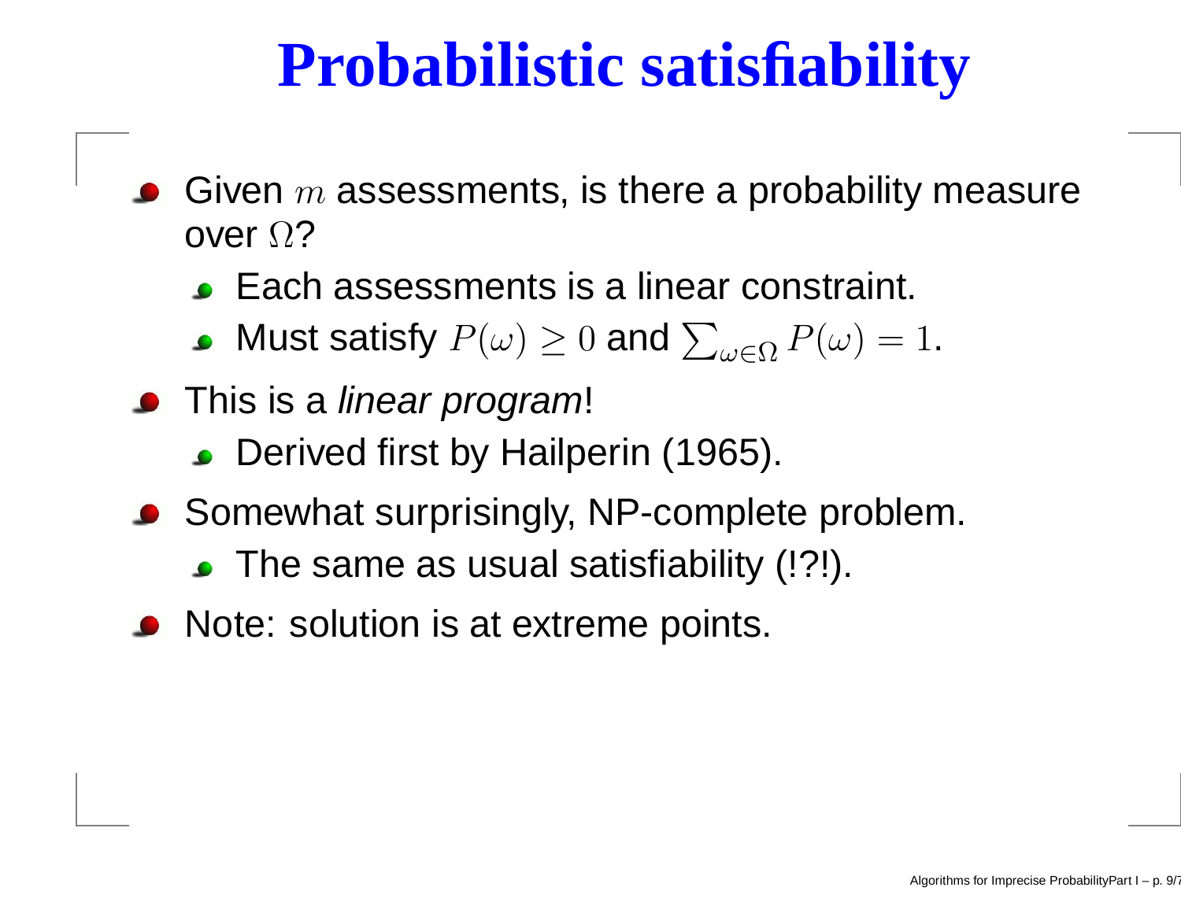# Probabilistic satisfiability

- Given $m$ assessments, is there a probability measure over $\Omega$?
  - Each assessments is a linear constraint.
  - Must satisfy $P(\omega) \geq 0$ and $\sum_{\omega \in \Omega} P(\omega) = 1$.
- This is a *linear program*!
  - Derived first by Hailperin (1965).
- Somewhat surprisingly, NP-complete problem.
  - The same as usual satisfiability (!?!).
- Note: solution is at extreme points.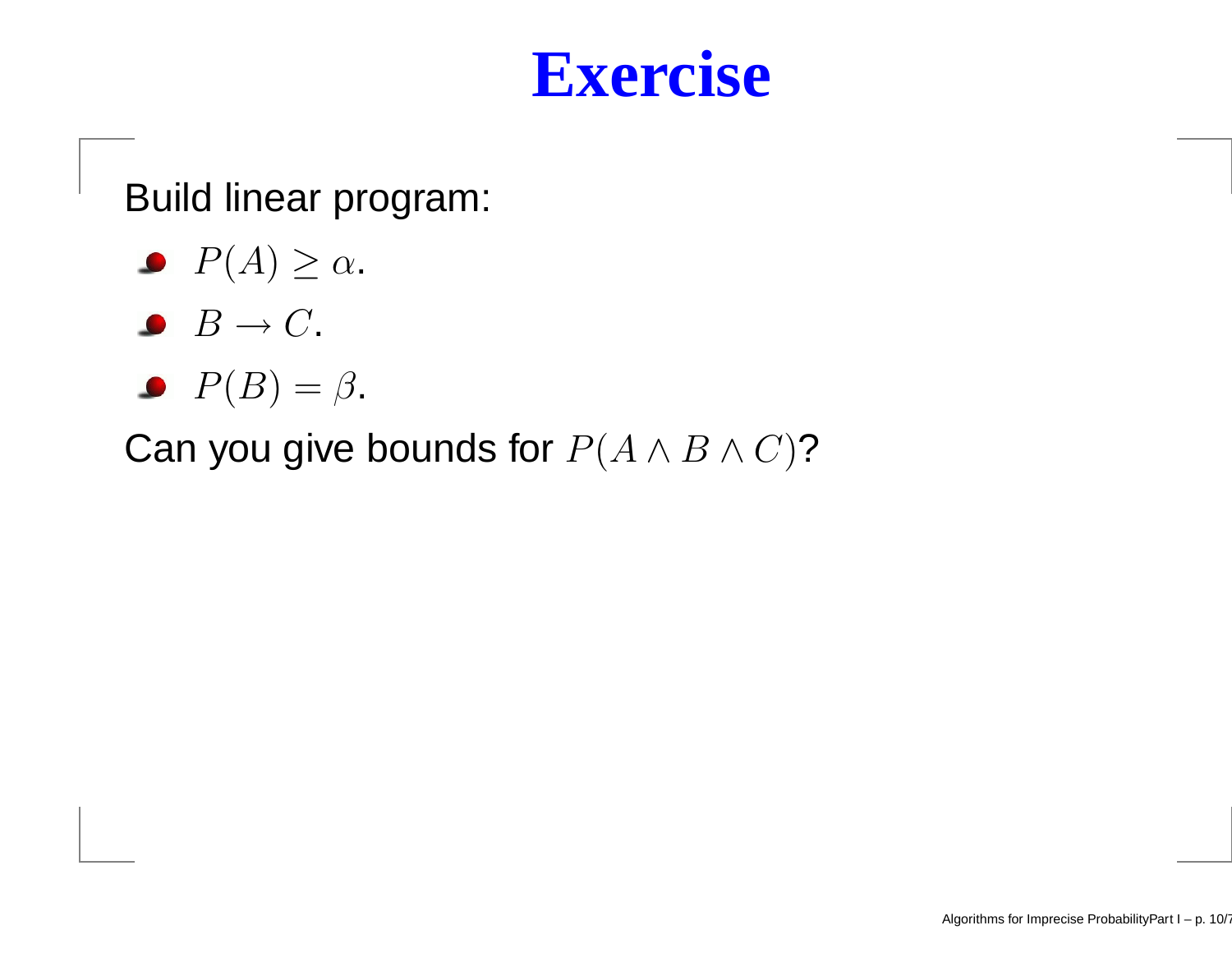# Exercise

Build linear program:

- $P(A) \geq \alpha$.
- $B \rightarrow C$.
- $P(B) = \beta$.

Can you give bounds for $P(A \wedge B \wedge C)$?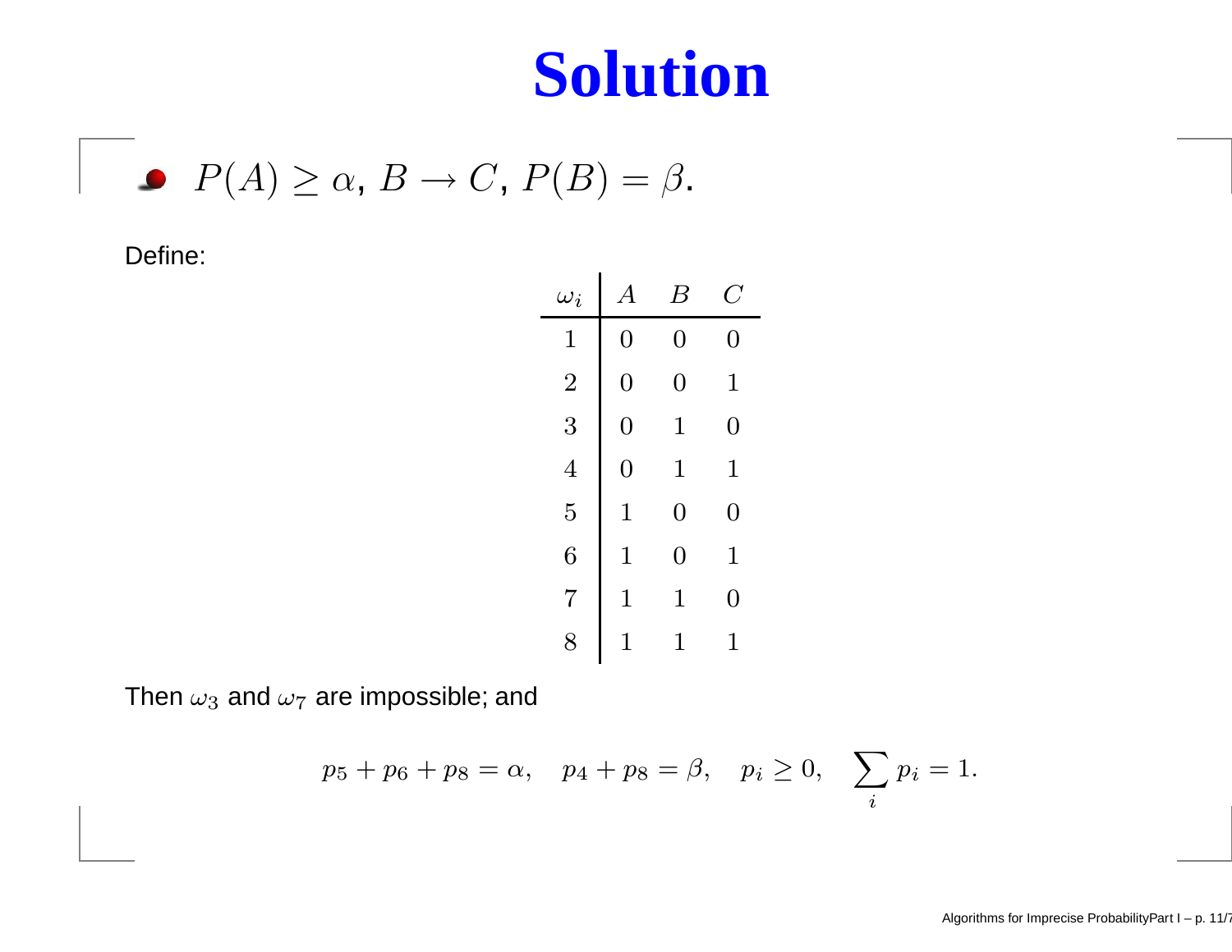# Solution

- $P(A) \geq \alpha$, $B \rightarrow C$, $P(B) = \beta$.

Define:

| $\omega_i$ | $A$ | $B$ | $C$ |
|---|---|---|---|
| 1 | 0 | 0 | 0 |
| 2 | 0 | 0 | 1 |
| 3 | 0 | 1 | 0 |
| 4 | 0 | 1 | 1 |
| 5 | 1 | 0 | 0 |
| 6 | 1 | 0 | 1 |
| 7 | 1 | 1 | 0 |
| 8 | 1 | 1 | 1 |

Then $\omega_3$ and $\omega_7$ are impossible; and

$$p_5 + p_6 + p_8 = \alpha, \quad p_4 + p_8 = \beta, \quad p_i \geq 0, \quad \sum_i p_i = 1.$$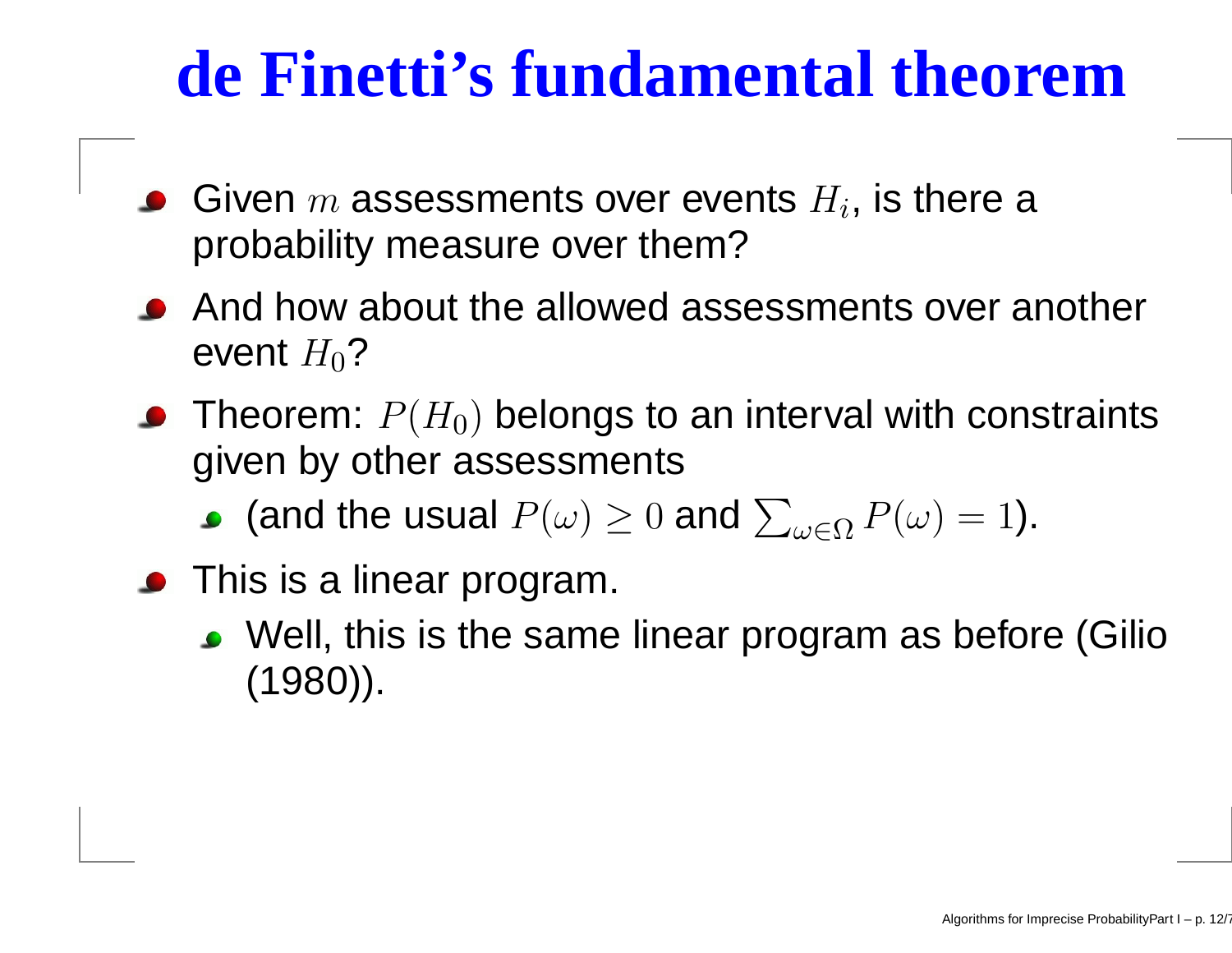# de Finetti's fundamental theorem

- Given $m$ assessments over events $H_i$, is there a probability measure over them?
- And how about the allowed assessments over another event $H_0$?
- Theorem: $P(H_0)$ belongs to an interval with constraints given by other assessments
  - (and the usual $P(\omega) \geq 0$ and $\sum_{\omega \in \Omega} P(\omega) = 1$).
- This is a linear program.
  - Well, this is the same linear program as before (Gilio (1980)).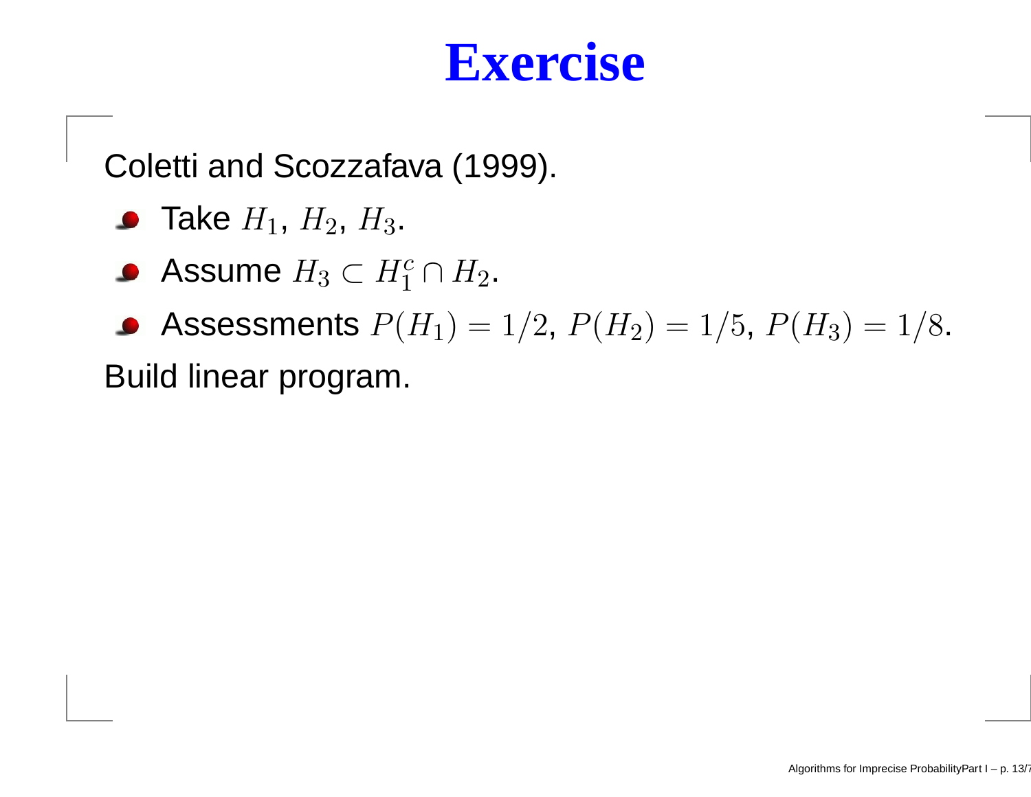# Exercise

Coletti and Scozzafava (1999).

- Take $H_1$, $H_2$, $H_3$.
- Assume $H_3 \subset H_1^c \cap H_2$.
- Assessments $P(H_1) = 1/2$, $P(H_2) = 1/5$, $P(H_3) = 1/8$.

Build linear program.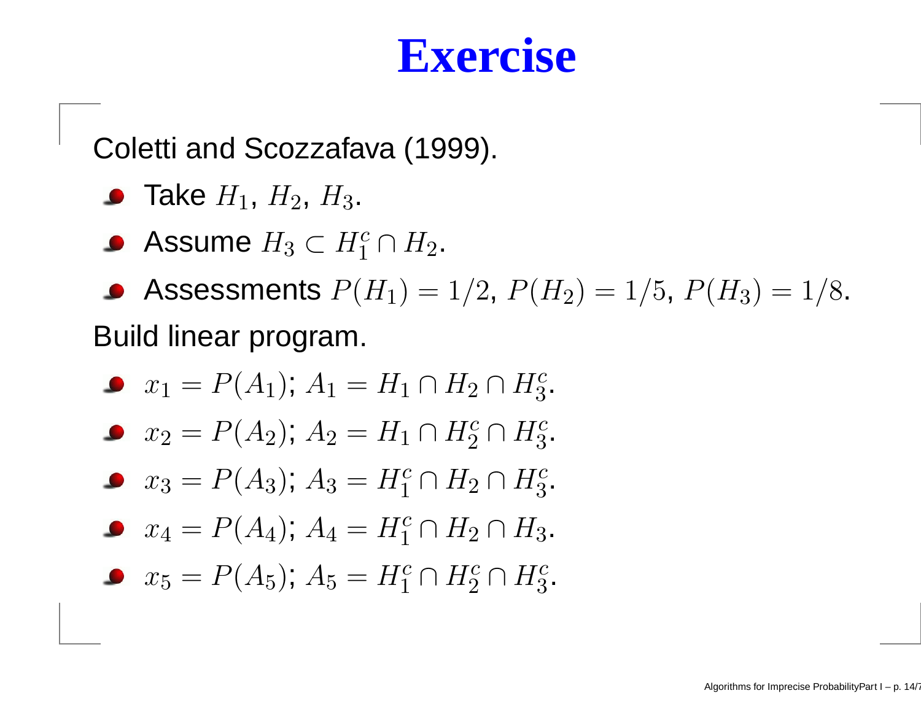# Exercise

Coletti and Scozzafava (1999).

- Take $H_1$, $H_2$, $H_3$.
- Assume $H_3 \subset H_1^c \cap H_2$.
- Assessments $P(H_1) = 1/2$, $P(H_2) = 1/5$, $P(H_3) = 1/8$.

Build linear program.

- $x_1 = P(A_1)$; $A_1 = H_1 \cap H_2 \cap H_3^c$.
- $x_2 = P(A_2)$; $A_2 = H_1 \cap H_2^c \cap H_3^c$.
- $x_3 = P(A_3)$; $A_3 = H_1^c \cap H_2 \cap H_3^c$.
- $x_4 = P(A_4)$; $A_4 = H_1^c \cap H_2 \cap H_3$.
- $x_5 = P(A_5)$; $A_5 = H_1^c \cap H_2^c \cap H_3^c$.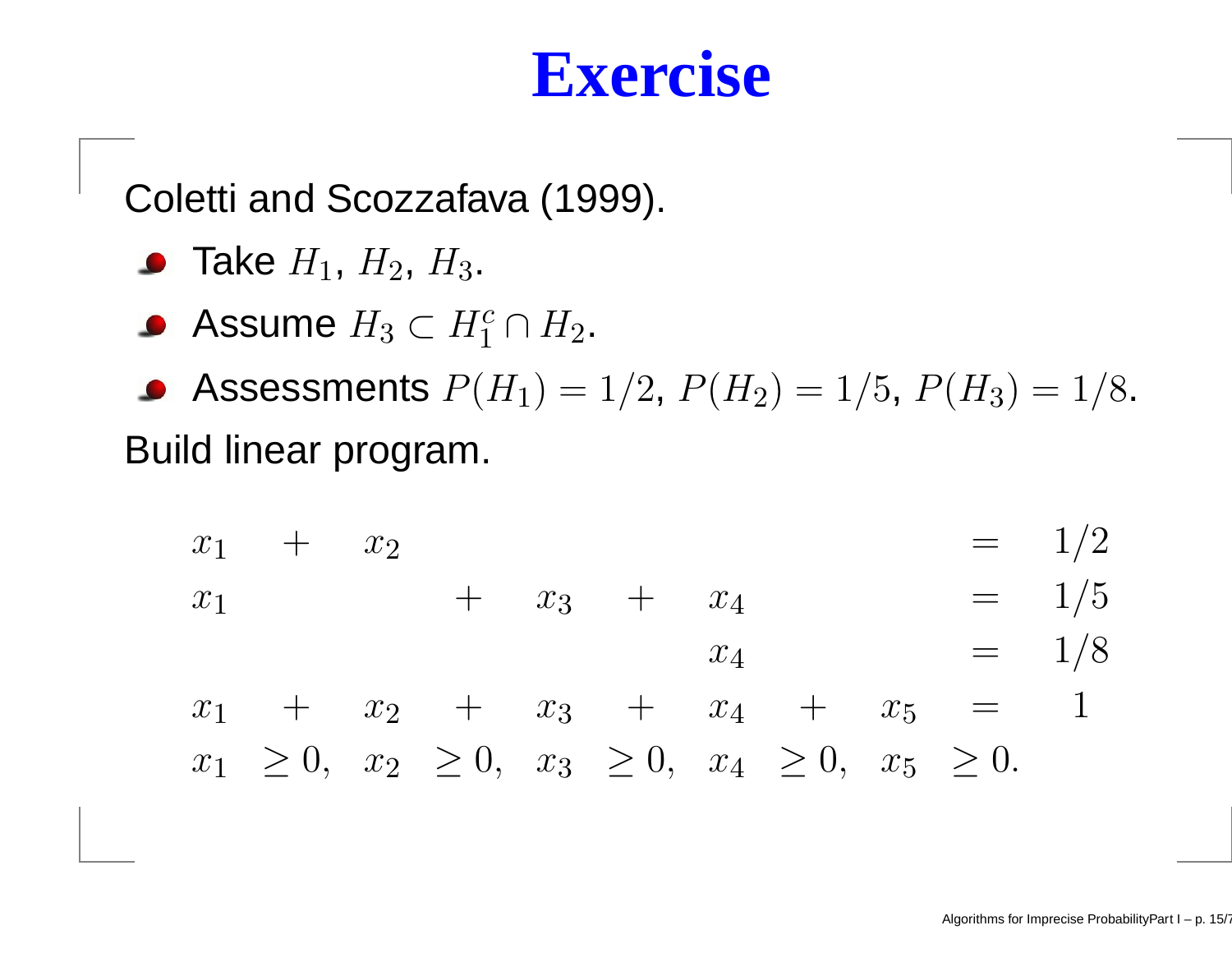# Exercise

Coletti and Scozzafava (1999).

- Take $H_1$, $H_2$, $H_3$.
- Assume $H_3 \subset H_1^c \cap H_2$.
- Assessments $P(H_1) = 1/2$, $P(H_2) = 1/5$, $P(H_3) = 1/8$.

Build linear program.

$$
\begin{array}{lllllllllll}
x_1 & + & x_2 & & & & & & & = & 1/2 \\
x_1 & & & + & x_3 & + & x_4 & & & = & 1/5 \\
 & & & & & & x_4 & & & = & 1/8 \\
x_1 & + & x_2 & + & x_3 & + & x_4 & + & x_5 & = & 1 \\
x_1 & \geq 0, & x_2 & \geq 0, & x_3 & \geq 0, & x_4 & \geq 0, & x_5 & \geq 0. &
\end{array}
$$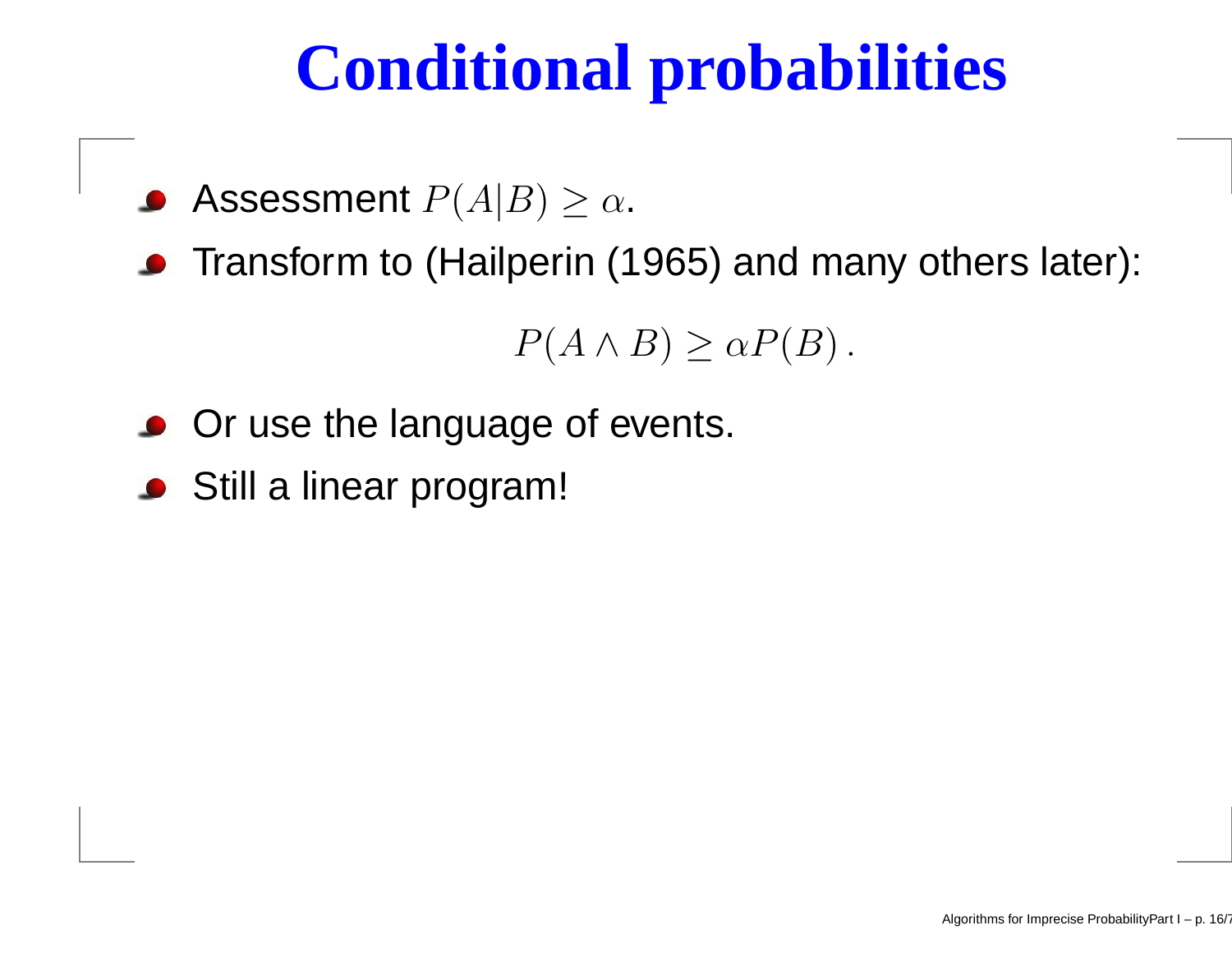# Conditional probabilities

- Assessment $P(A|B) \geq \alpha$.
- Transform to (Hailperin (1965) and many others later):

$$P(A \wedge B) \geq \alpha P(B) \,.$$

- Or use the language of events.
- Still a linear program!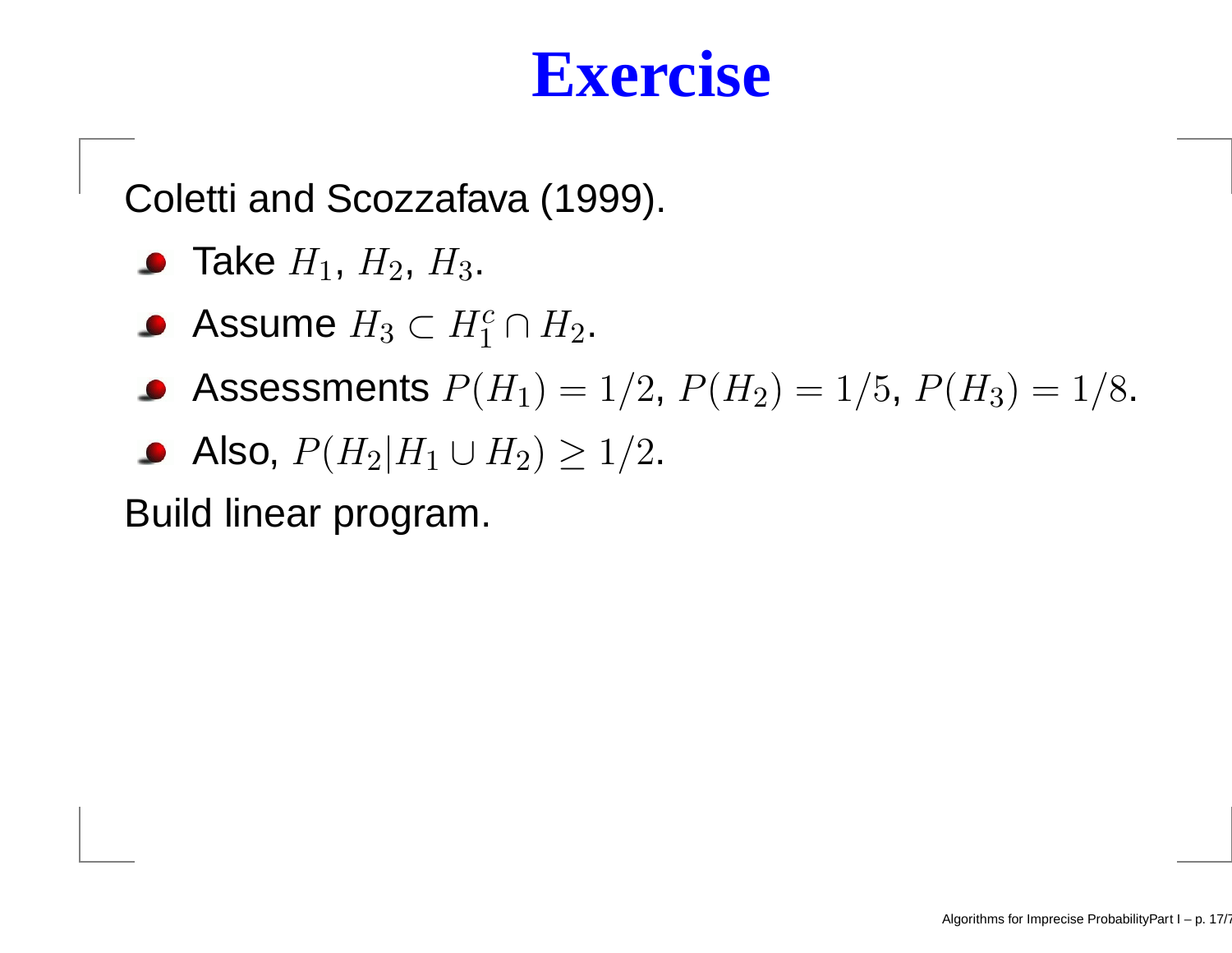# Exercise

Coletti and Scozzafava (1999).

- Take $H_1$, $H_2$, $H_3$.
- Assume $H_3 \subset H_1^c \cap H_2$.
- Assessments $P(H_1) = 1/2$, $P(H_2) = 1/5$, $P(H_3) = 1/8$.
- Also, $P(H_2|H_1 \cup H_2) \geq 1/2$.

Build linear program.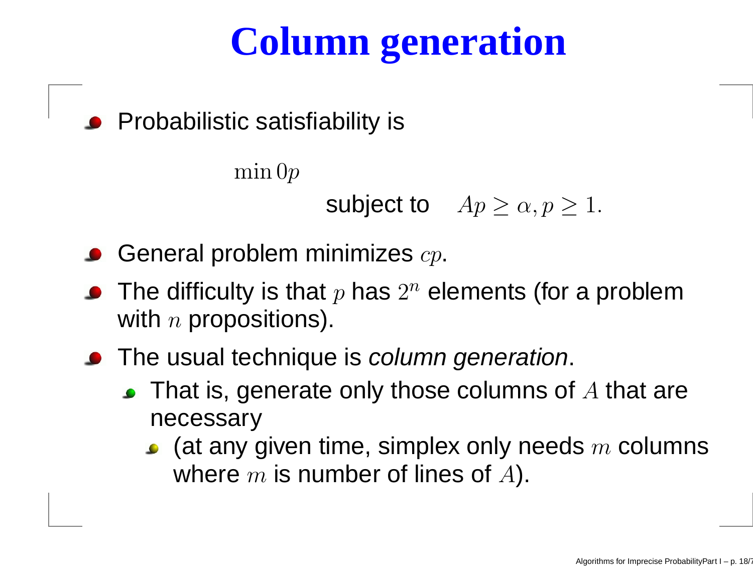# Column generation

- Probabilistic satisfiability is

$$\min 0p$$

$$\text{subject to} \quad Ap \geq \alpha, p \geq 1.$$

- General problem minimizes $cp$.
- The difficulty is that $p$ has $2^n$ elements (for a problem with $n$ propositions).
- The usual technique is *column generation*.
  - That is, generate only those columns of $A$ that are necessary
    - (at any given time, simplex only needs $m$ columns where $m$ is number of lines of $A$).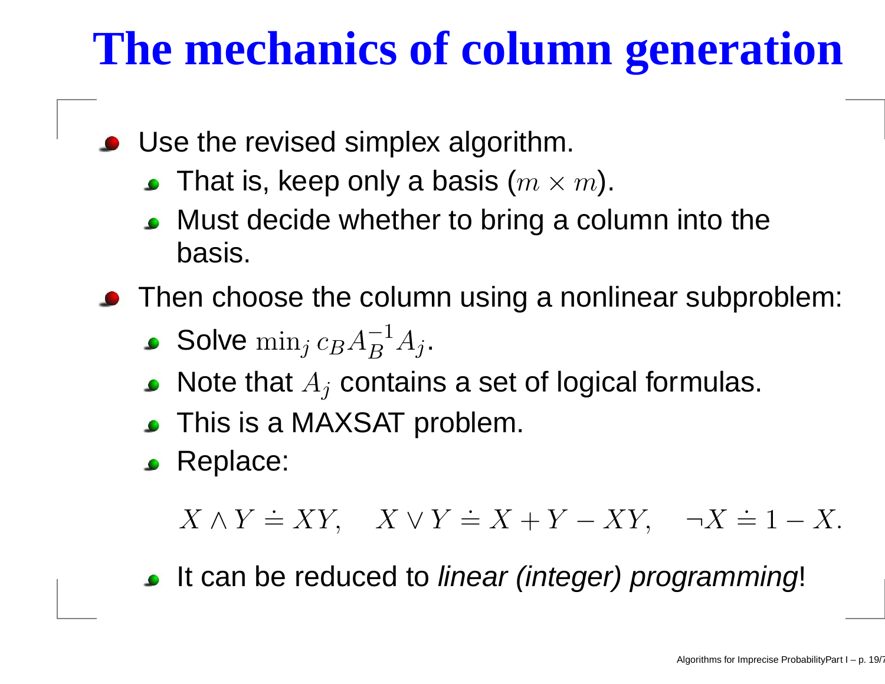# The mechanics of column generation

- Use the revised simplex algorithm.
  - That is, keep only a basis ($m \times m$).
  - Must decide whether to bring a column into the basis.
- Then choose the column using a nonlinear subproblem:
  - Solve $\min_j c_B A_B^{-1} A_j$.
  - Note that $A_j$ contains a set of logical formulas.
  - This is a MAXSAT problem.
  - Replace:

$$X \wedge Y \doteq XY, \quad X \vee Y \doteq X + Y - XY, \quad \neg X \doteq 1 - X.$$

  - It can be reduced to *linear (integer) programming*!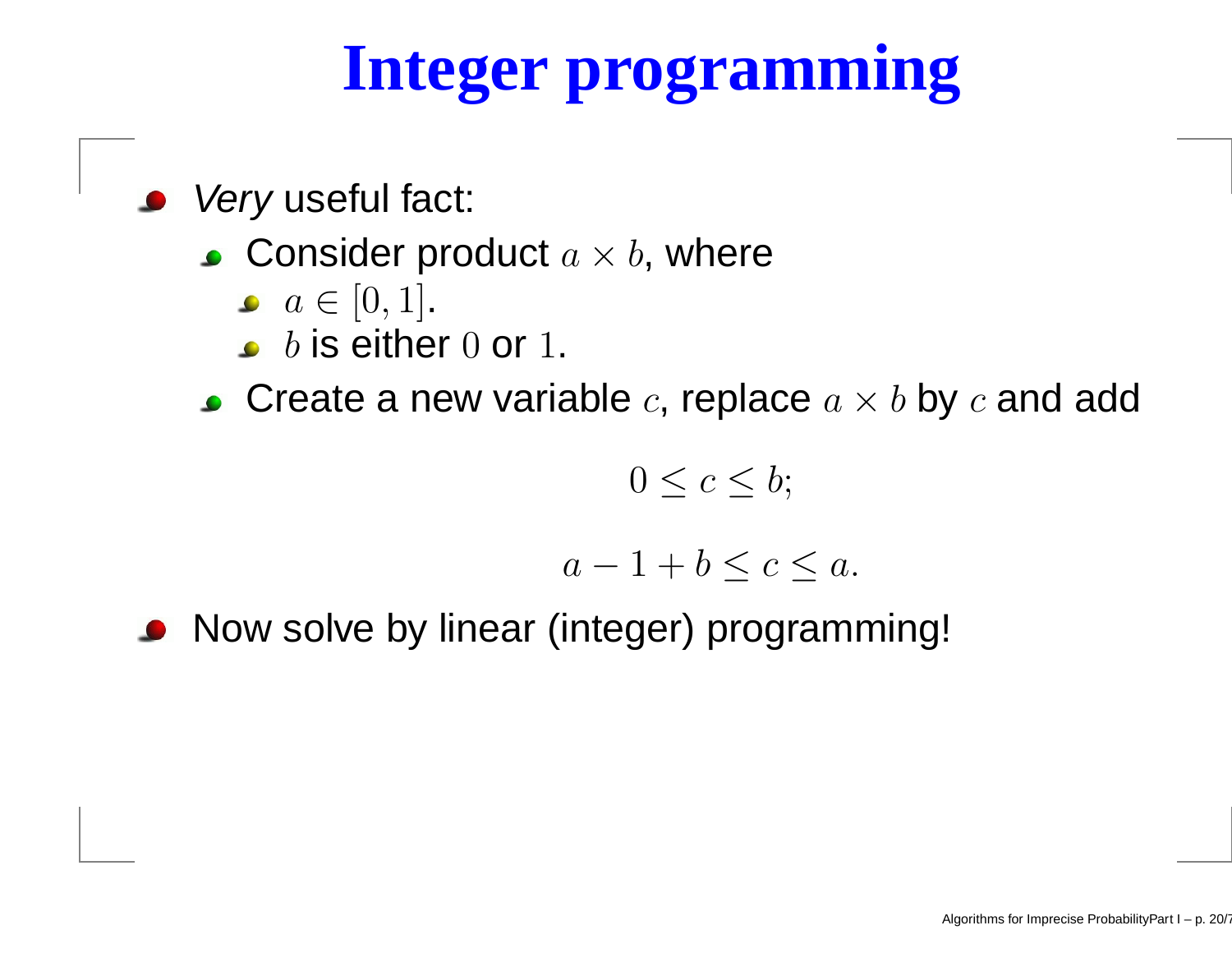# Integer programming

- *Very* useful fact:
  - Consider product $a \times b$, where
    - $a \in [0, 1]$.
    - $b$ is either $0$ or $1$.
  - Create a new variable $c$, replace $a \times b$ by $c$ and add

$$0 \leq c \leq b;$$

$$a - 1 + b \leq c \leq a.$$

- Now solve by linear (integer) programming!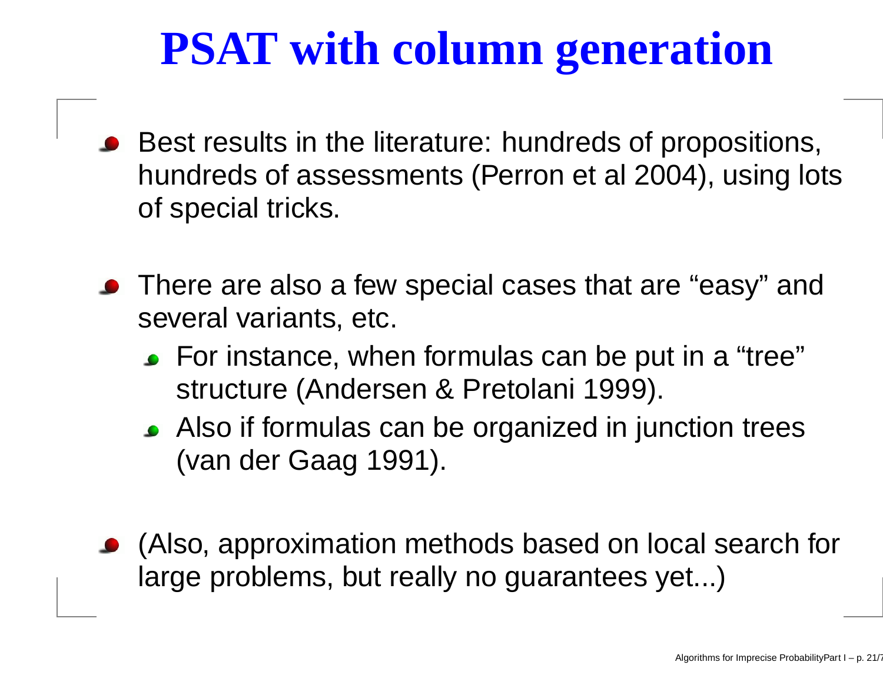# PSAT with column generation

- Best results in the literature: hundreds of propositions, hundreds of assessments (Perron et al 2004), using lots of special tricks.
- There are also a few special cases that are "easy" and several variants, etc.
  - For instance, when formulas can be put in a "tree" structure (Andersen & Pretolani 1999).
  - Also if formulas can be organized in junction trees (van der Gaag 1991).
- (Also, approximation methods based on local search for large problems, but really no guarantees yet...)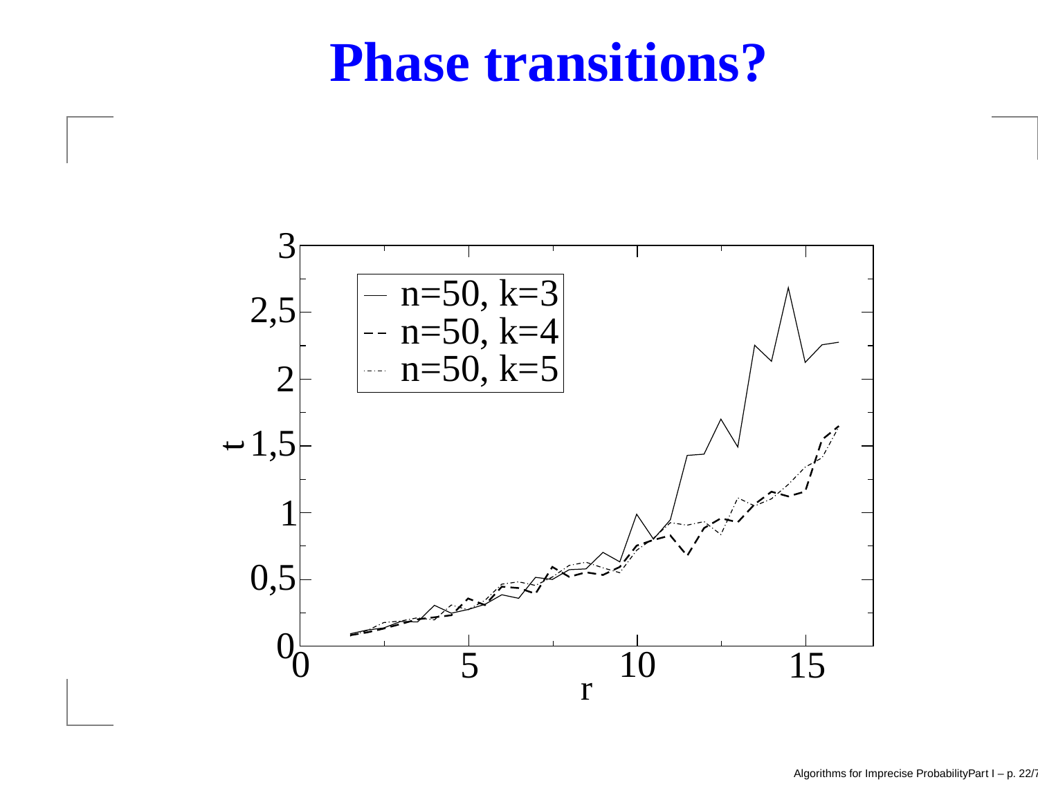# Phase transitions?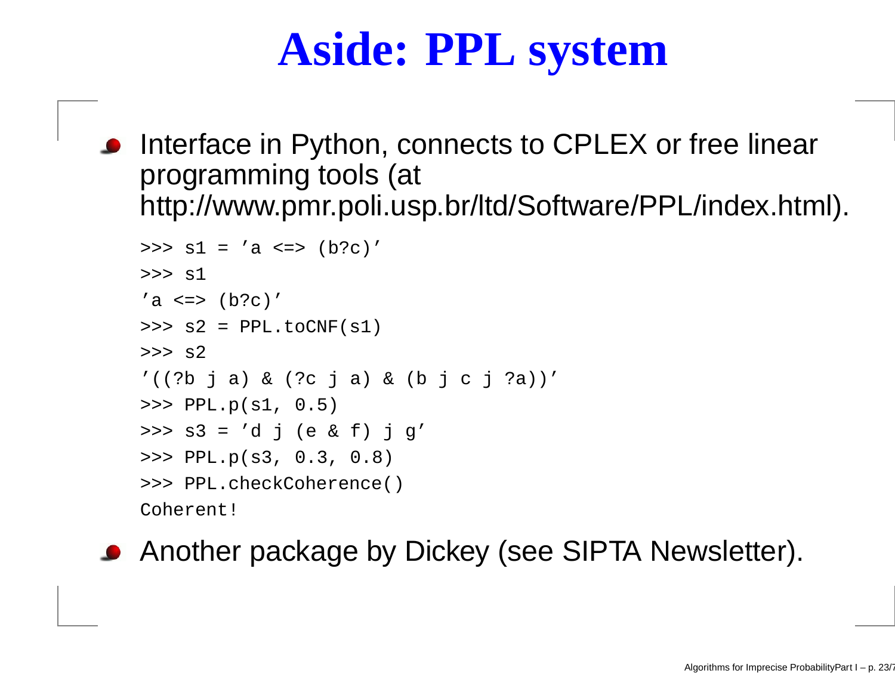# Aside: PPL system

- Interface in Python, connects to CPLEX or free linear programming tools (at http://www.pmr.poli.usp.br/ltd/Software/PPL/index.html).

```
>>> s1 = 'a <=> (b?c)'
>>> s1
'a <=> (b?c)'
>>> s2 = PPL.toCNF(s1)
>>> s2
'((?b j a) & (?c j a) & (b j c j ?a))'
>>> PPL.p(s1, 0.5)
>>> s3 = 'd j (e & f) j g'
>>> PPL.p(s3, 0.3, 0.8)
>>> PPL.checkCoherence()
Coherent!
```

- Another package by Dickey (see SIPTA Newsletter).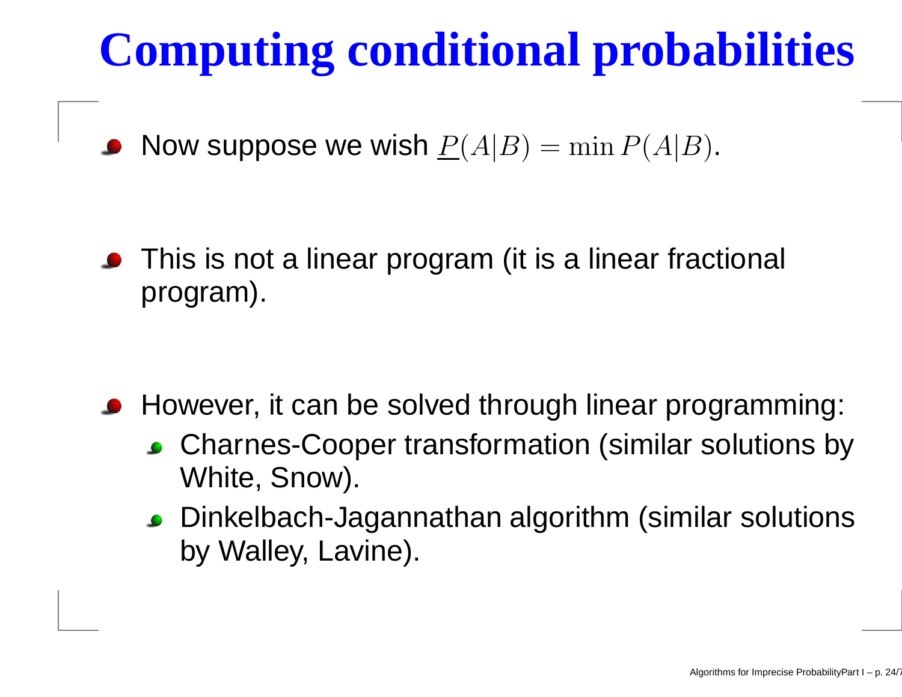# Computing conditional probabilities

- Now suppose we wish $\underline{P}(A|B) = \min P(A|B)$.
- This is not a linear program (it is a linear fractional program).
- However, it can be solved through linear programming:
  - Charnes-Cooper transformation (similar solutions by White, Snow).
  - Dinkelbach-Jagannathan algorithm (similar solutions by Walley, Lavine).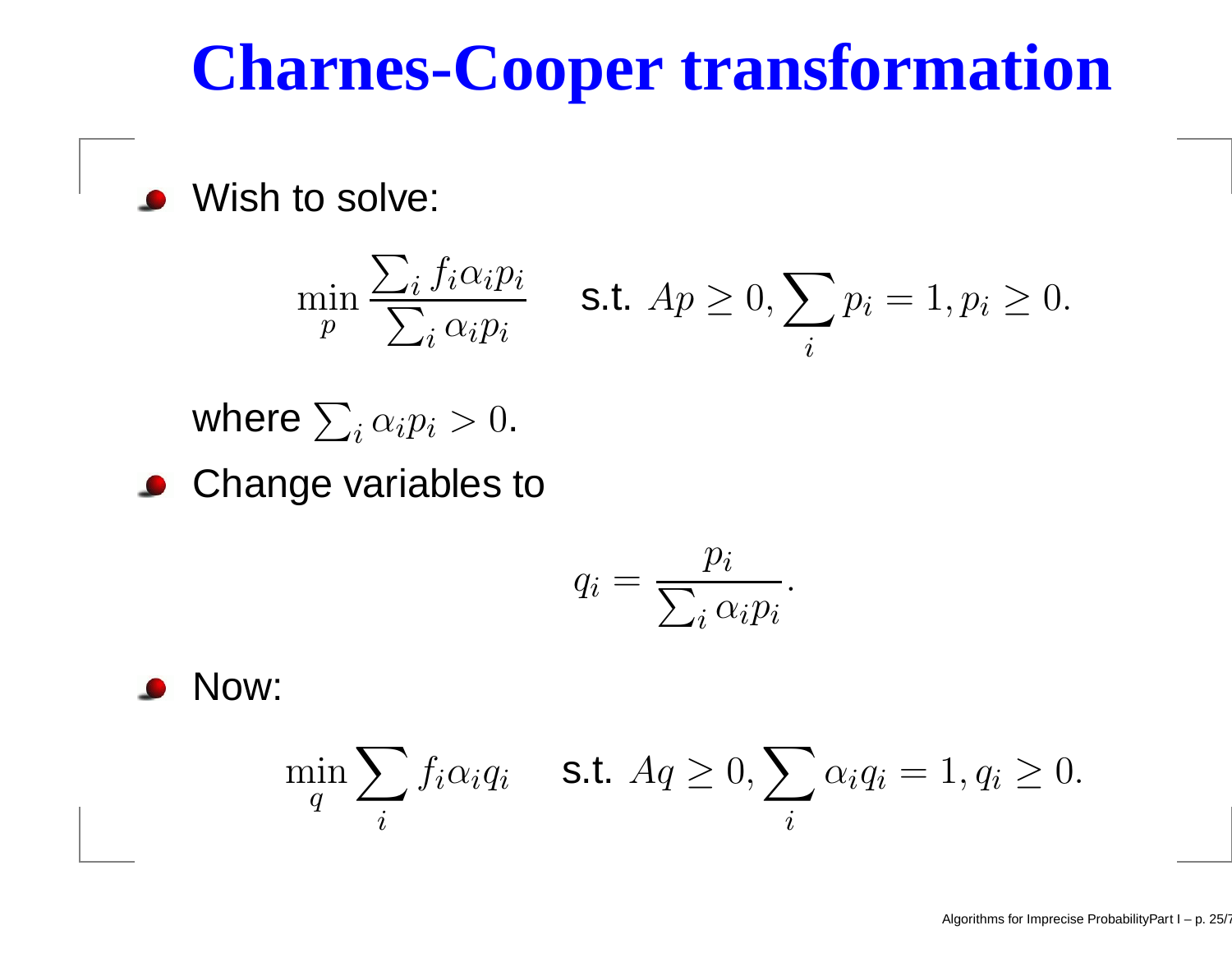# Charnes-Cooper transformation

- Wish to solve:

$$\min_p \frac{\sum_i f_i \alpha_i p_i}{\sum_i \alpha_i p_i} \quad \text{s.t. } Ap \geq 0, \sum_i p_i = 1, p_i \geq 0.$$

  where $\sum_i \alpha_i p_i > 0$.

- Change variables to

$$q_i = \frac{p_i}{\sum_i \alpha_i p_i}.$$

- Now:

$$\min_q \sum_i f_i \alpha_i q_i \quad \text{s.t. } Aq \geq 0, \sum_i \alpha_i q_i = 1, q_i \geq 0.$$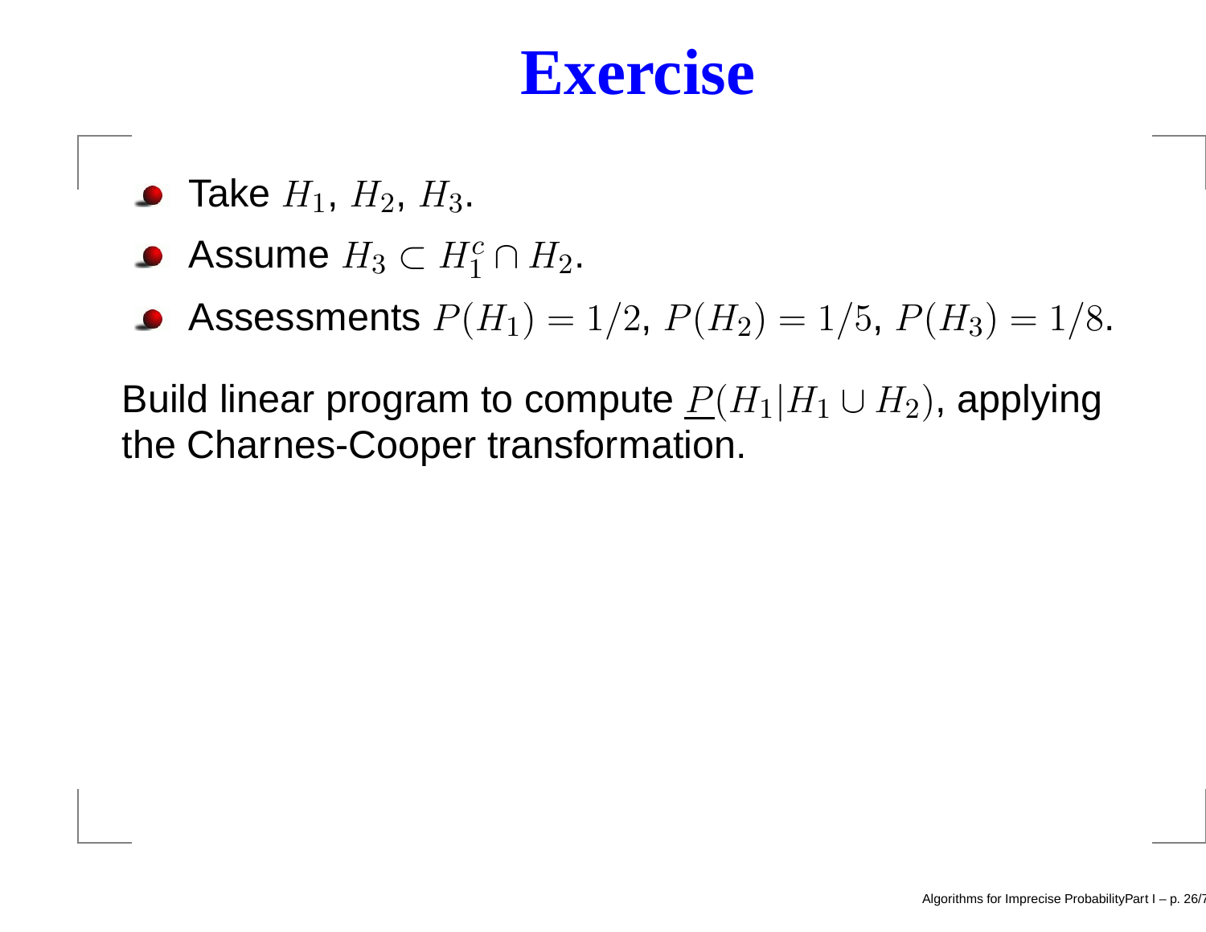# Exercise

- Take $H_1$, $H_2$, $H_3$.
- Assume $H_3 \subset H_1^c \cap H_2$.
- Assessments $P(H_1) = 1/2$, $P(H_2) = 1/5$, $P(H_3) = 1/8$.

Build linear program to compute $\underline{P}(H_1 | H_1 \cup H_2)$, applying the Charnes-Cooper transformation.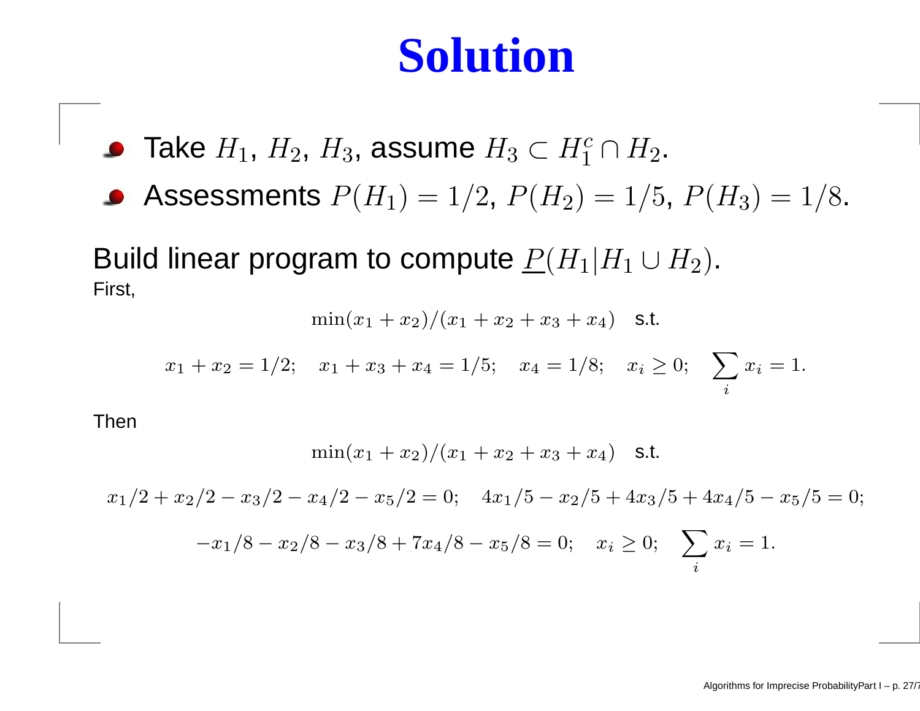# Solution

- Take $H_1$, $H_2$, $H_3$, assume $H_3 \subset H_1^c \cap H_2$.
- Assessments $P(H_1) = 1/2$, $P(H_2) = 1/5$, $P(H_3) = 1/8$.

Build linear program to compute $\underline{P}(H_1|H_1 \cup H_2)$.

First,

$$\min(x_1 + x_2)/(x_1 + x_2 + x_3 + x_4) \quad \text{s.t.}$$

$$x_1 + x_2 = 1/2; \quad x_1 + x_3 + x_4 = 1/5; \quad x_4 = 1/8; \quad x_i \geq 0; \quad \sum_i x_i = 1.$$

Then

$$\min(x_1 + x_2)/(x_1 + x_2 + x_3 + x_4) \quad \text{s.t.}$$

$$x_1/2 + x_2/2 - x_3/2 - x_4/2 - x_5/2 = 0; \quad 4x_1/5 - x_2/5 + 4x_3/5 + 4x_4/5 - x_5/5 = 0;$$

$$-x_1/8 - x_2/8 - x_3/8 + 7x_4/8 - x_5/8 = 0; \quad x_i \geq 0; \quad \sum_i x_i = 1.$$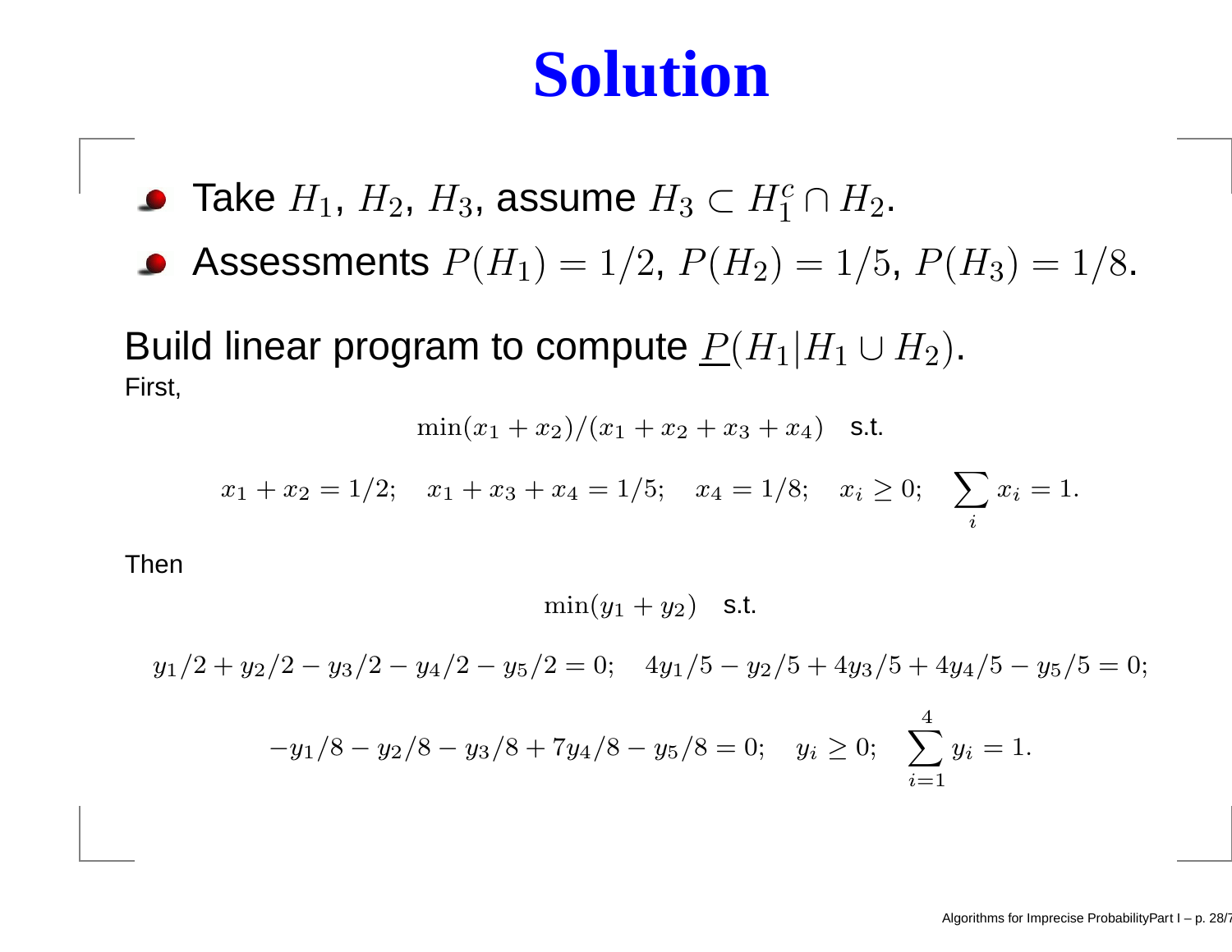# Solution

- Take $H_1$, $H_2$, $H_3$, assume $H_3 \subset H_1^c \cap H_2$.
- Assessments $P(H_1) = 1/2$, $P(H_2) = 1/5$, $P(H_3) = 1/8$.

Build linear program to compute $\underline{P}(H_1|H_1 \cup H_2)$.

First,

$$\min(x_1 + x_2)/(x_1 + x_2 + x_3 + x_4) \quad \text{s.t.}$$

$$x_1 + x_2 = 1/2; \quad x_1 + x_3 + x_4 = 1/5; \quad x_4 = 1/8; \quad x_i \geq 0; \quad \sum_i x_i = 1.$$

Then

$$\min(y_1 + y_2) \quad \text{s.t.}$$

$$y_1/2 + y_2/2 - y_3/2 - y_4/2 - y_5/2 = 0; \quad 4y_1/5 - y_2/5 + 4y_3/5 + 4y_4/5 - y_5/5 = 0;$$

$$-y_1/8 - y_2/8 - y_3/8 + 7y_4/8 - y_5/8 = 0; \quad y_i \geq 0; \quad \sum_{i=1}^{4} y_i = 1.$$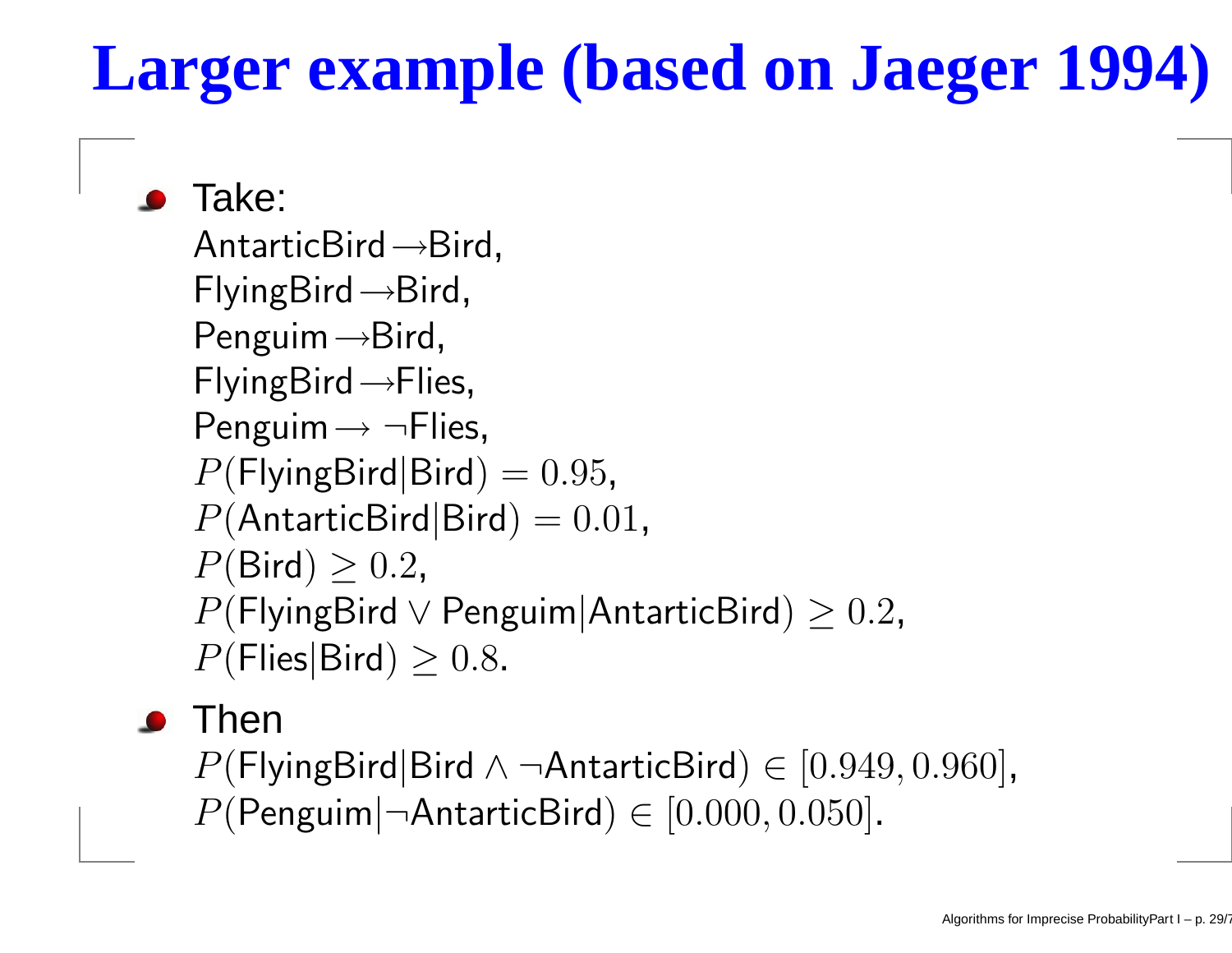# Larger example (based on Jaeger 1994)

- Take:
  AntarticBird $\rightarrow$Bird,
  FlyingBird $\rightarrow$Bird,
  Penguim $\rightarrow$Bird,
  FlyingBird $\rightarrow$Flies,
  Penguim $\rightarrow \neg$Flies,
  $P(\text{FlyingBird}|\text{Bird}) = 0.95$,
  $P(\text{AntarticBird}|\text{Bird}) = 0.01$,
  $P(\text{Bird}) \geq 0.2$,
  $P(\text{FlyingBird} \vee \text{Penguim}|\text{AntarticBird}) \geq 0.2$,
  $P(\text{Flies}|\text{Bird}) \geq 0.8$.
- Then
  $P(\text{FlyingBird}|\text{Bird} \wedge \neg\text{AntarticBird}) \in [0.949, 0.960]$,
  $P(\text{Penguim}|\neg\text{AntarticBird}) \in [0.000, 0.050]$.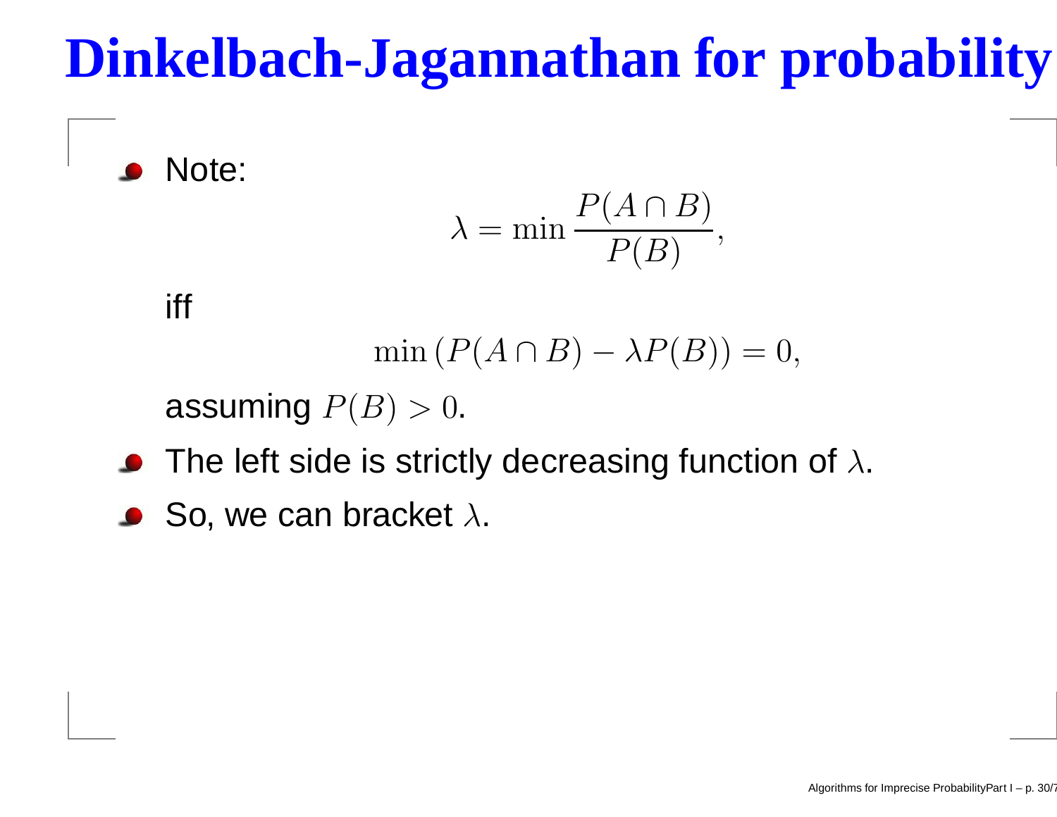# Dinkelbach-Jagannathan for probability

- Note:

  $$\lambda = \min \frac{P(A \cap B)}{P(B)},$$

  iff

  $$\min \left(P(A \cap B) - \lambda P(B)\right) = 0,$$

  assuming $P(B) > 0$.

- The left side is strictly decreasing function of $\lambda$.
- So, we can bracket $\lambda$.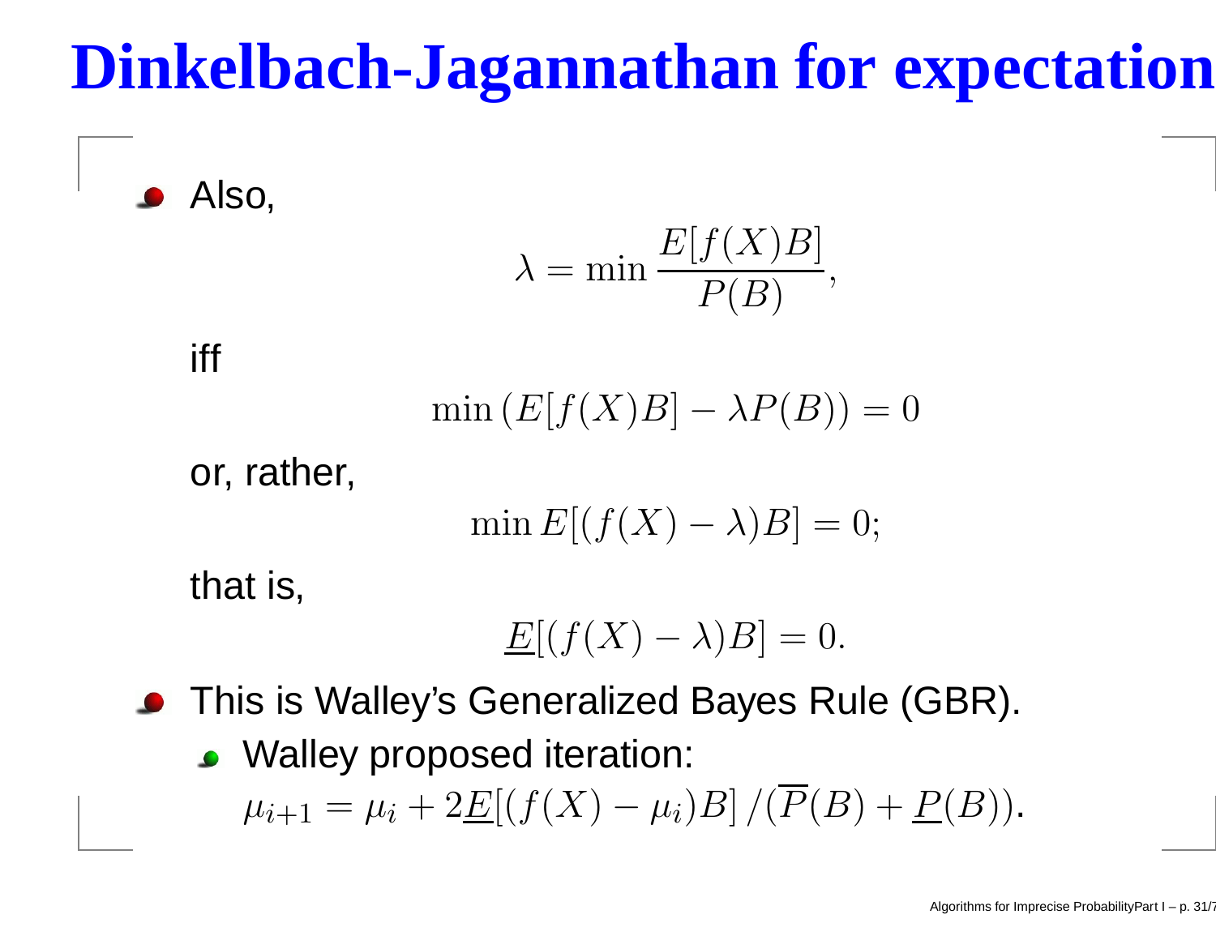# Dinkelbach-Jagannathan for expectation

- Also,

$$\lambda = \min \frac{E[f(X)B]}{P(B)},$$

  iff

$$\min \left( E[f(X)B] - \lambda P(B) \right) = 0$$

  or, rather,

$$\min E[(f(X) - \lambda)B] = 0;$$

  that is,

$$\underline{E}[(f(X) - \lambda)B] = 0.$$

- This is Walley's Generalized Bayes Rule (GBR).
  - Walley proposed iteration:
    $\mu_{i+1} = \mu_i + 2\underline{E}[(f(X) - \mu_i)B] / (\overline{P}(B) + \underline{P}(B))$.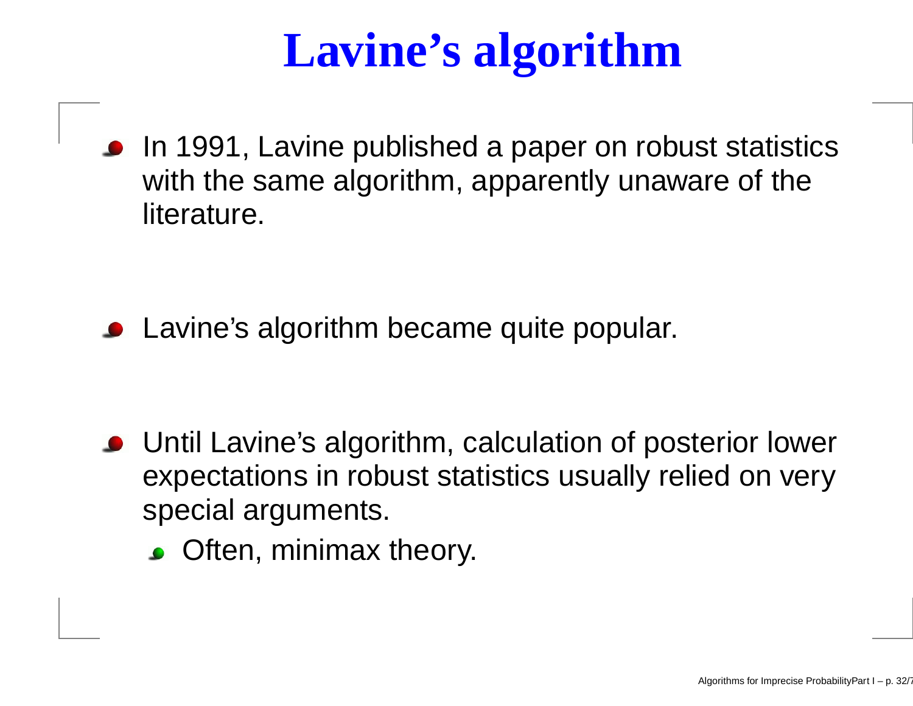# Lavine's algorithm

- In 1991, Lavine published a paper on robust statistics with the same algorithm, apparently unaware of the literature.
- Lavine's algorithm became quite popular.
- Until Lavine's algorithm, calculation of posterior lower expectations in robust statistics usually relied on very special arguments.
  - Often, minimax theory.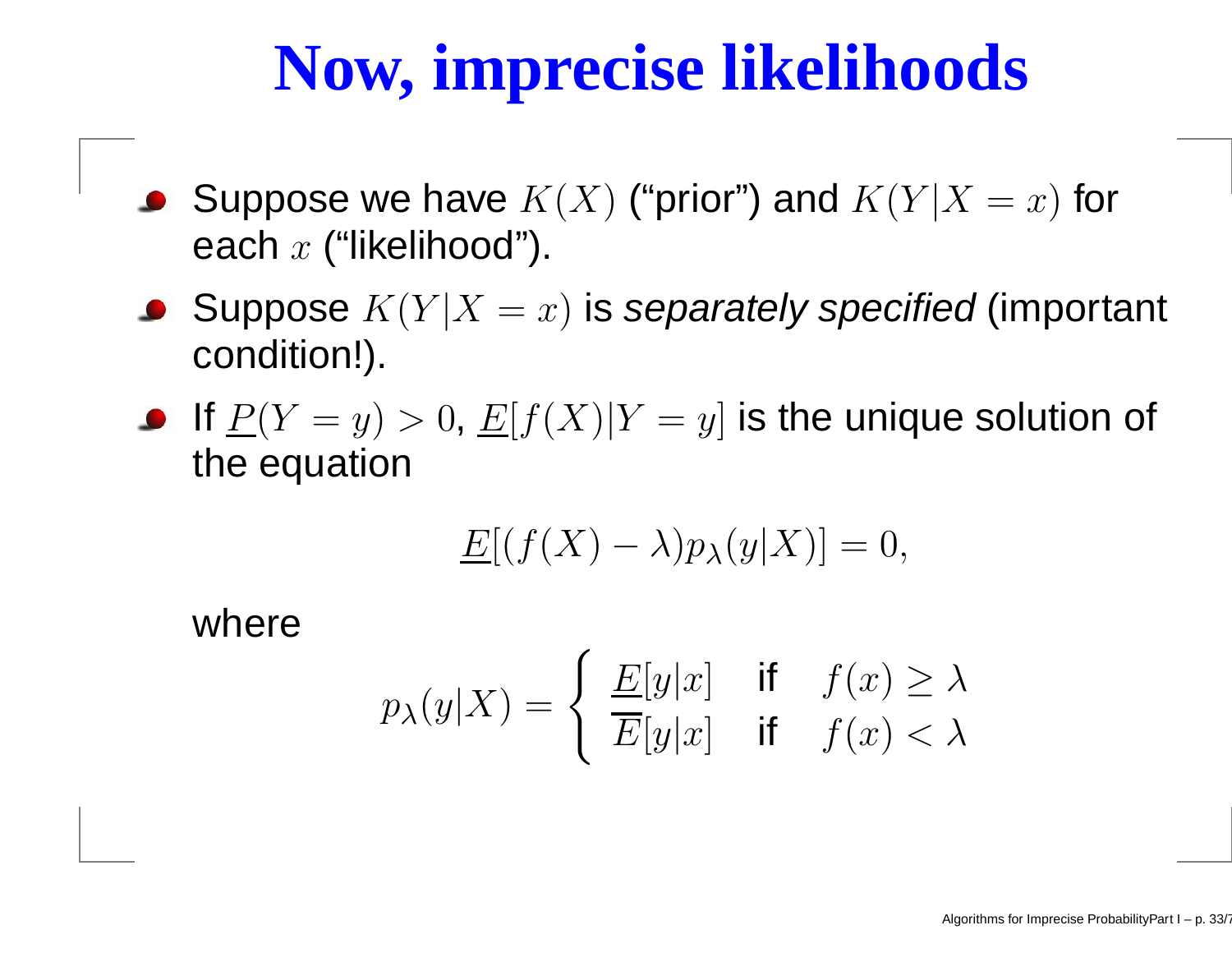# Now, imprecise likelihoods

- Suppose we have $K(X)$ ("prior") and $K(Y|X = x)$ for each $x$ ("likelihood").
- Suppose $K(Y|X = x)$ is *separately specified* (important condition!).
- If $\underline{P}(Y = y) > 0$, $\underline{E}[f(X)|Y = y]$ is the unique solution of the equation

$$\underline{E}[(f(X) - \lambda)p_\lambda(y|X)] = 0,$$

where

$$p_\lambda(y|X) = \begin{cases} \underline{E}[y|x] & \text{if} \quad f(x) \geq \lambda \\ \overline{E}[y|x] & \text{if} \quad f(x) < \lambda \end{cases}$$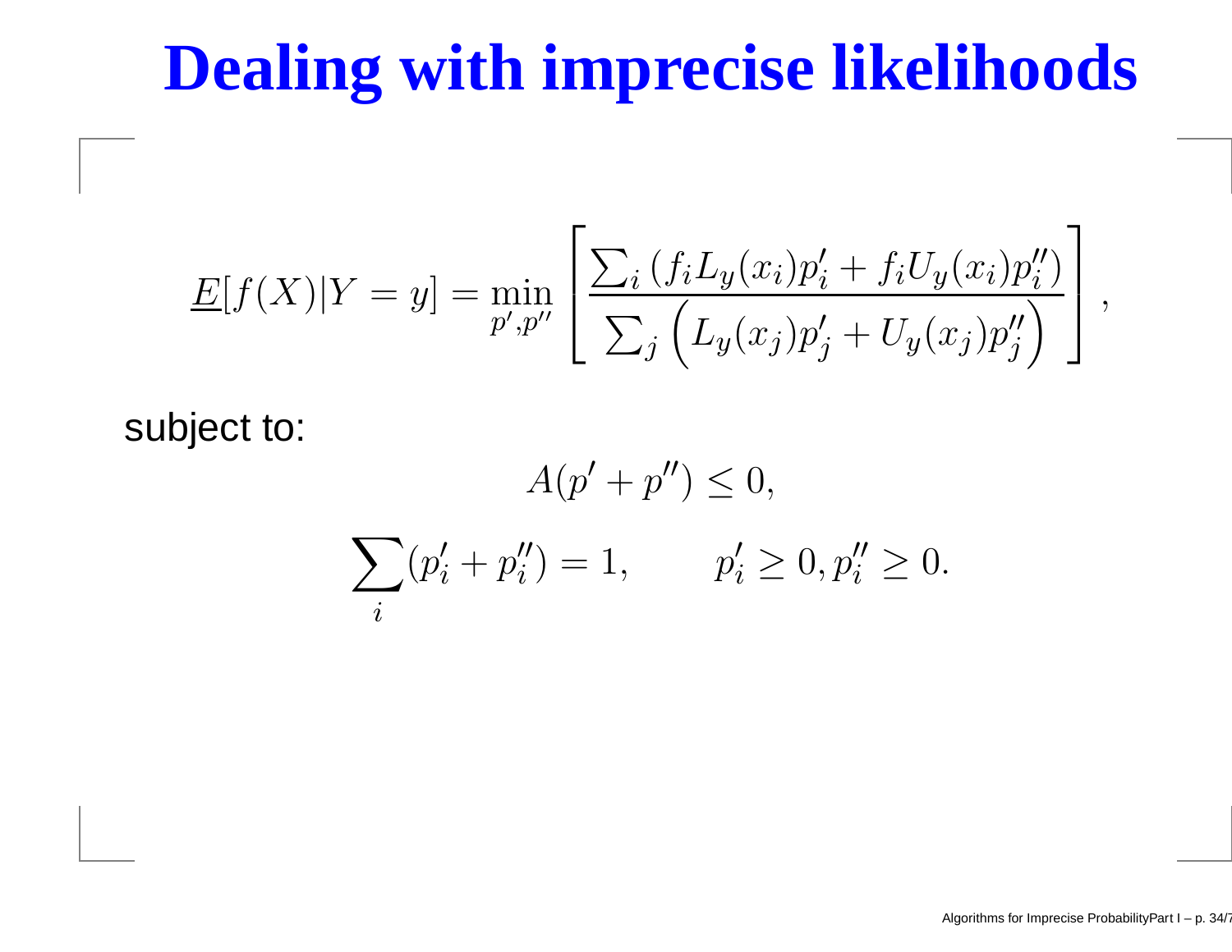# Dealing with imprecise likelihoods

$$\underline{E}[f(X)|Y = y] = \min_{p', p''} \left[ \frac{\sum_i \left( f_i L_y(x_i) p'_i + f_i U_y(x_i) p''_i \right)}{\sum_j \left( L_y(x_j) p'_j + U_y(x_j) p''_j \right)} \right],$$

subject to:

$$A(p' + p'') \leq 0,$$

$$\sum_i (p'_i + p''_i) = 1, \qquad p'_i \geq 0, p''_i \geq 0.$$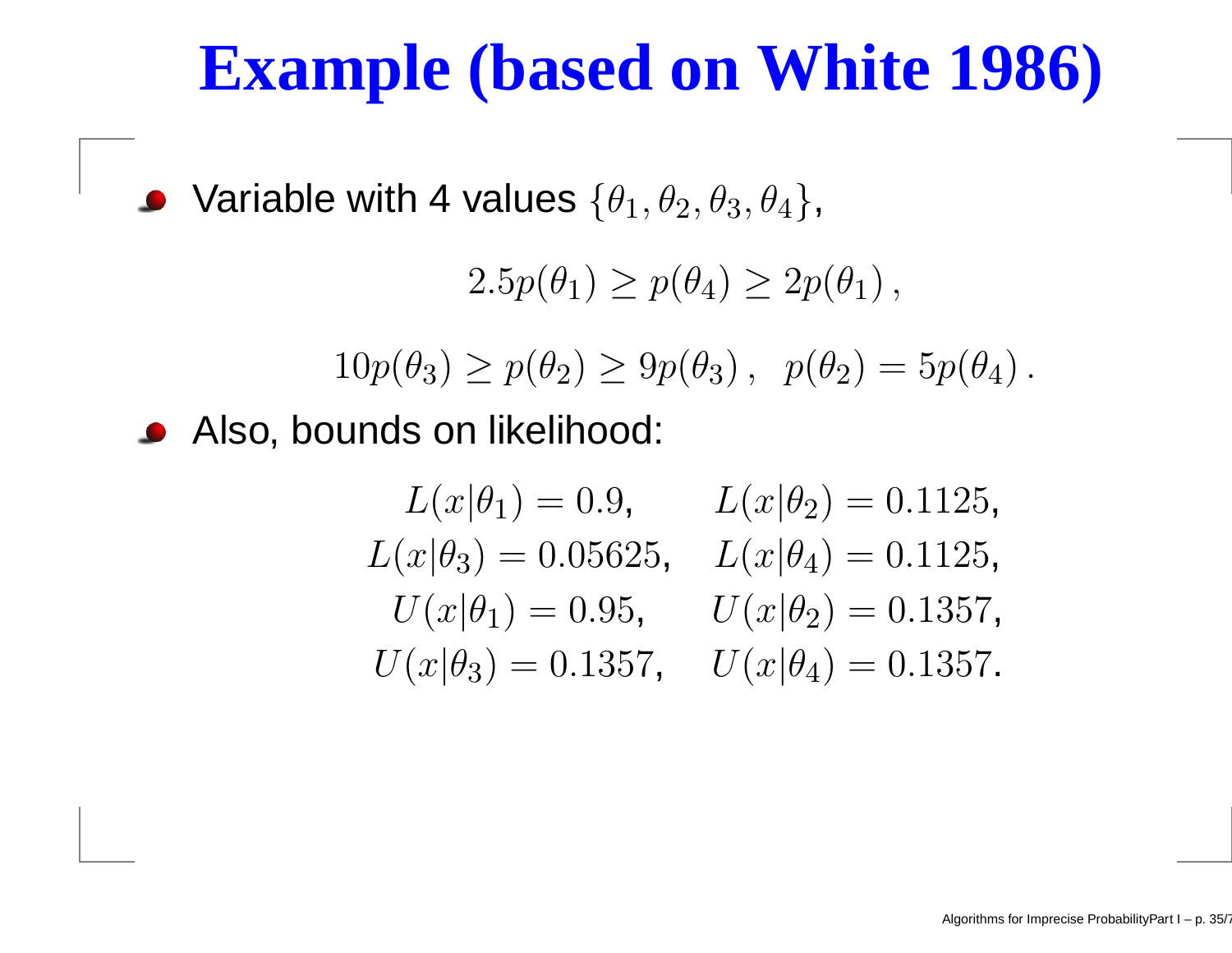# Example (based on White 1986)

- Variable with 4 values $\{\theta_1, \theta_2, \theta_3, \theta_4\}$,

$$2.5p(\theta_1) \geq p(\theta_4) \geq 2p(\theta_1)\,,$$

$$10p(\theta_3) \geq p(\theta_2) \geq 9p(\theta_3)\,, \;\; p(\theta_2) = 5p(\theta_4)\,.$$

- Also, bounds on likelihood:

$$\begin{array}{ll} L(x|\theta_1) = 0.9, & L(x|\theta_2) = 0.1125, \\ L(x|\theta_3) = 0.05625, & L(x|\theta_4) = 0.1125, \\ U(x|\theta_1) = 0.95, & U(x|\theta_2) = 0.1357, \\ U(x|\theta_3) = 0.1357, & U(x|\theta_4) = 0.1357. \end{array}$$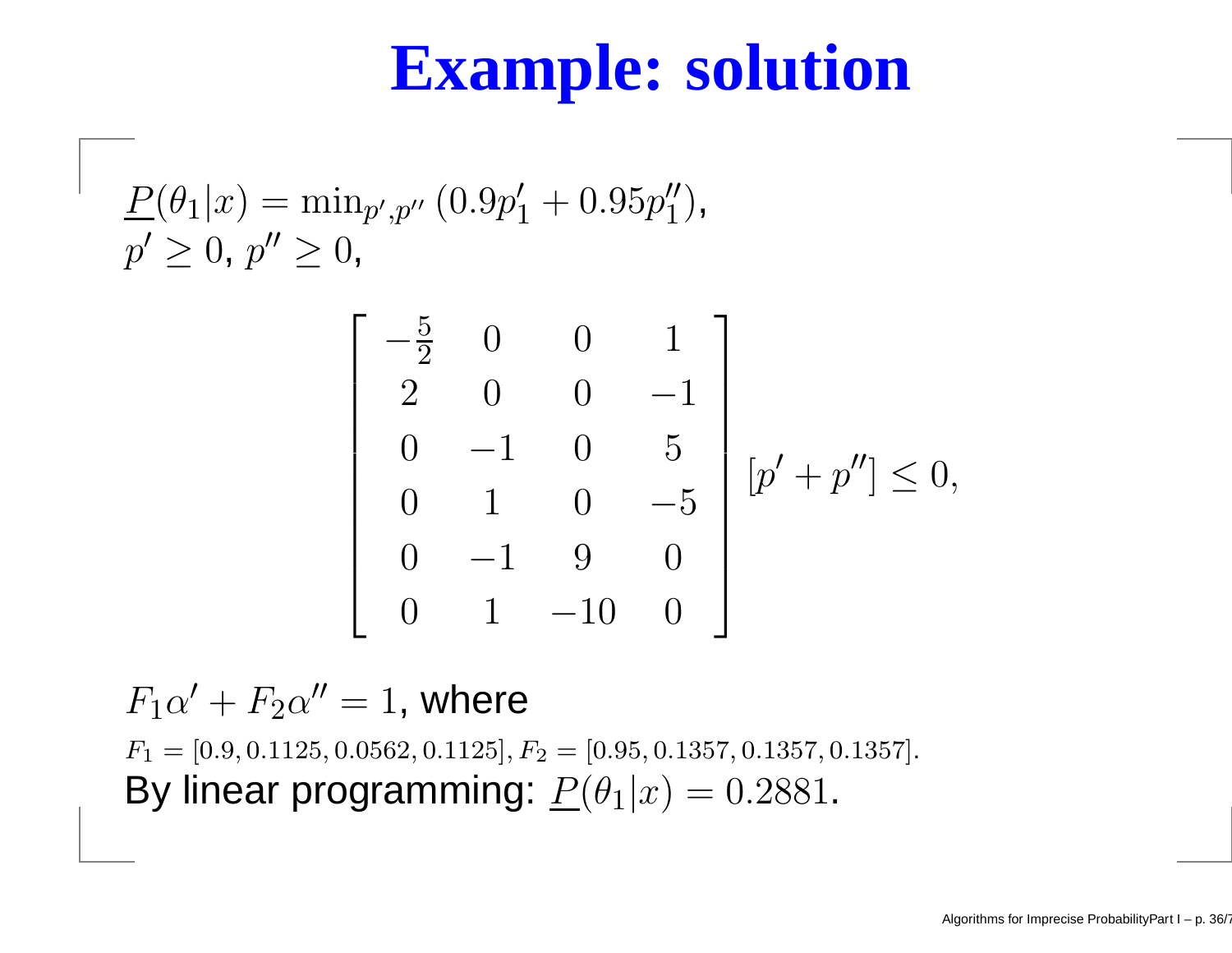# Example: solution

$\underline{P}(\theta_1|x) = \min_{p',p''}(0.9p'_1 + 0.95p''_1)$,
$p' \geq 0$, $p'' \geq 0$,

$$\begin{bmatrix} -\frac{5}{2} & 0 & 0 & 1 \\ 2 & 0 & 0 & -1 \\ 0 & -1 & 0 & 5 \\ 0 & 1 & 0 & -5 \\ 0 & -1 & 9 & 0 \\ 0 & 1 & -10 & 0 \end{bmatrix} [p' + p''] \leq 0,$$

$F_1\alpha' + F_2\alpha'' = 1$, where

$F_1 = [0.9, 0.1125, 0.0562, 0.1125]$, $F_2 = [0.95, 0.1357, 0.1357, 0.1357]$.

By linear programming: $\underline{P}(\theta_1|x) = 0.2881$.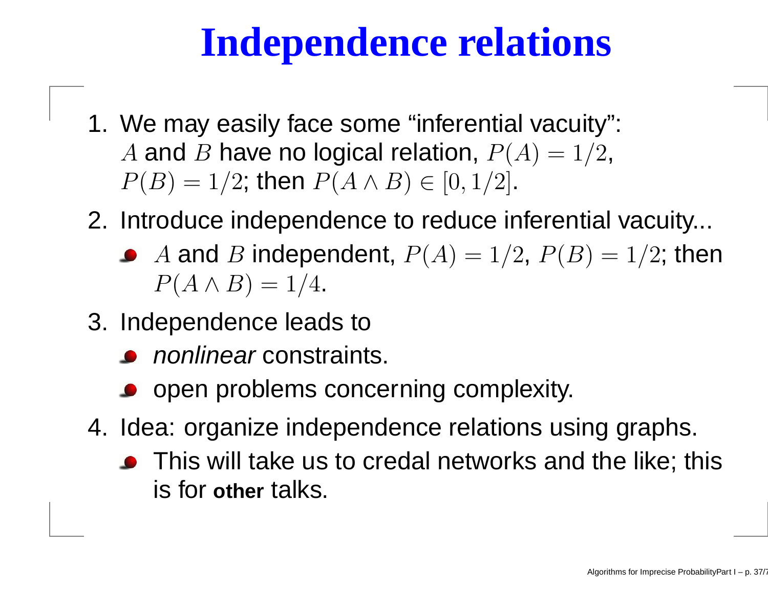# Independence relations

1. We may easily face some "inferential vacuity": $A$ and $B$ have no logical relation, $P(A) = 1/2$, $P(B) = 1/2$; then $P(A \wedge B) \in [0, 1/2]$.
2. Introduce independence to reduce inferential vacuity...
   - $A$ and $B$ independent, $P(A) = 1/2$, $P(B) = 1/2$; then $P(A \wedge B) = 1/4$.
3. Independence leads to
   - *nonlinear* constraints.
   - open problems concerning complexity.
4. Idea: organize independence relations using graphs.
   - This will take us to credal networks and the like; this is for **other** talks.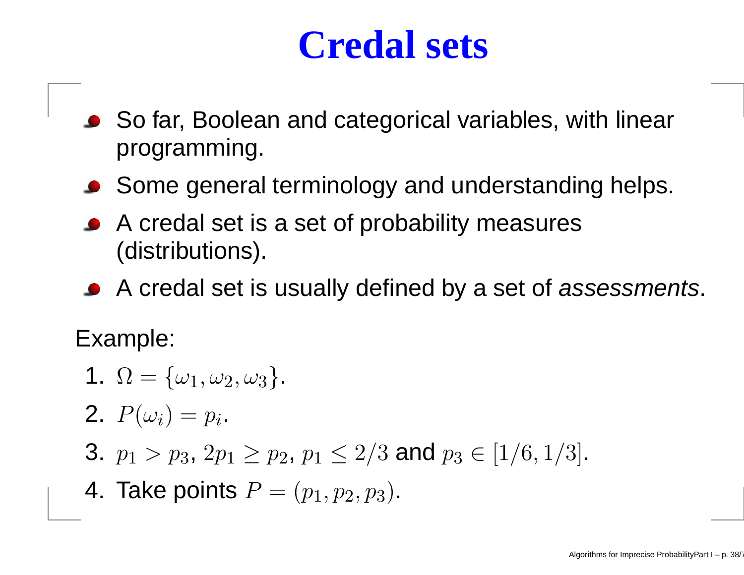# Credal sets

- So far, Boolean and categorical variables, with linear programming.
- Some general terminology and understanding helps.
- A credal set is a set of probability measures (distributions).
- A credal set is usually defined by a set of *assessments*.

Example:

1. $\Omega = \{\omega_1, \omega_2, \omega_3\}$.
2. $P(\omega_i) = p_i$.
3. $p_1 > p_3$, $2p_1 \geq p_2$, $p_1 \leq 2/3$ and $p_3 \in [1/6, 1/3]$.
4. Take points $P = (p_1, p_2, p_3)$.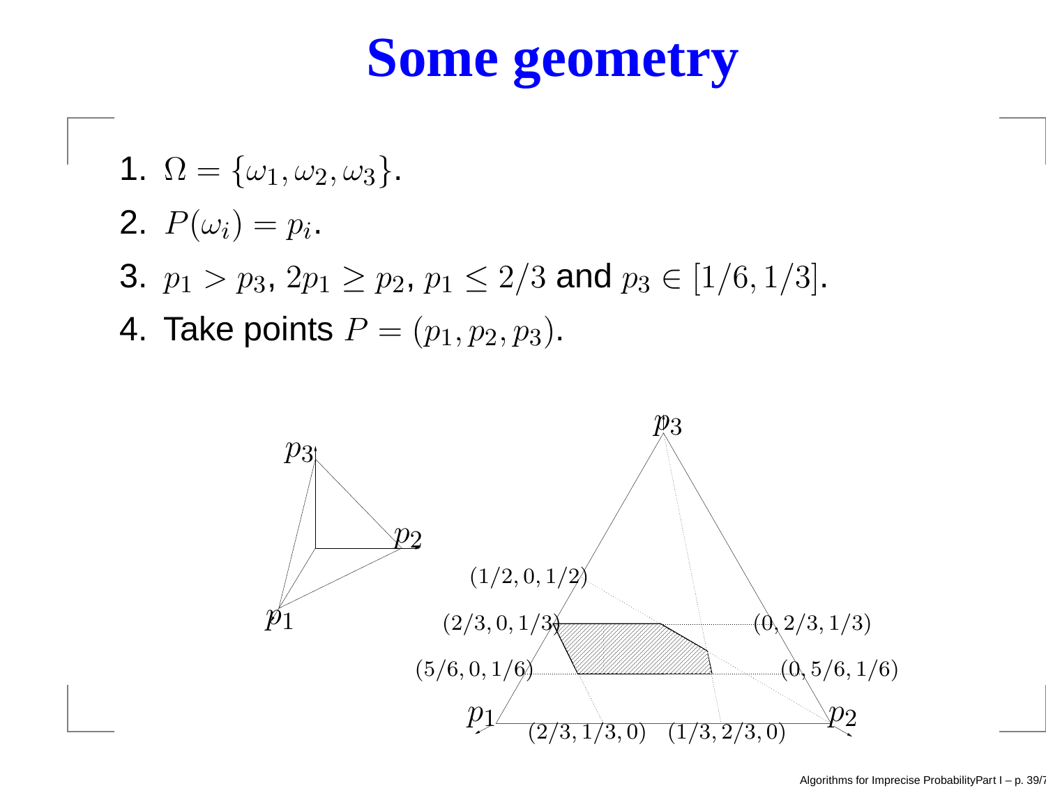# Some geometry

1. $\Omega = \{\omega_1, \omega_2, \omega_3\}$.
2. $P(\omega_i) = p_i$.
3. $p_1 > p_3$, $2p_1 \geq p_2$, $p_1 \leq 2/3$ and $p_3 \in [1/6, 1/3]$.
4. Take points $P = (p_1, p_2, p_3)$.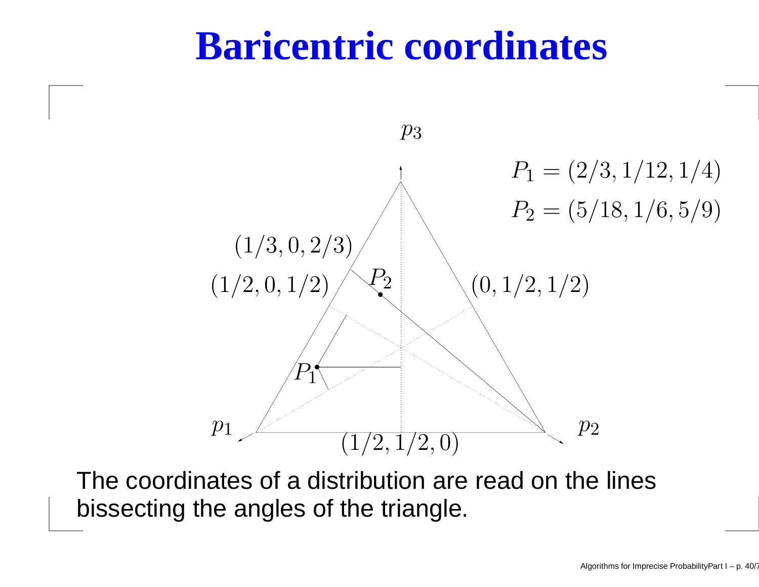# Baricentric coordinates

$p_3$

$P_1 = (2/3, 1/12, 1/4)$

$P_2 = (5/18, 1/6, 5/9)$

$(1/3, 0, 2/3)$

$(1/2, 0, 1/2)$

$(0, 1/2, 1/2)$

$P_2$

$P_1$

$p_1$

$p_2$

$(1/2, 1/2, 0)$

The coordinates of a distribution are read on the lines bissecting the angles of the triangle.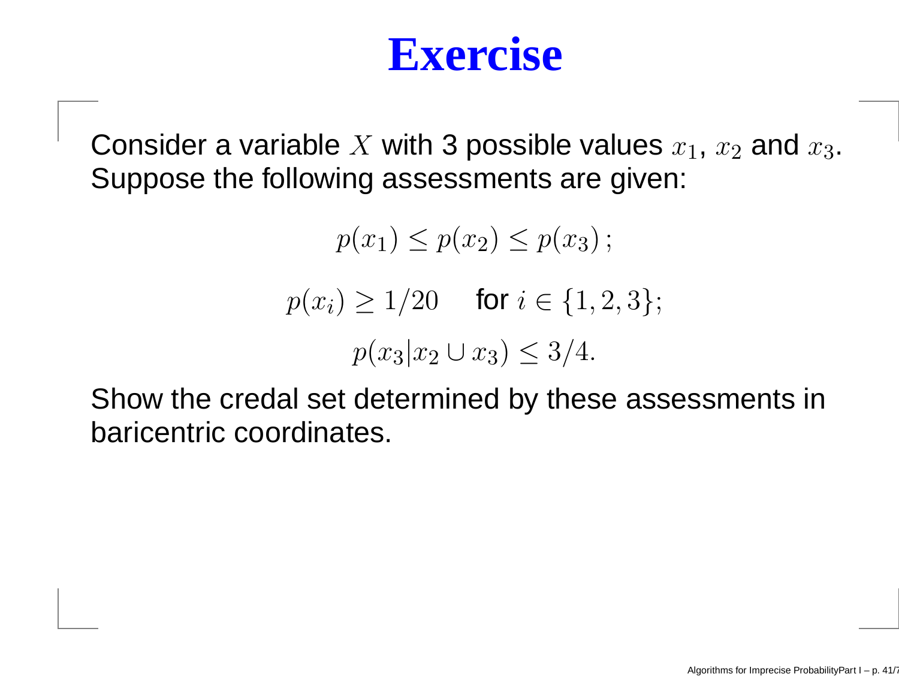# Exercise

Consider a variable $X$ with 3 possible values $x_1$, $x_2$ and $x_3$. Suppose the following assessments are given:

$$p(x_1) \leq p(x_2) \leq p(x_3)\,;$$

$$p(x_i) \geq 1/20 \quad \text{for } i \in \{1, 2, 3\};$$

$$p(x_3 | x_2 \cup x_3) \leq 3/4.$$

Show the credal set determined by these assessments in baricentric coordinates.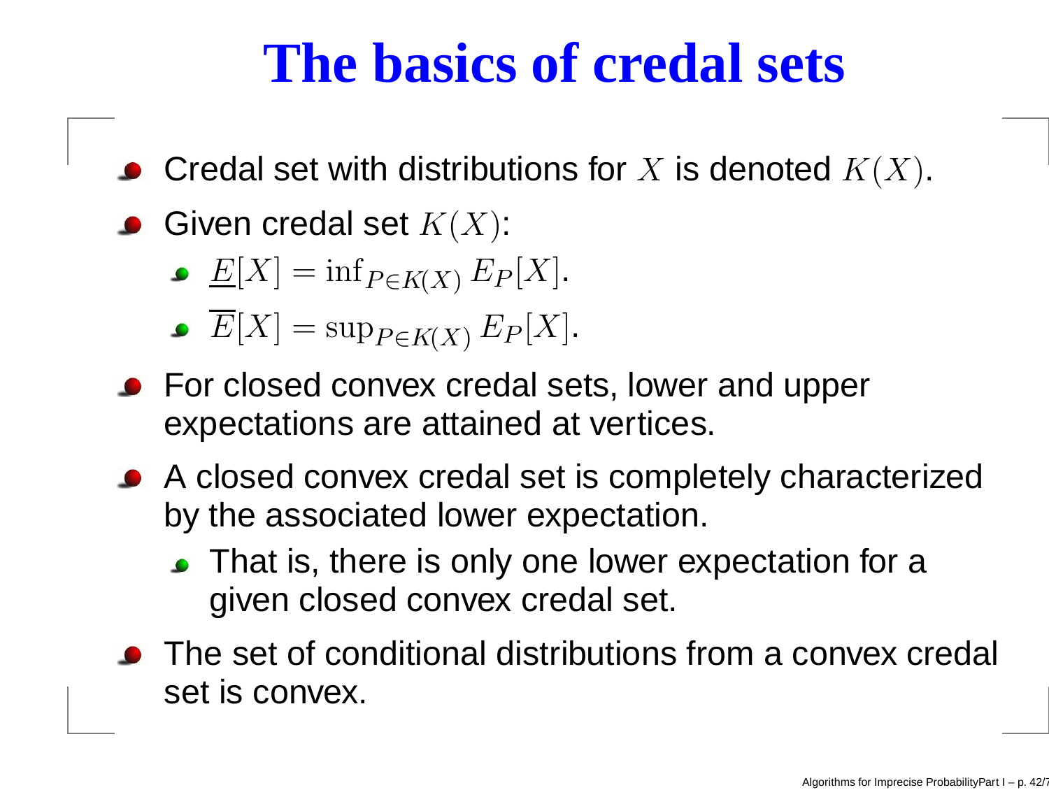# The basics of credal sets

- Credal set with distributions for $X$ is denoted $K(X)$.
- Given credal set $K(X)$:
  - $\underline{E}[X] = \inf_{P \in K(X)} E_P[X]$.
  - $\overline{E}[X] = \sup_{P \in K(X)} E_P[X]$.
- For closed convex credal sets, lower and upper expectations are attained at vertices.
- A closed convex credal set is completely characterized by the associated lower expectation.
  - That is, there is only one lower expectation for a given closed convex credal set.
- The set of conditional distributions from a convex credal set is convex.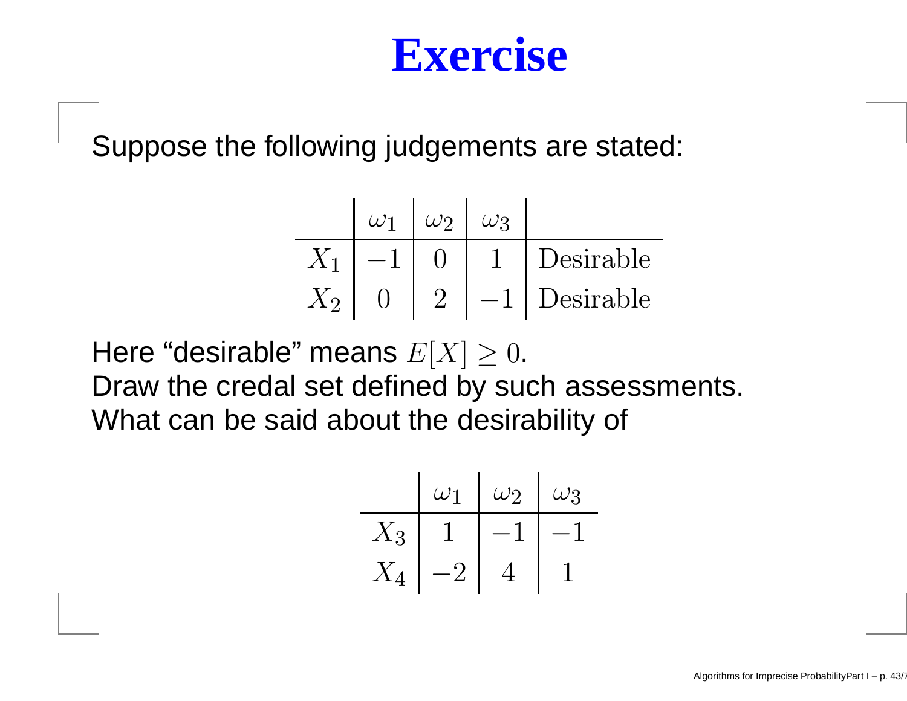# Exercise

Suppose the following judgements are stated:

| | $\omega_1$ | $\omega_2$ | $\omega_3$ | |
|---|---|---|---|---|
| $X_1$ | $-1$ | $0$ | $1$ | Desirable |
| $X_2$ | $0$ | $2$ | $-1$ | Desirable |

Here "desirable" means $E[X] \geq 0$.
Draw the credal set defined by such assessments.
What can be said about the desirability of

| | $\omega_1$ | $\omega_2$ | $\omega_3$ |
|---|---|---|---|
| $X_3$ | $1$ | $-1$ | $-1$ |
| $X_4$ | $-2$ | $4$ | $1$ |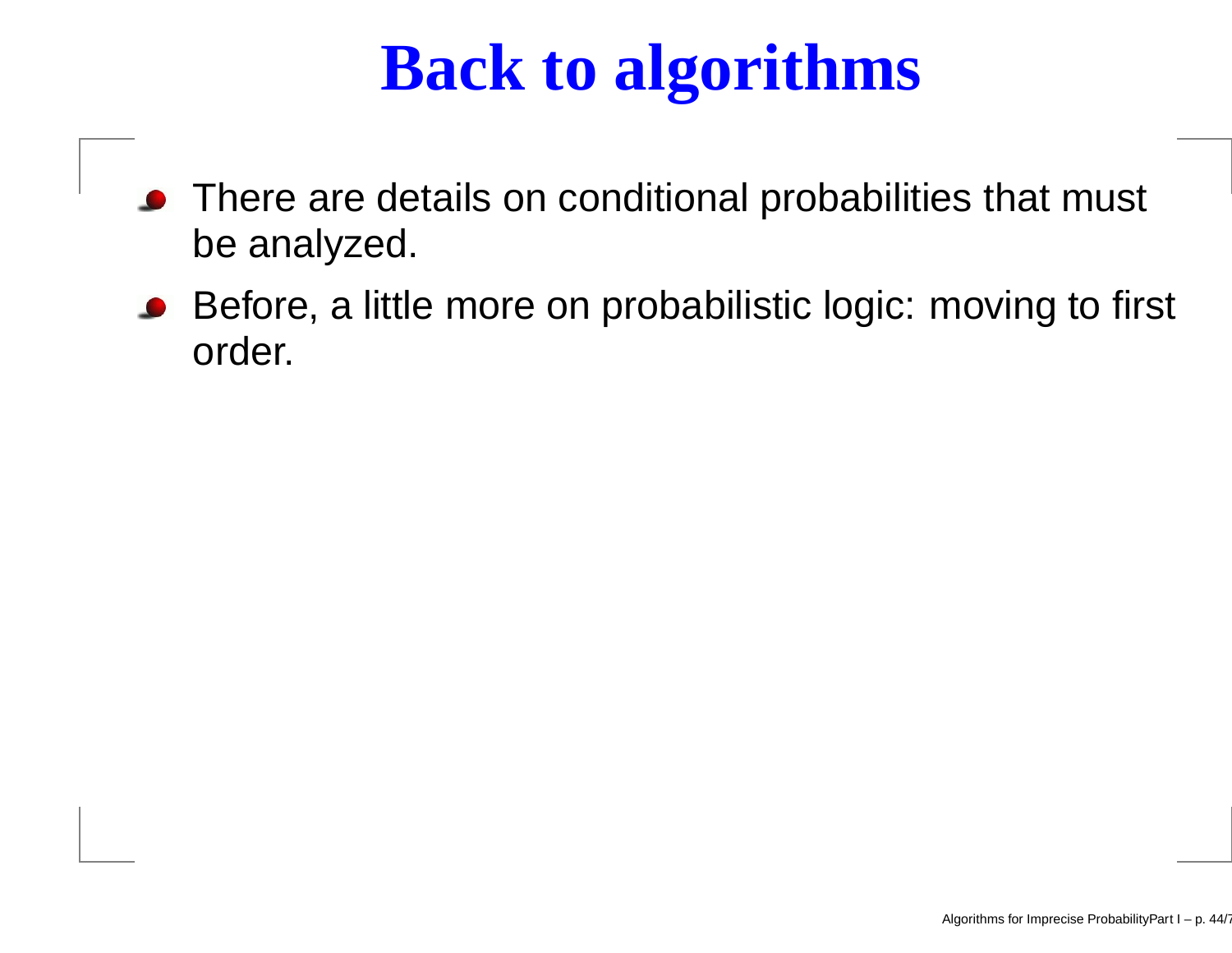# Back to algorithms

- There are details on conditional probabilities that must be analyzed.
- Before, a little more on probabilistic logic: moving to first order.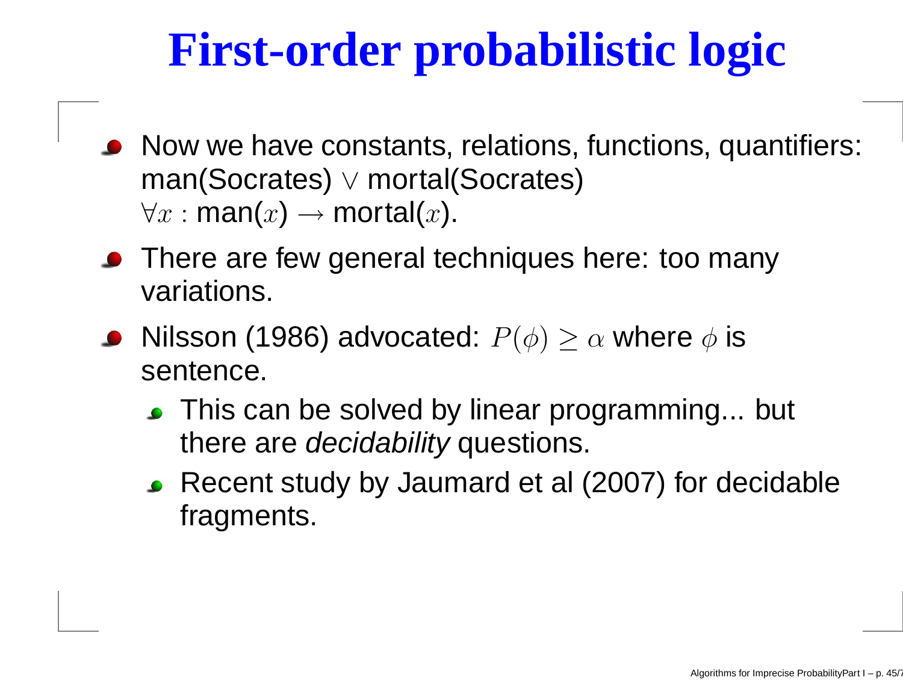# First-order probabilistic logic

- Now we have constants, relations, functions, quantifiers:
  man(Socrates) $\vee$ mortal(Socrates)
  $\forall x$ : man($x$) $\rightarrow$ mortal($x$).
- There are few general techniques here: too many variations.
- Nilsson (1986) advocated: $P(\phi) \geq \alpha$ where $\phi$ is sentence.
  - This can be solved by linear programming... but there are *decidability* questions.
  - Recent study by Jaumard et al (2007) for decidable fragments.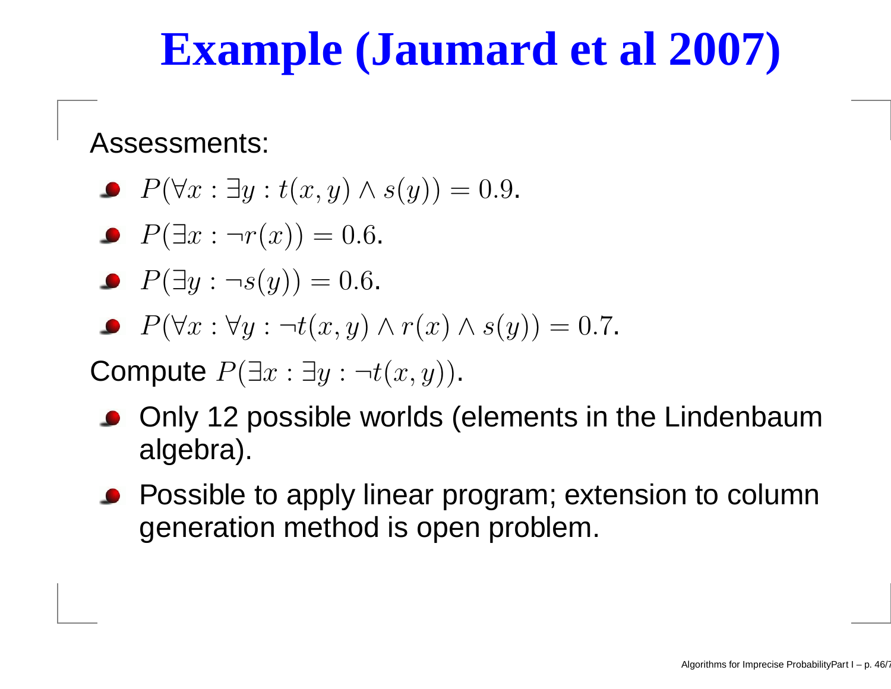# Example (Jaumard et al 2007)

Assessments:

- $P(\forall x : \exists y : t(x,y) \wedge s(y)) = 0.9$.
- $P(\exists x : \neg r(x)) = 0.6$.
- $P(\exists y : \neg s(y)) = 0.6$.
- $P(\forall x : \forall y : \neg t(x,y) \wedge r(x) \wedge s(y)) = 0.7$.

Compute $P(\exists x : \exists y : \neg t(x,y))$.

- Only 12 possible worlds (elements in the Lindenbaum algebra).
- Possible to apply linear program; extension to column generation method is open problem.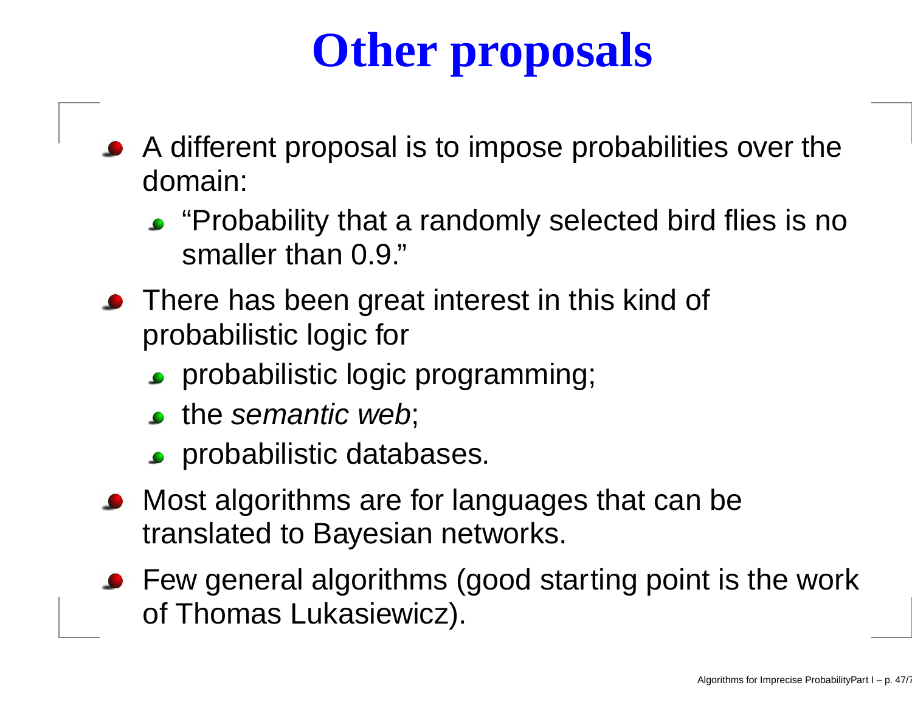# Other proposals

- A different proposal is to impose probabilities over the domain:
  - "Probability that a randomly selected bird flies is no smaller than 0.9."
- There has been great interest in this kind of probabilistic logic for
  - probabilistic logic programming;
  - the *semantic web*;
  - probabilistic databases.
- Most algorithms are for languages that can be translated to Bayesian networks.
- Few general algorithms (good starting point is the work of Thomas Lukasiewicz).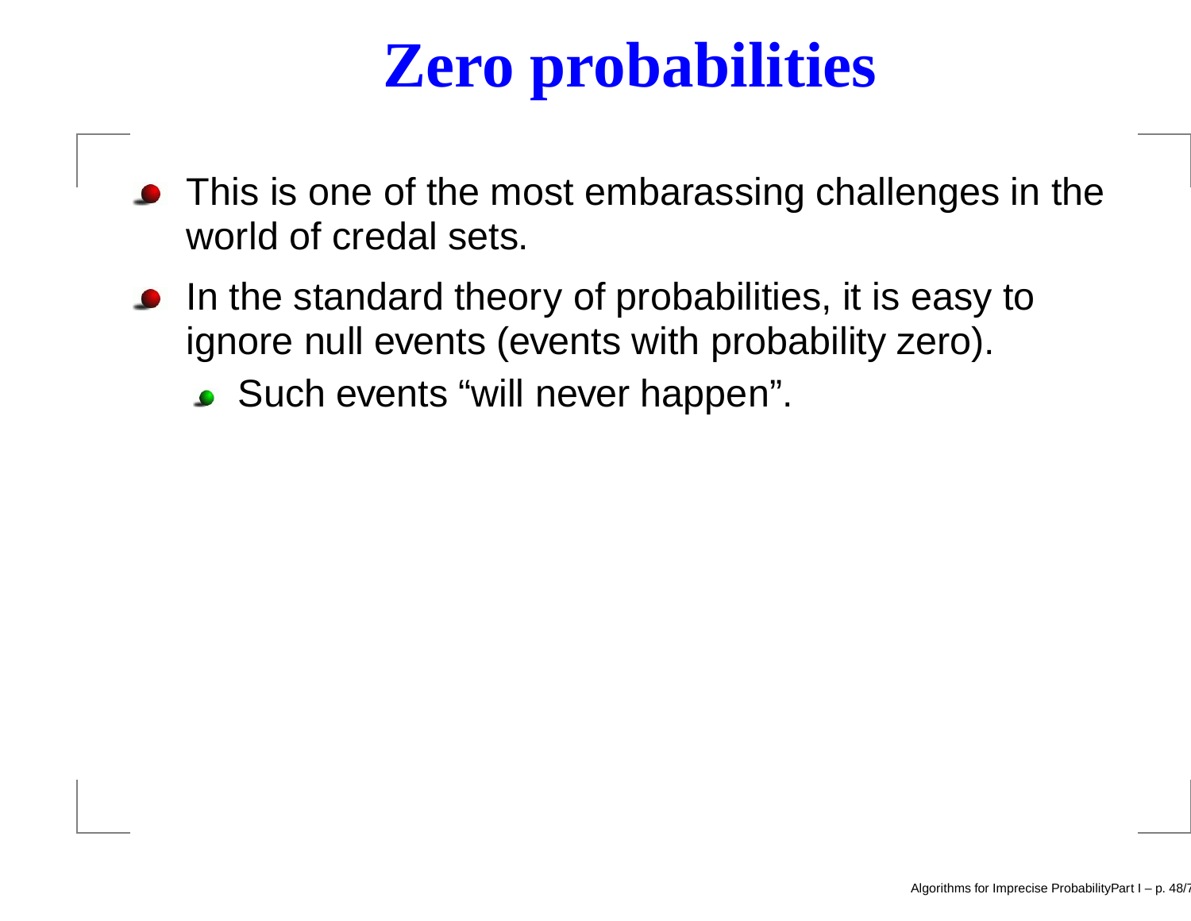# Zero probabilities

- This is one of the most embarassing challenges in the world of credal sets.
- In the standard theory of probabilities, it is easy to ignore null events (events with probability zero).
  - Such events “will never happen”.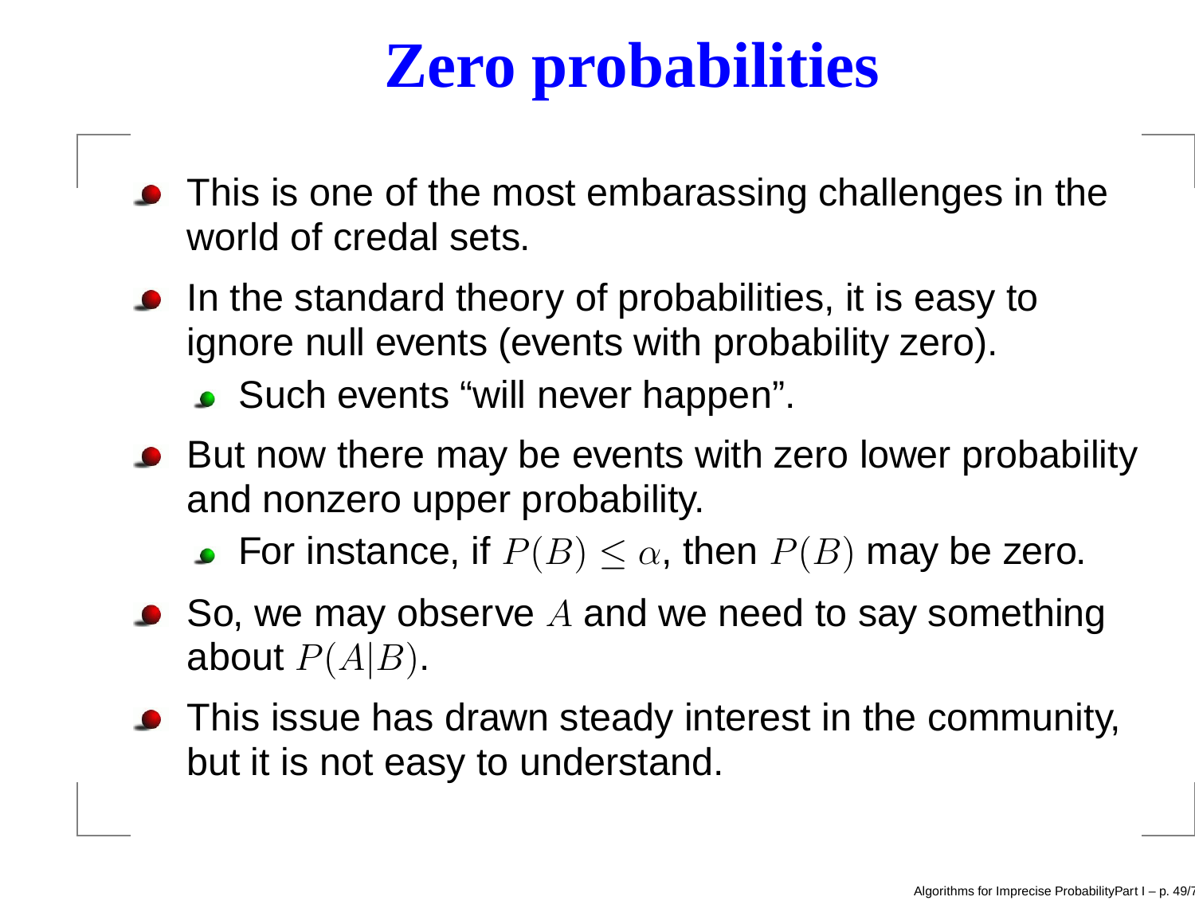# Zero probabilities

- This is one of the most embarassing challenges in the world of credal sets.
- In the standard theory of probabilities, it is easy to ignore null events (events with probability zero).
  - Such events "will never happen".
- But now there may be events with zero lower probability and nonzero upper probability.
  - For instance, if $P(B) \leq \alpha$, then $P(B)$ may be zero.
- So, we may observe $A$ and we need to say something about $P(A|B)$.
- This issue has drawn steady interest in the community, but it is not easy to understand.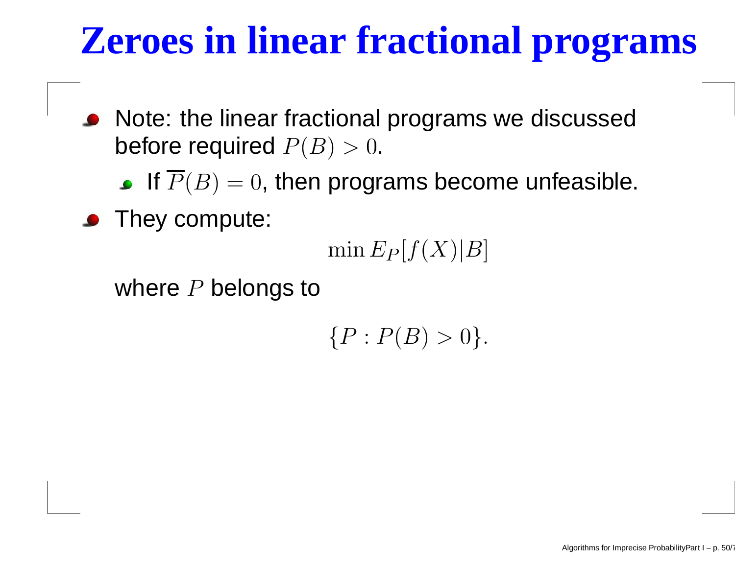# Zeroes in linear fractional programs

- Note: the linear fractional programs we discussed before required $P(B) > 0$.
  - If $\overline{P}(B) = 0$, then programs become unfeasible.
- They compute:

$$\min E_P[f(X)|B]$$

  where $P$ belongs to

$$\{P : P(B) > 0\}.$$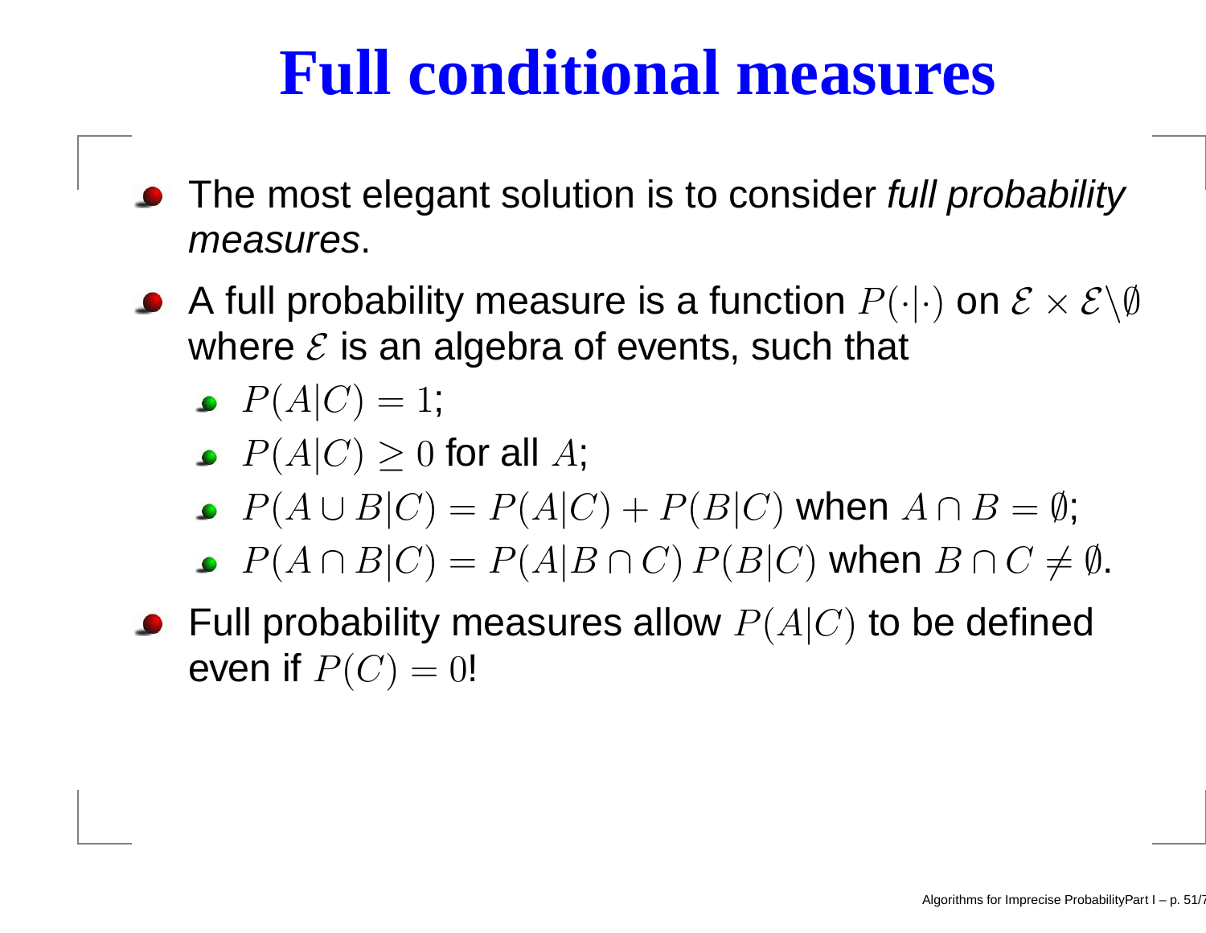# Full conditional measures

- The most elegant solution is to consider *full probability measures*.
- A full probability measure is a function $P(\cdot|\cdot)$ on $\mathcal{E} \times \mathcal{E} \backslash \emptyset$ where $\mathcal{E}$ is an algebra of events, such that
  - $P(A|C) = 1$;
  - $P(A|C) \geq 0$ for all $A$;
  - $P(A \cup B|C) = P(A|C) + P(B|C)$ when $A \cap B = \emptyset$;
  - $P(A \cap B|C) = P(A|B \cap C)\, P(B|C)$ when $B \cap C \neq \emptyset$.
- Full probability measures allow $P(A|C)$ to be defined even if $P(C) = 0$!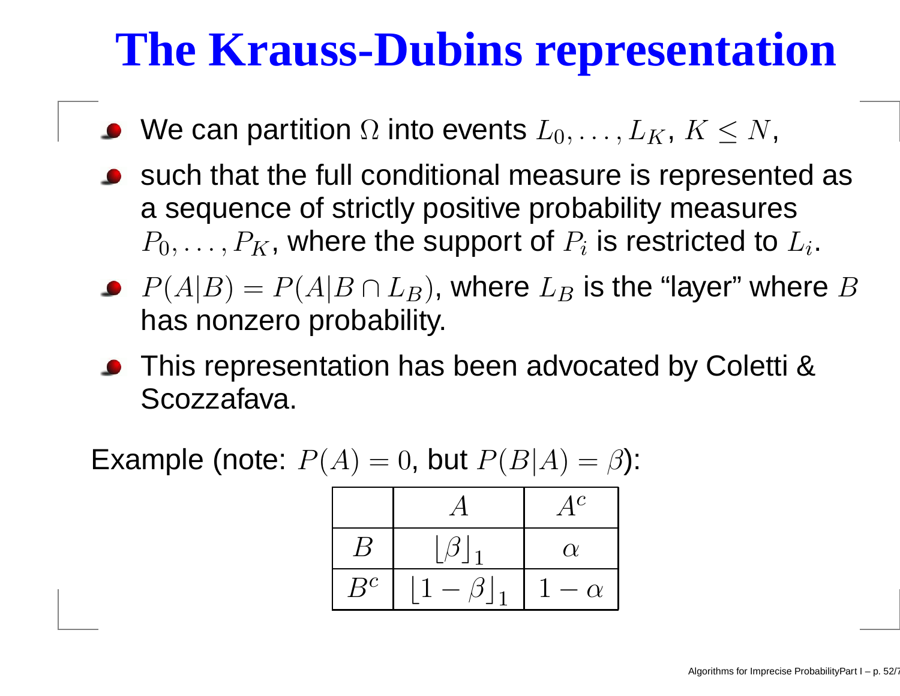# The Krauss-Dubins representation

- We can partition $\Omega$ into events $L_0, \ldots, L_K$, $K \leq N$,
- such that the full conditional measure is represented as a sequence of strictly positive probability measures $P_0, \ldots, P_K$, where the support of $P_i$ is restricted to $L_i$.
- $P(A|B) = P(A|B \cap L_B)$, where $L_B$ is the "layer" where $B$ has nonzero probability.
- This representation has been advocated by Coletti & Scozzafava.

Example (note: $P(A) = 0$, but $P(B|A) = \beta$):

| | $A$ | $A^c$ |
|---|---|---|
| $B$ | $\lfloor \beta \rfloor_1$ | $\alpha$ |
| $B^c$ | $\lfloor 1 - \beta \rfloor_1$ | $1 - \alpha$ |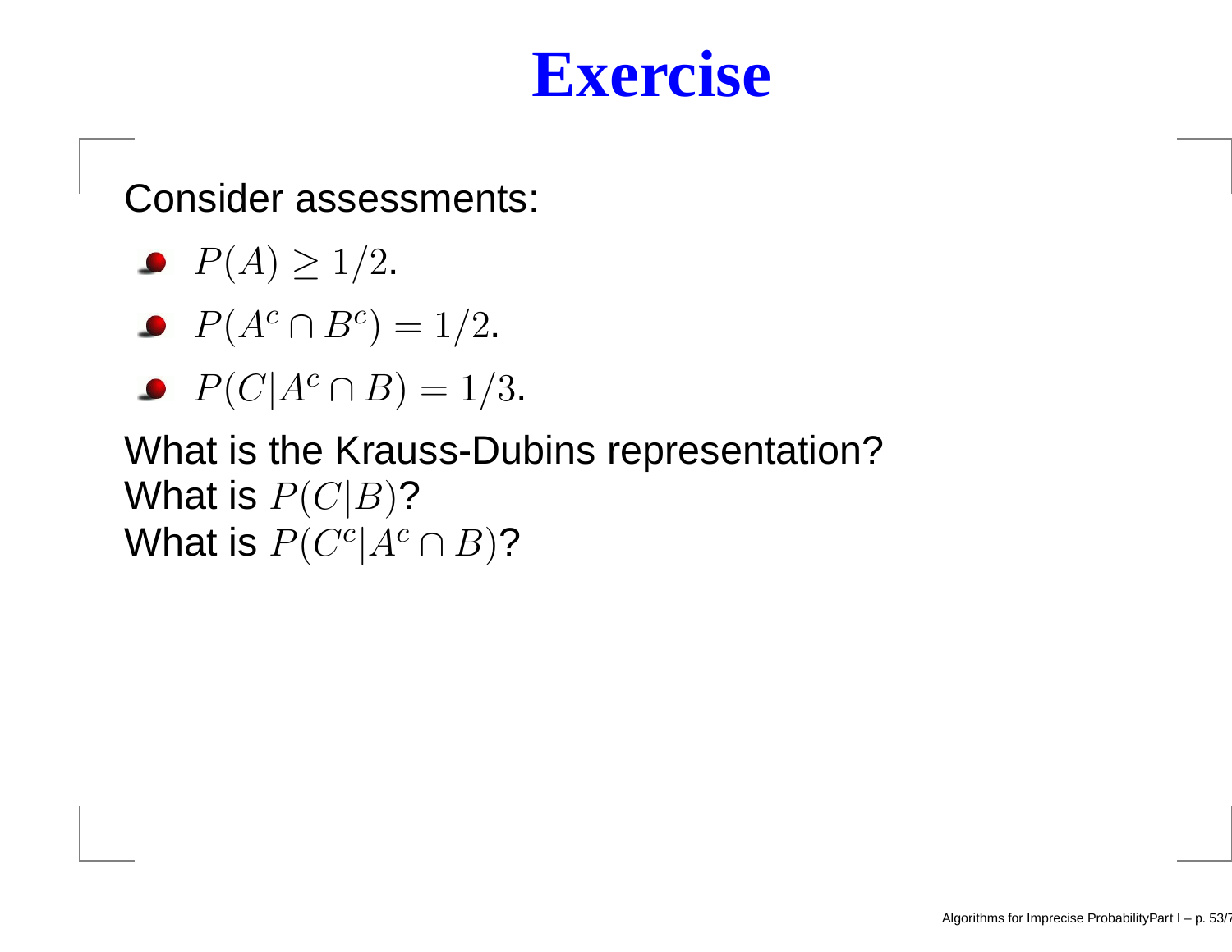# Exercise

Consider assessments:

- $P(A) \geq 1/2$.
- $P(A^c \cap B^c) = 1/2$.
- $P(C|A^c \cap B) = 1/3$.

What is the Krauss-Dubins representation?
What is $P(C|B)$?
What is $P(C^c|A^c \cap B)$?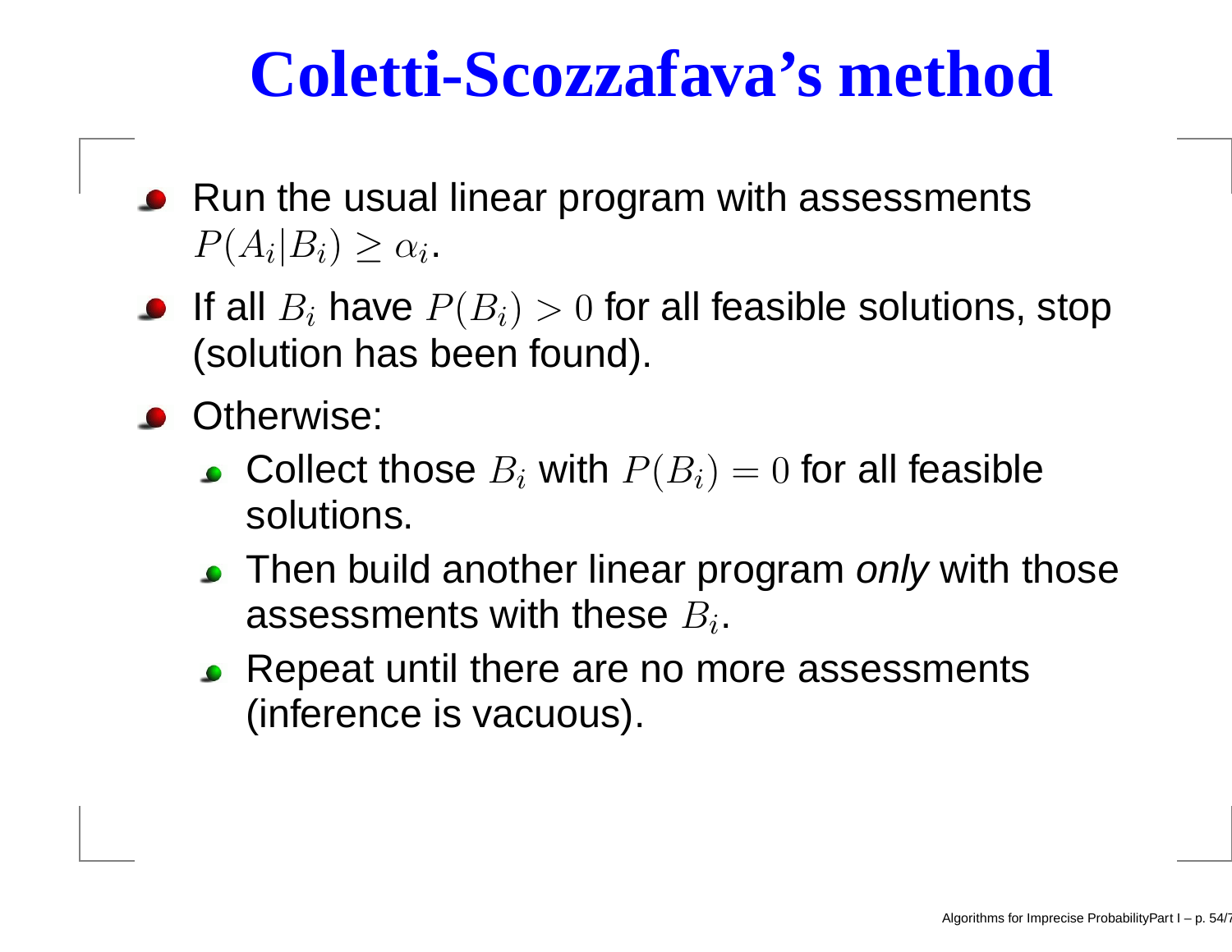# Coletti-Scozzafava's method

- Run the usual linear program with assessments $P(A_i|B_i) \geq \alpha_i$.
- If all $B_i$ have $P(B_i) > 0$ for all feasible solutions, stop (solution has been found).
- Otherwise:
  - Collect those $B_i$ with $P(B_i) = 0$ for all feasible solutions.
  - Then build another linear program *only* with those assessments with these $B_i$.
  - Repeat until there are no more assessments (inference is vacuous).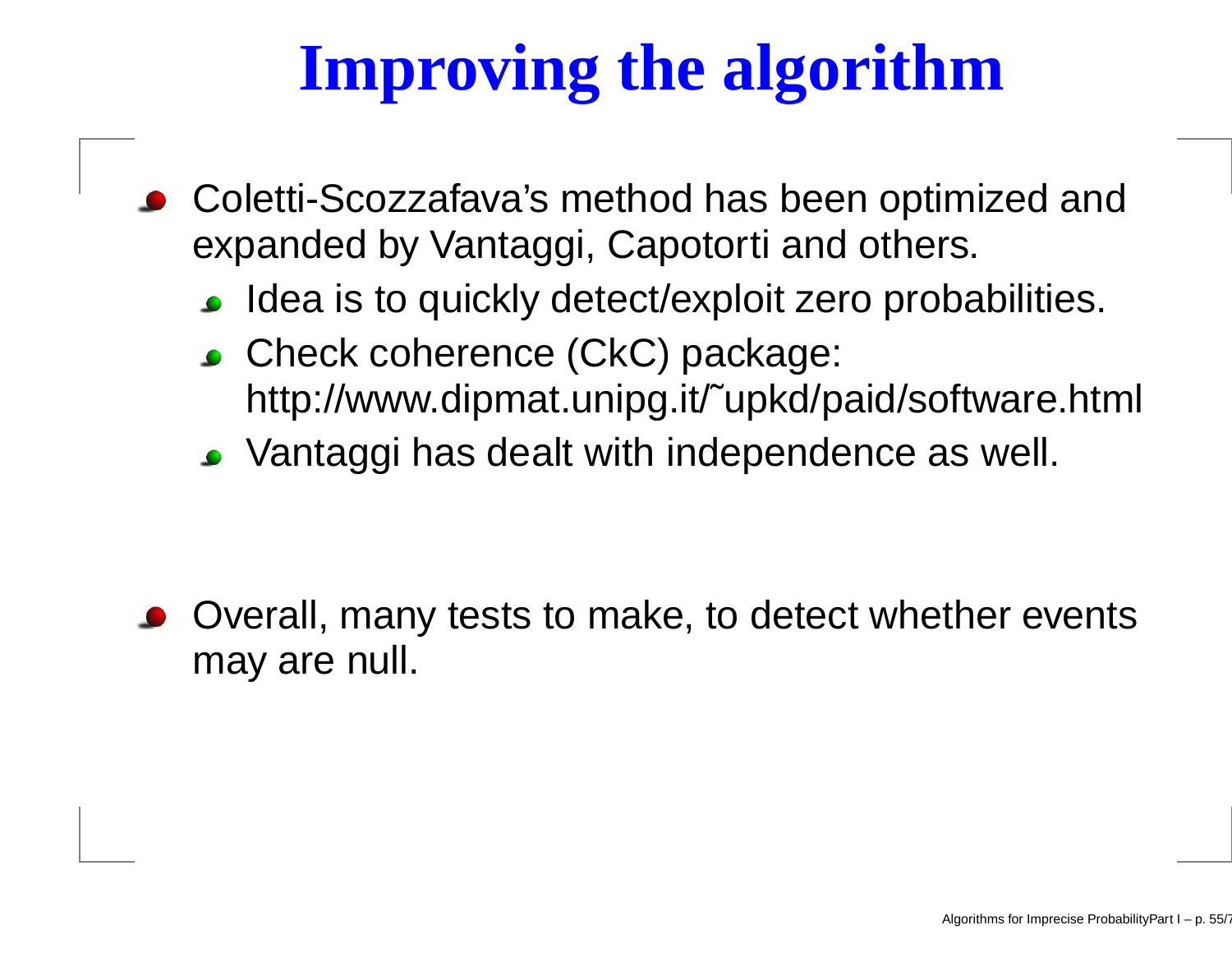# Improving the algorithm

- Coletti-Scozzafava's method has been optimized and expanded by Vantaggi, Capotorti and others.
  - Idea is to quickly detect/exploit zero probabilities.
  - Check coherence (CkC) package: http://www.dipmat.unipg.it/˜upkd/paid/software.html
  - Vantaggi has dealt with independence as well.

- Overall, many tests to make, to detect whether events may are null.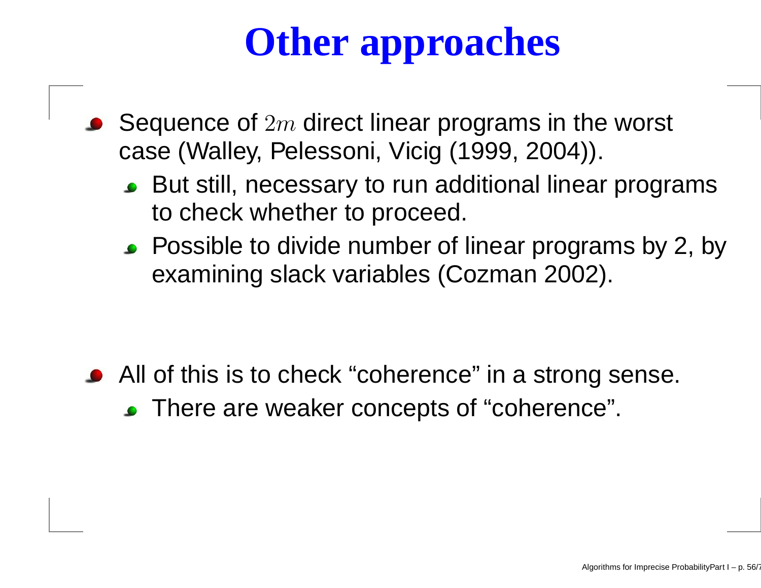# Other approaches

- Sequence of $2m$ direct linear programs in the worst case (Walley, Pelessoni, Vicig (1999, 2004)).
  - But still, necessary to run additional linear programs to check whether to proceed.
  - Possible to divide number of linear programs by 2, by examining slack variables (Cozman 2002).

- All of this is to check “coherence” in a strong sense.
  - There are weaker concepts of “coherence”.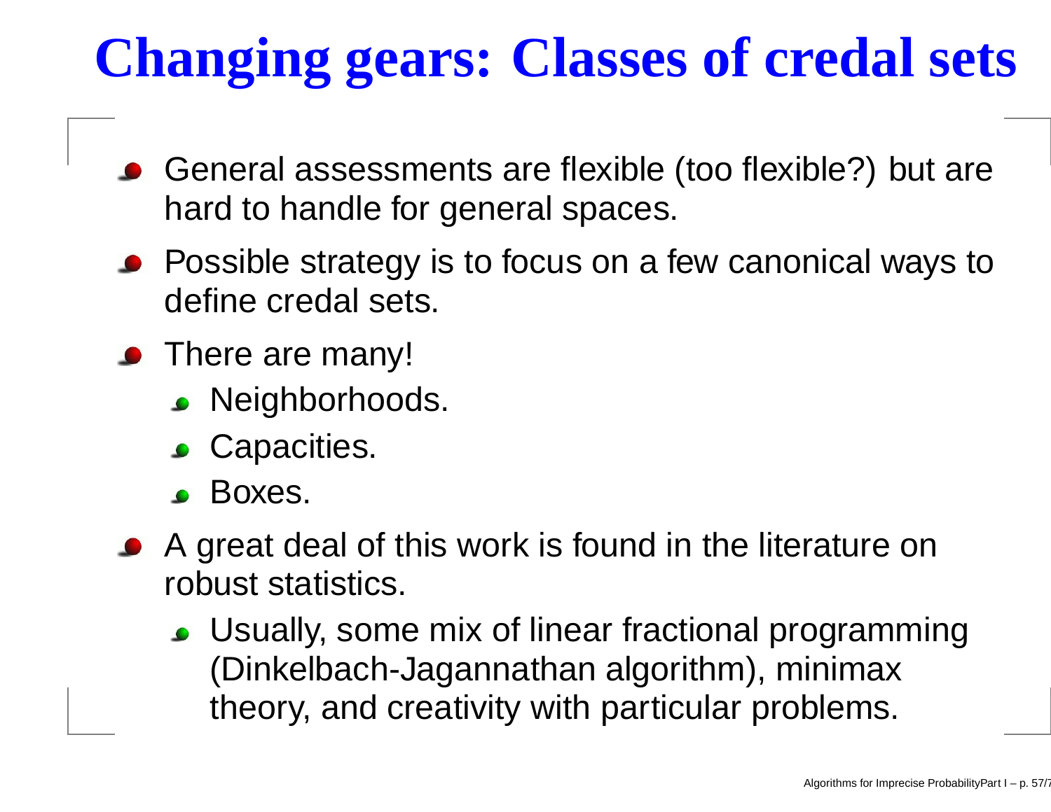# Changing gears: Classes of credal sets

- General assessments are flexible (too flexible?) but are hard to handle for general spaces.
- Possible strategy is to focus on a few canonical ways to define credal sets.
- There are many!
  - Neighborhoods.
  - Capacities.
  - Boxes.
- A great deal of this work is found in the literature on robust statistics.
  - Usually, some mix of linear fractional programming (Dinkelbach-Jagannathan algorithm), minimax theory, and creativity with particular problems.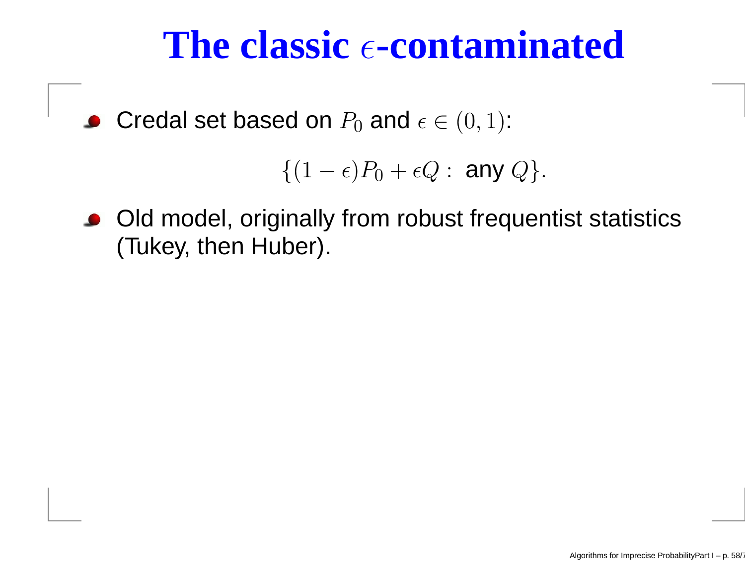# The classic $\epsilon$-contaminated

- Credal set based on $P_0$ and $\epsilon \in (0, 1)$:

$$\{(1-\epsilon)P_0 + \epsilon Q : \text{ any } Q\}.$$

- Old model, originally from robust frequentist statistics (Tukey, then Huber).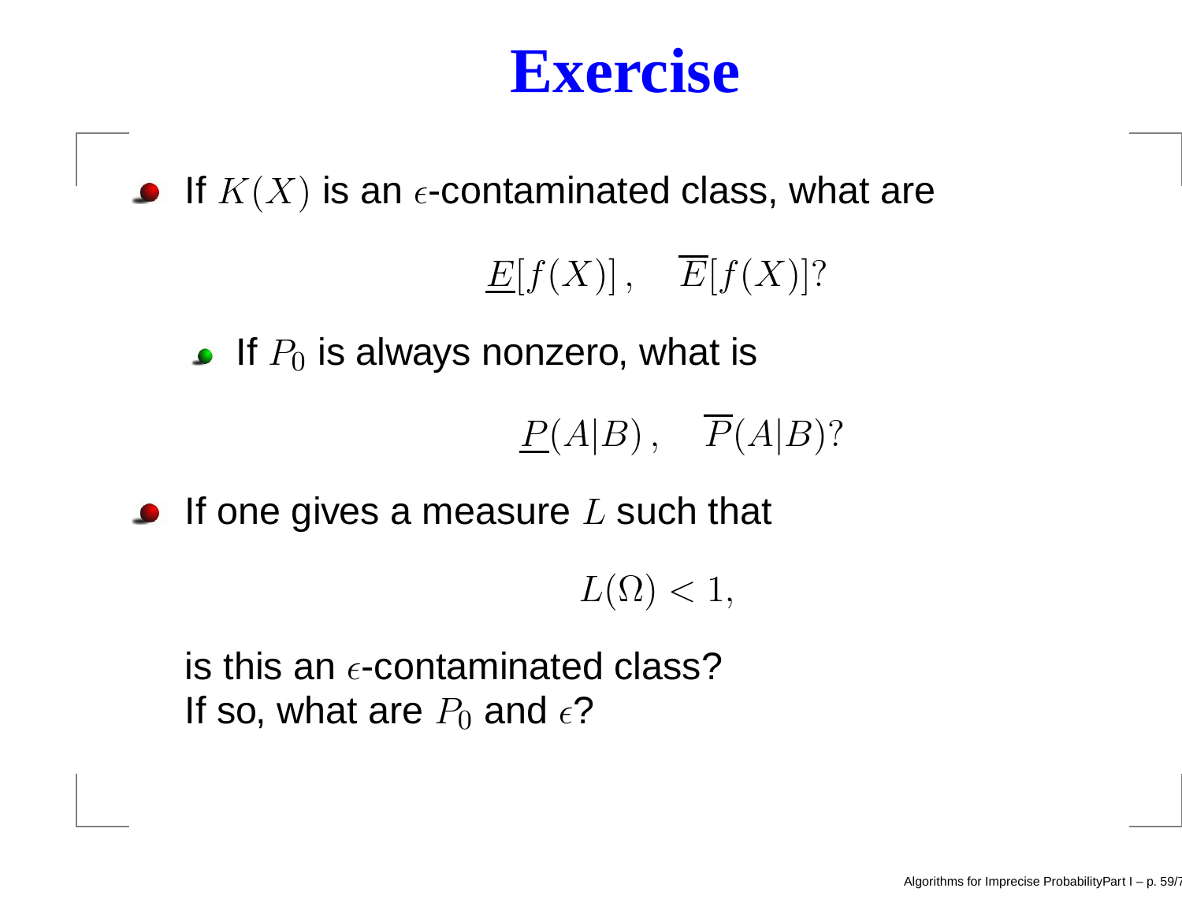# Exercise

- If $K(X)$ is an $\epsilon$-contaminated class, what are

$$\underline{E}[f(X)], \quad \overline{E}[f(X)]?$$

  - If $P_0$ is always nonzero, what is

$$\underline{P}(A|B), \quad \overline{P}(A|B)?$$

- If one gives a measure $L$ such that

$$L(\Omega) < 1,$$

  is this an $\epsilon$-contaminated class?
  If so, what are $P_0$ and $\epsilon$?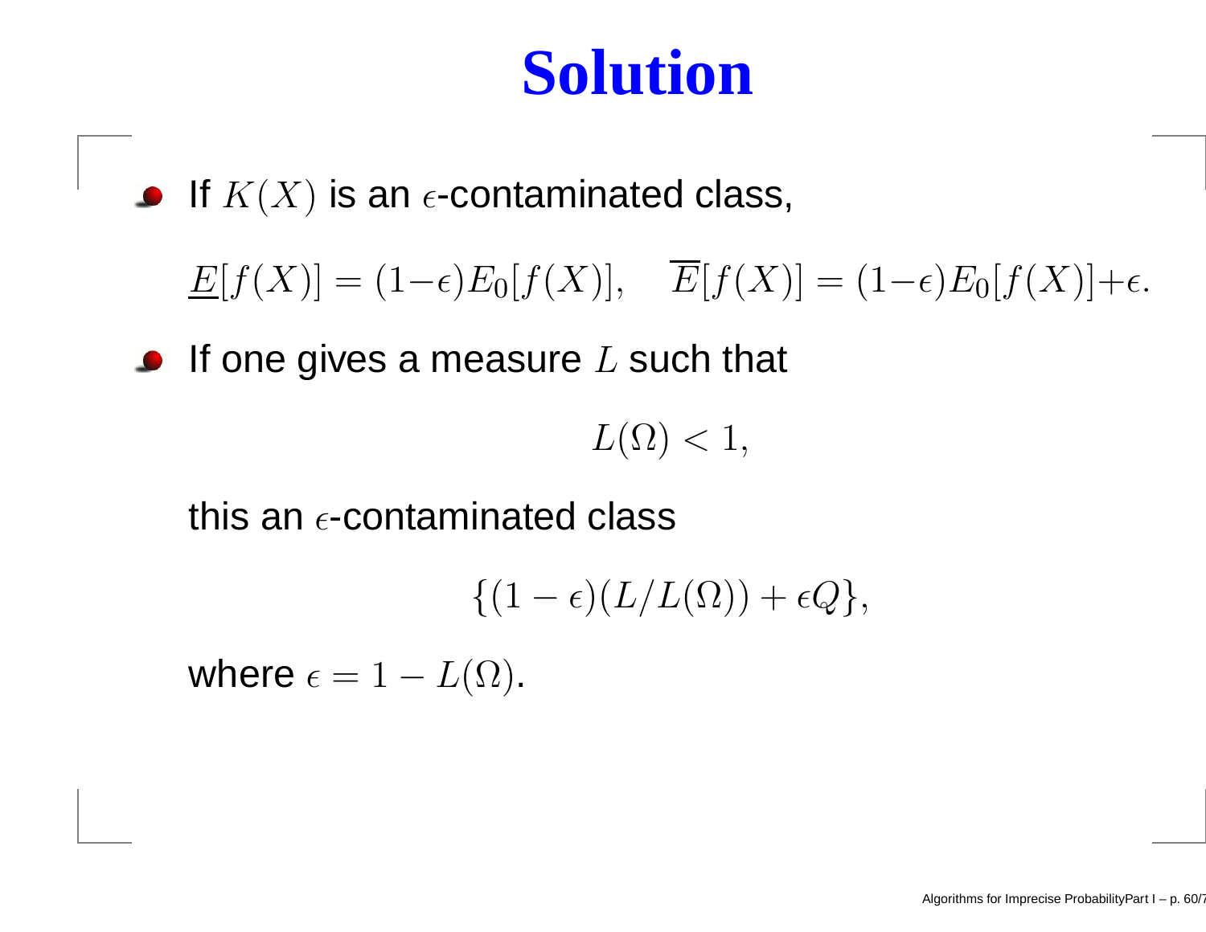# Solution

- If $K(X)$ is an $\epsilon$-contaminated class,

  $$\underline{E}[f(X)] = (1-\epsilon)E_0[f(X)], \quad \overline{E}[f(X)] = (1-\epsilon)E_0[f(X)]+\epsilon.$$

- If one gives a measure $L$ such that

  $$L(\Omega) < 1,$$

  this an $\epsilon$-contaminated class

  $$\{(1-\epsilon)(L/L(\Omega)) + \epsilon Q\},$$

  where $\epsilon = 1 - L(\Omega)$.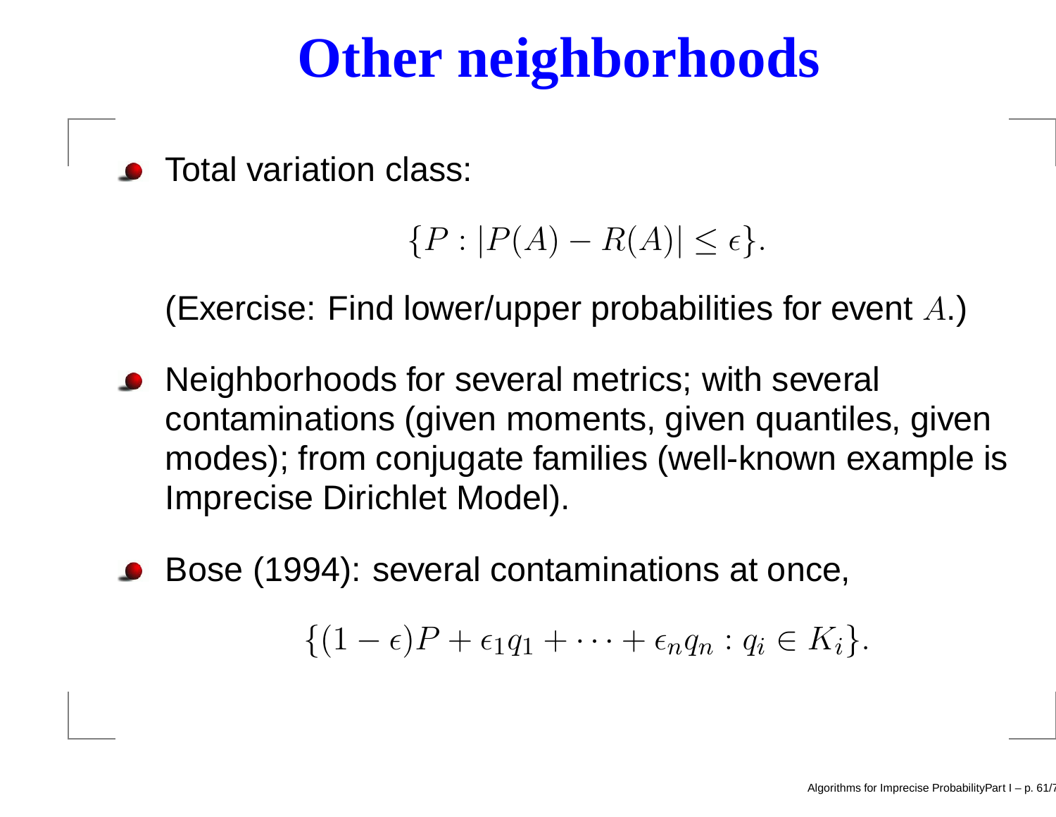# Other neighborhoods

- Total variation class:

$$\{P : |P(A) - R(A)| \leq \epsilon\}.$$

  (Exercise: Find lower/upper probabilities for event $A$.)

- Neighborhoods for several metrics; with several contaminations (given moments, given quantiles, given modes); from conjugate families (well-known example is Imprecise Dirichlet Model).

- Bose (1994): several contaminations at once,

$$\{(1 - \epsilon)P + \epsilon_1 q_1 + \cdots + \epsilon_n q_n : q_i \in K_i\}.$$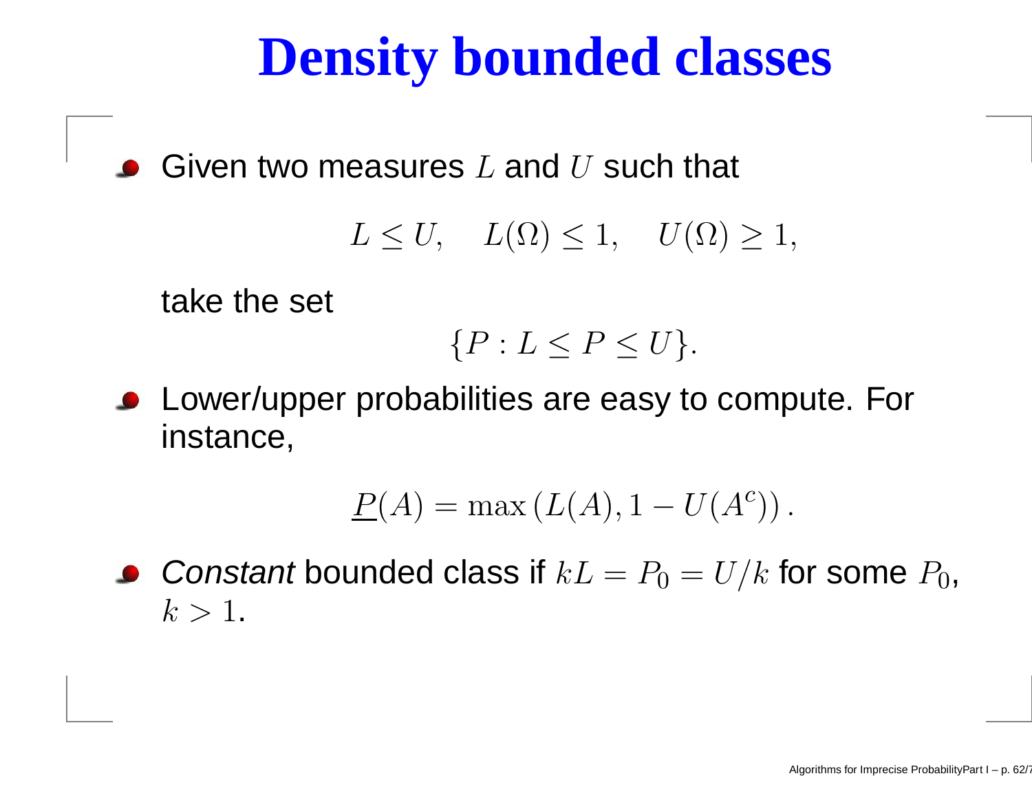# Density bounded classes

- Given two measures $L$ and $U$ such that

$$L \leq U, \quad L(\Omega) \leq 1, \quad U(\Omega) \geq 1,$$

  take the set

$$\{P : L \leq P \leq U\}.$$

- Lower/upper probabilities are easy to compute. For instance,

$$\underline{P}(A) = \max\left(L(A), 1 - U(A^c)\right).$$

- *Constant* bounded class if $kL = P_0 = U/k$ for some $P_0$, $k > 1$.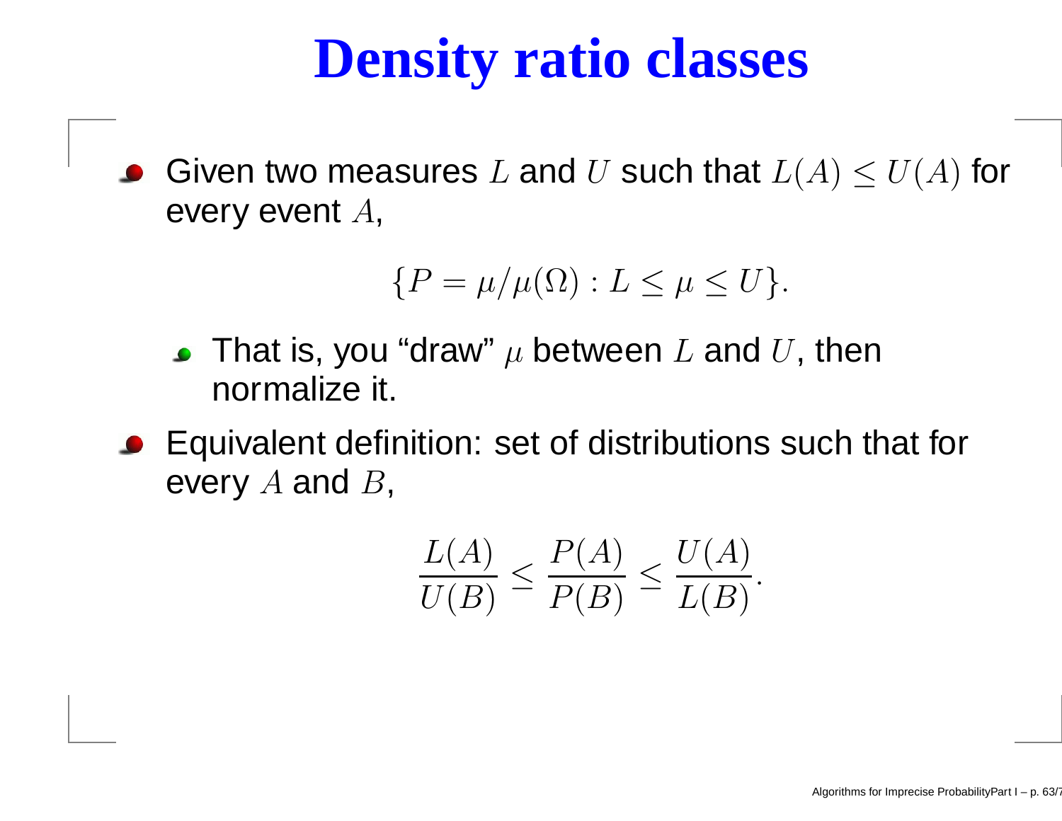# Density ratio classes

- Given two measures $L$ and $U$ such that $L(A) \leq U(A)$ for every event $A$,

$$\{P = \mu/\mu(\Omega) : L \leq \mu \leq U\}.$$

  - That is, you "draw" $\mu$ between $L$ and $U$, then normalize it.

- Equivalent definition: set of distributions such that for every $A$ and $B$,

$$\frac{L(A)}{U(B)} \leq \frac{P(A)}{P(B)} \leq \frac{U(A)}{L(B)}.$$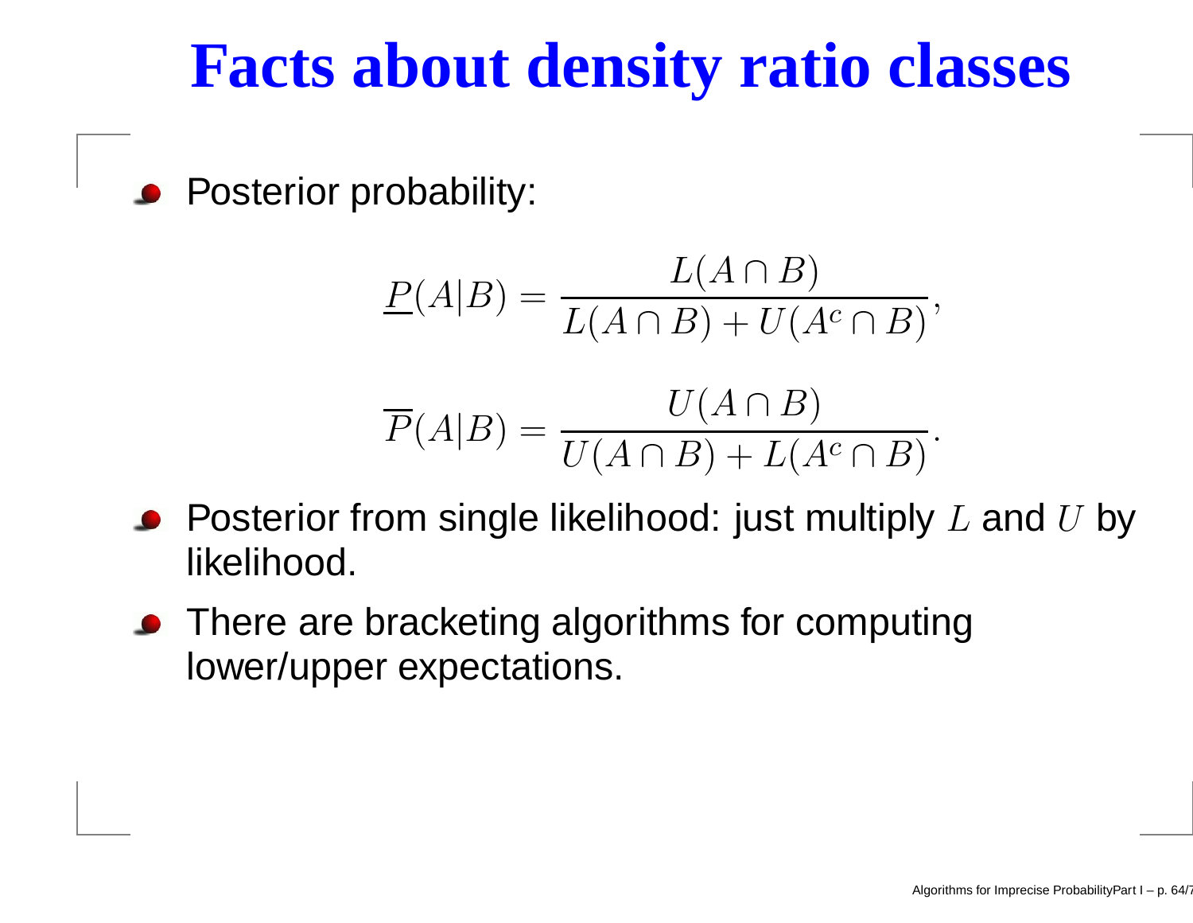# Facts about density ratio classes

- Posterior probability:

$$\underline{P}(A|B) = \frac{L(A \cap B)}{L(A \cap B) + U(A^c \cap B)},$$

$$\overline{P}(A|B) = \frac{U(A \cap B)}{U(A \cap B) + L(A^c \cap B)}.$$

- Posterior from single likelihood: just multiply $L$ and $U$ by likelihood.
- There are bracketing algorithms for computing lower/upper expectations.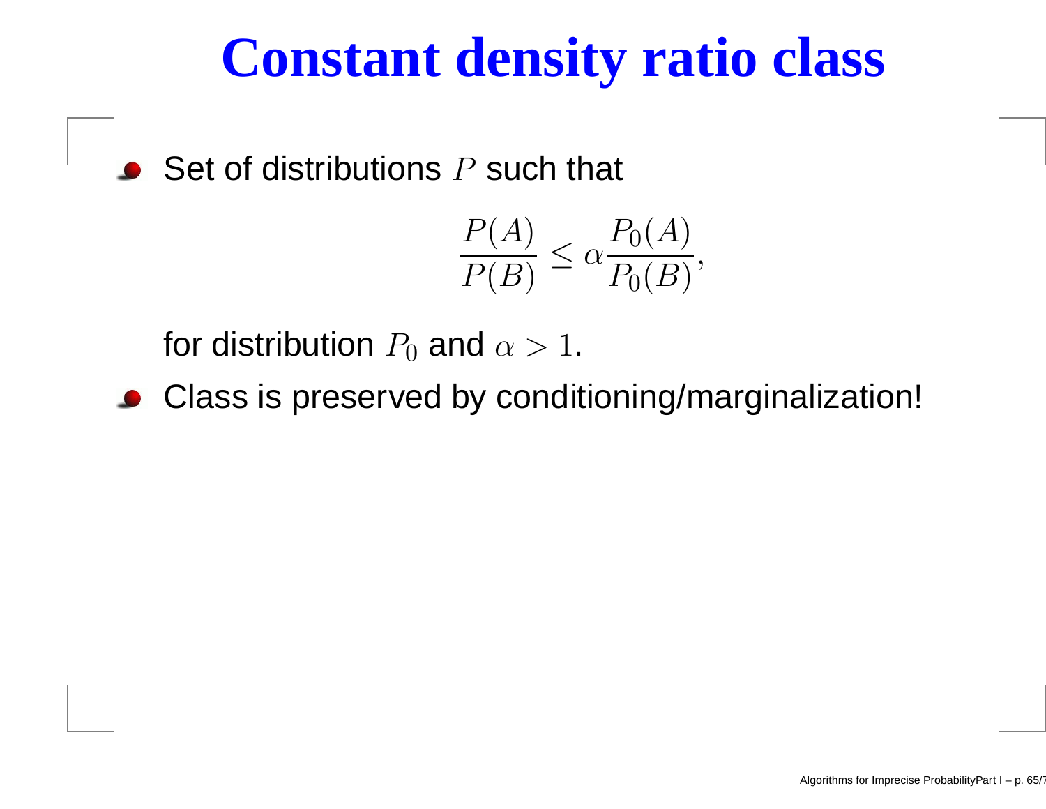# Constant density ratio class

- Set of distributions $P$ such that

$$\frac{P(A)}{P(B)} \leq \alpha \frac{P_0(A)}{P_0(B)},$$

  for distribution $P_0$ and $\alpha > 1$.

- Class is preserved by conditioning/marginalization!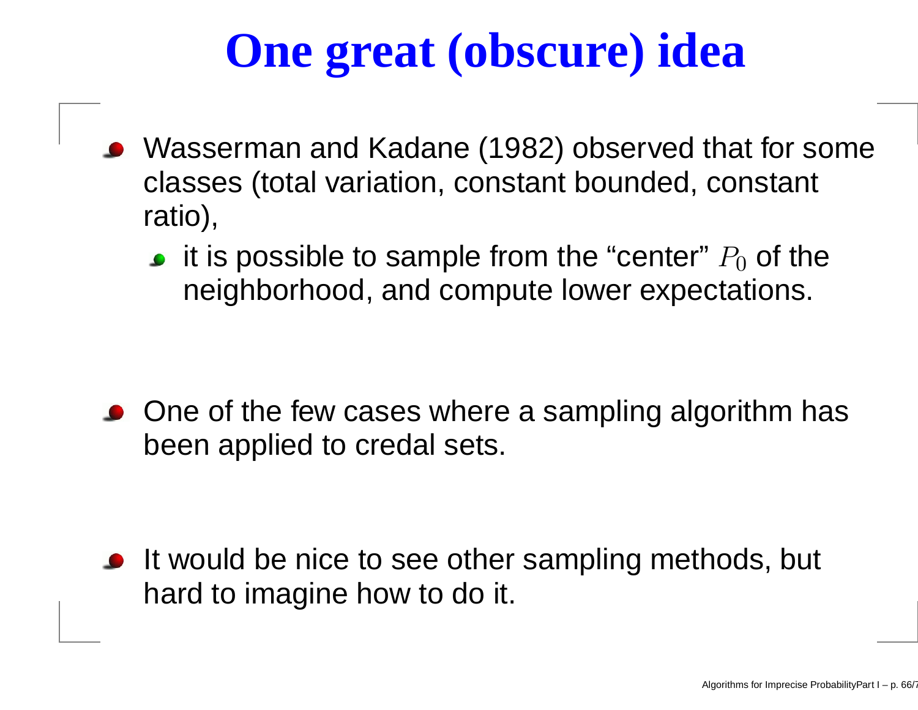# One great (obscure) idea

- Wasserman and Kadane (1982) observed that for some classes (total variation, constant bounded, constant ratio),
  - it is possible to sample from the “center” $P_0$ of the neighborhood, and compute lower expectations.
- One of the few cases where a sampling algorithm has been applied to credal sets.
- It would be nice to see other sampling methods, but hard to imagine how to do it.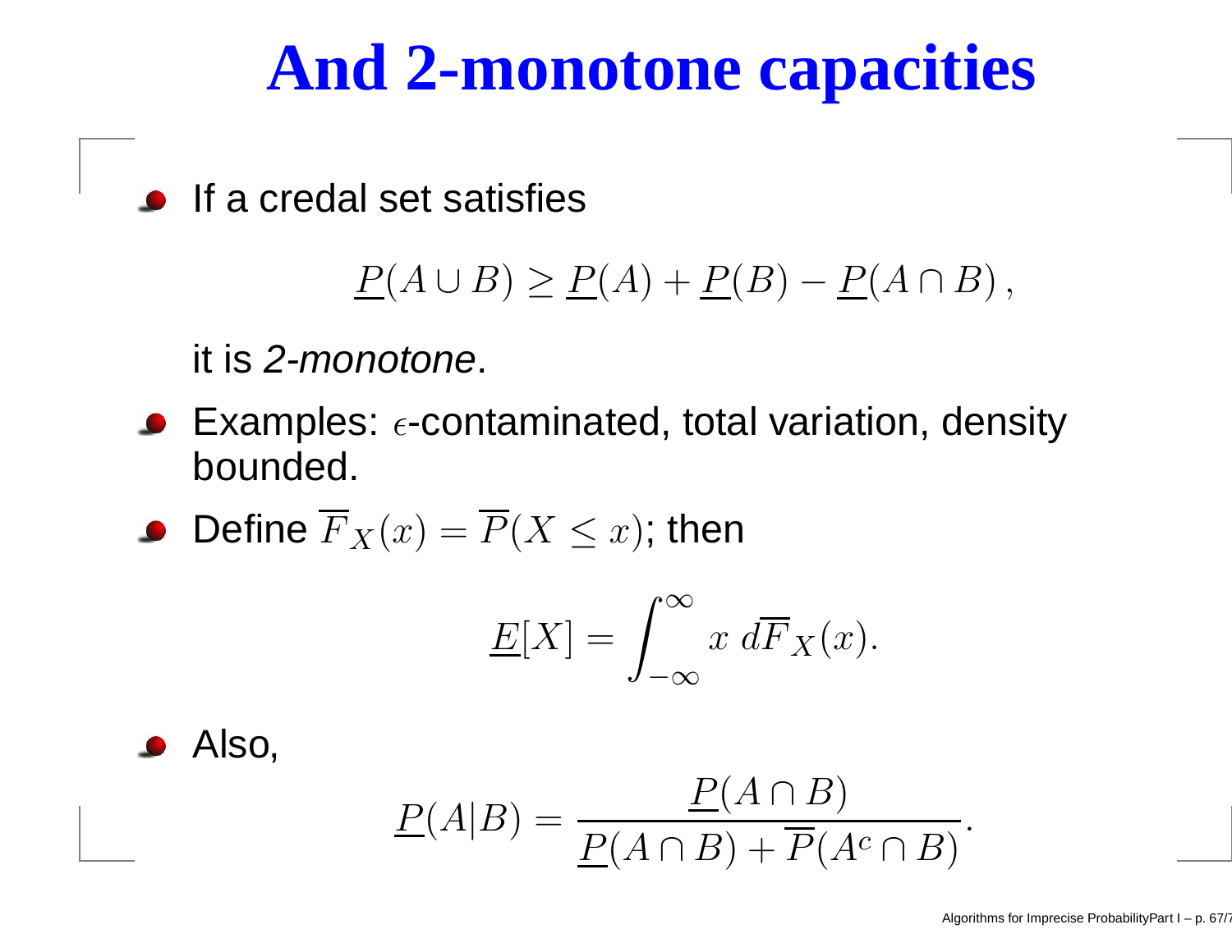# And 2-monotone capacities

- If a credal set satisfies

$$\underline{P}(A \cup B) \geq \underline{P}(A) + \underline{P}(B) - \underline{P}(A \cap B)\,,$$

  it is *2-monotone*.

- Examples: $\epsilon$-contaminated, total variation, density bounded.

- Define $\overline{F}_X(x) = \overline{P}(X \leq x)$; then

$$\underline{E}[X] = \int_{-\infty}^{\infty} x \, d\overline{F}_X(x).$$

- Also,

$$\underline{P}(A|B) = \frac{\underline{P}(A \cap B)}{\underline{P}(A \cap B) + \overline{P}(A^c \cap B)}.$$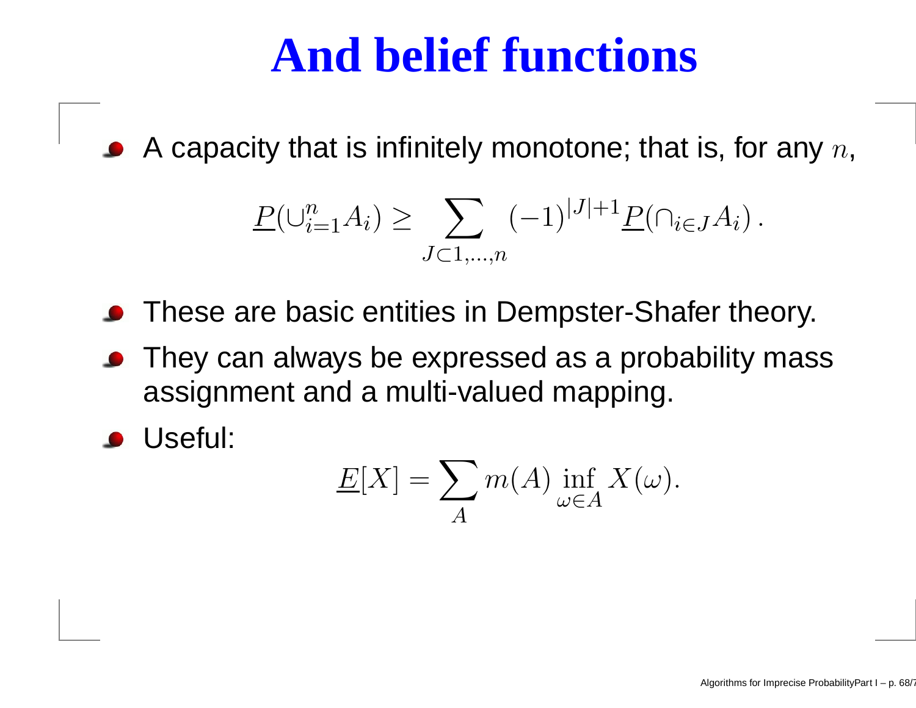# And belief functions

- A capacity that is infinitely monotone; that is, for any $n$,

$$\underline{P}(\cup_{i=1}^{n} A_i) \geq \sum_{J \subset 1,\ldots,n} (-1)^{|J|+1} \underline{P}(\cap_{i \in J} A_i) \,.$$

- These are basic entities in Dempster-Shafer theory.
- They can always be expressed as a probability mass assignment and a multi-valued mapping.
- Useful:

$$\underline{E}[X] = \sum_{A} m(A) \inf_{\omega \in A} X(\omega).$$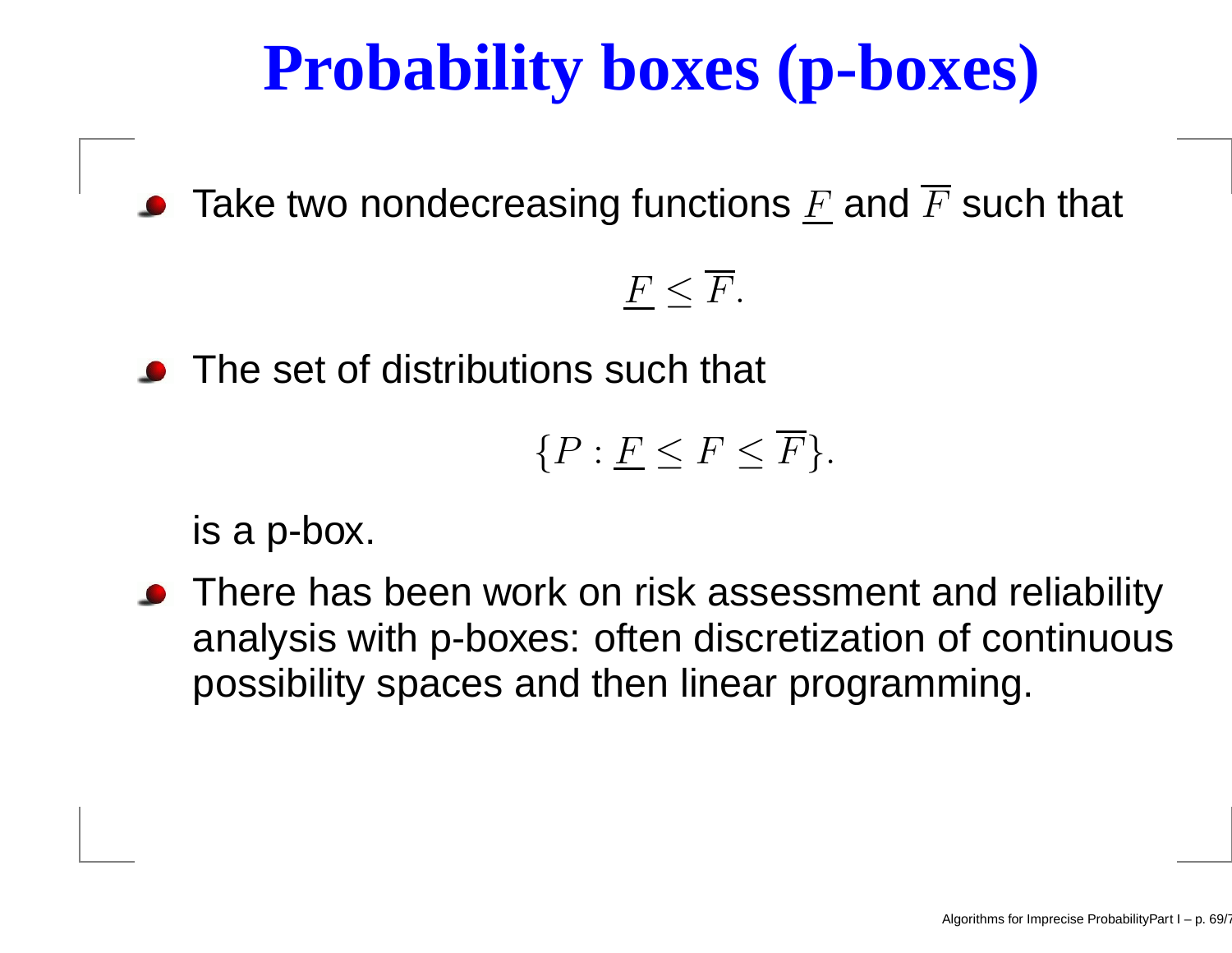# Probability boxes (p-boxes)

- Take two nondecreasing functions $\underline{F}$ and $\overline{F}$ such that

$$\underline{F} \leq \overline{F}.$$

- The set of distributions such that

$$\{P : \underline{F} \leq F \leq \overline{F}\}.$$

  is a p-box.

- There has been work on risk assessment and reliability analysis with p-boxes: often discretization of continuous possibility spaces and then linear programming.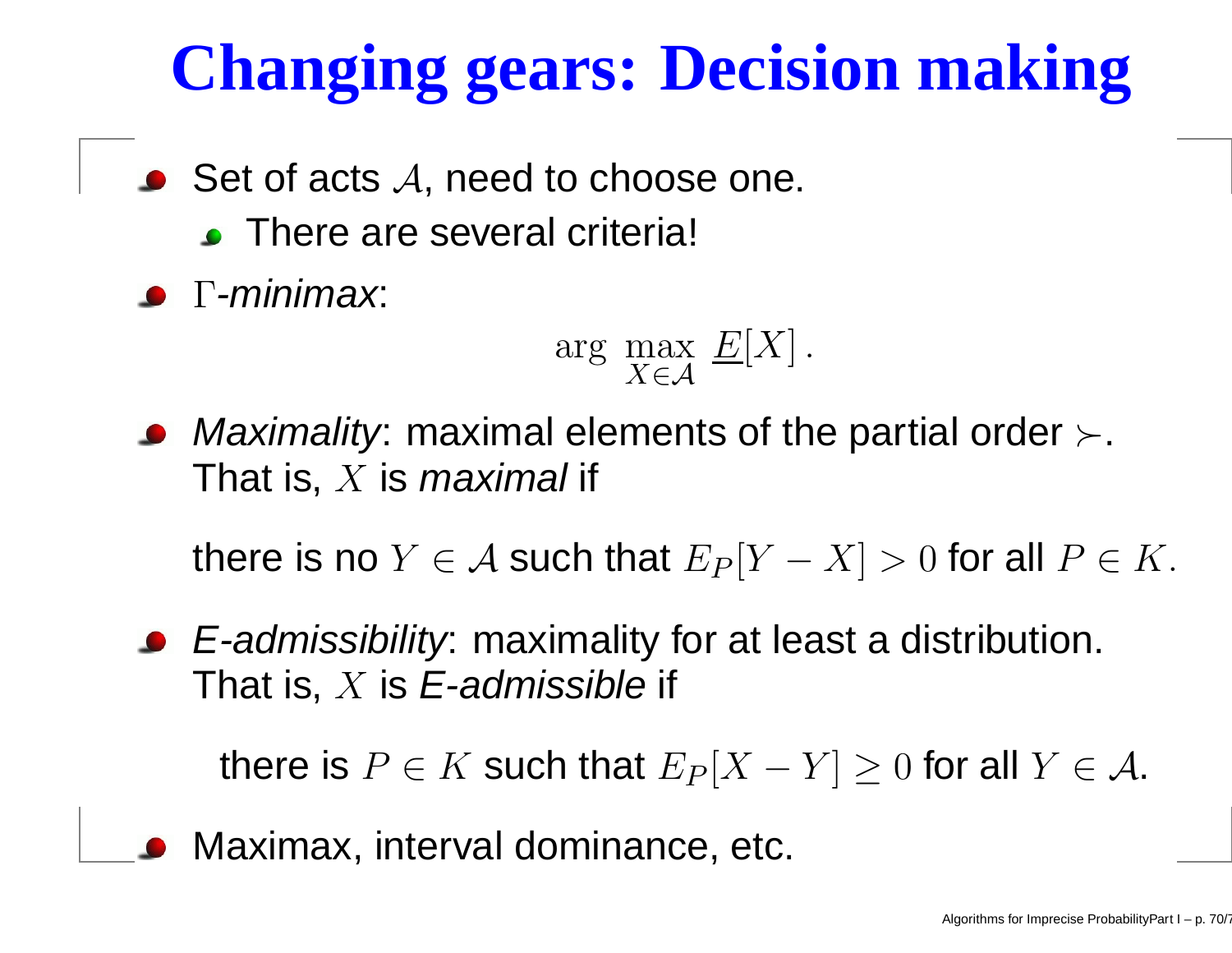# Changing gears: Decision making

- Set of acts $\mathcal{A}$, need to choose one.
  - There are several criteria!
- $\Gamma$-*minimax*:

$$\arg \max_{X \in \mathcal{A}} \underline{E}[X] \,.$$

- *Maximality*: maximal elements of the partial order $\succ$. That is, $X$ is *maximal* if

  there is no $Y \in \mathcal{A}$ such that $E_P[Y - X] > 0$ for all $P \in K$.

- *E-admissibility*: maximality for at least a distribution. That is, $X$ is *E-admissible* if

  there is $P \in K$ such that $E_P[X - Y] \geq 0$ for all $Y \in \mathcal{A}$.

- Maximax, interval dominance, etc.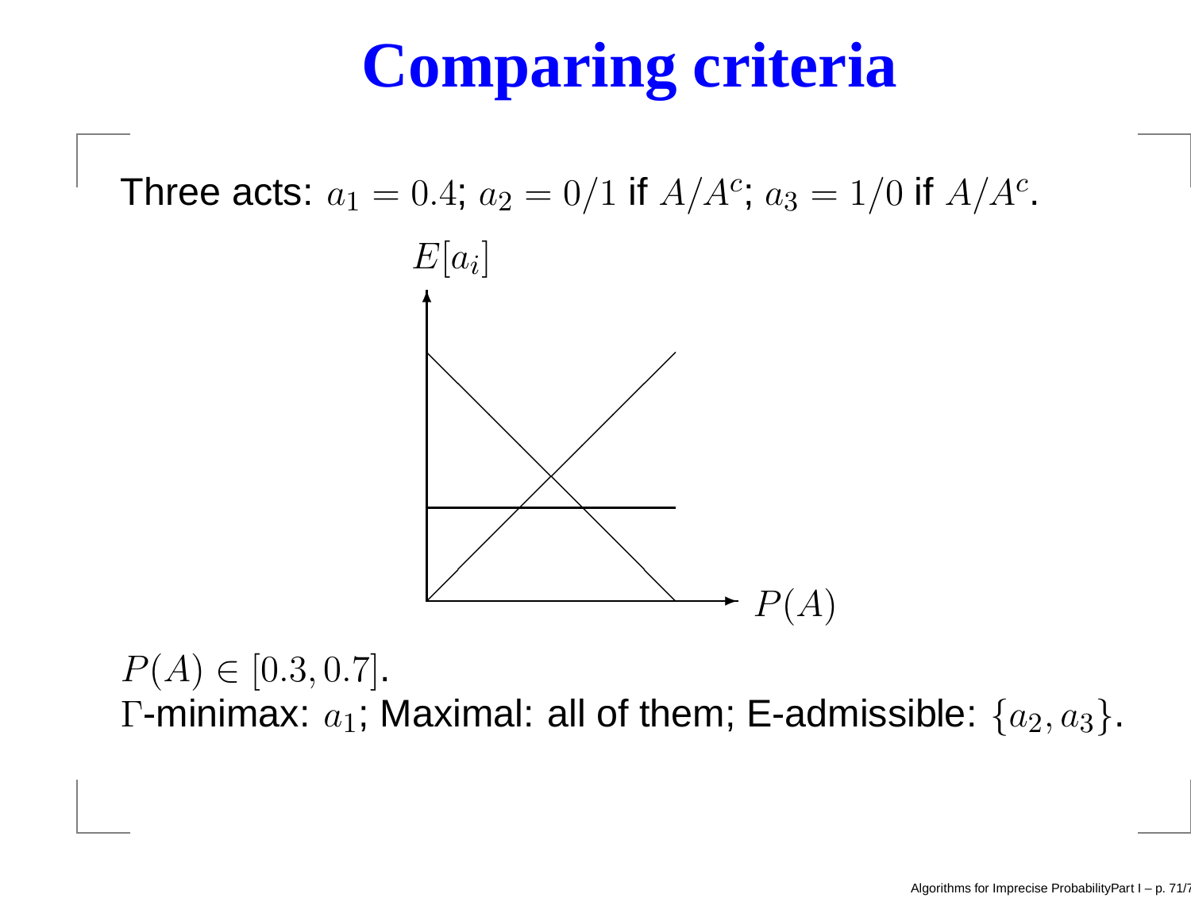# Comparing criteria

Three acts: $a_1 = 0.4$; $a_2 = 0/1$ if $A/A^c$; $a_3 = 1/0$ if $A/A^c$.

$P(A) \in [0.3, 0.7]$.
$\Gamma$-minimax: $a_1$; Maximal: all of them; E-admissible: $\{a_2, a_3\}$.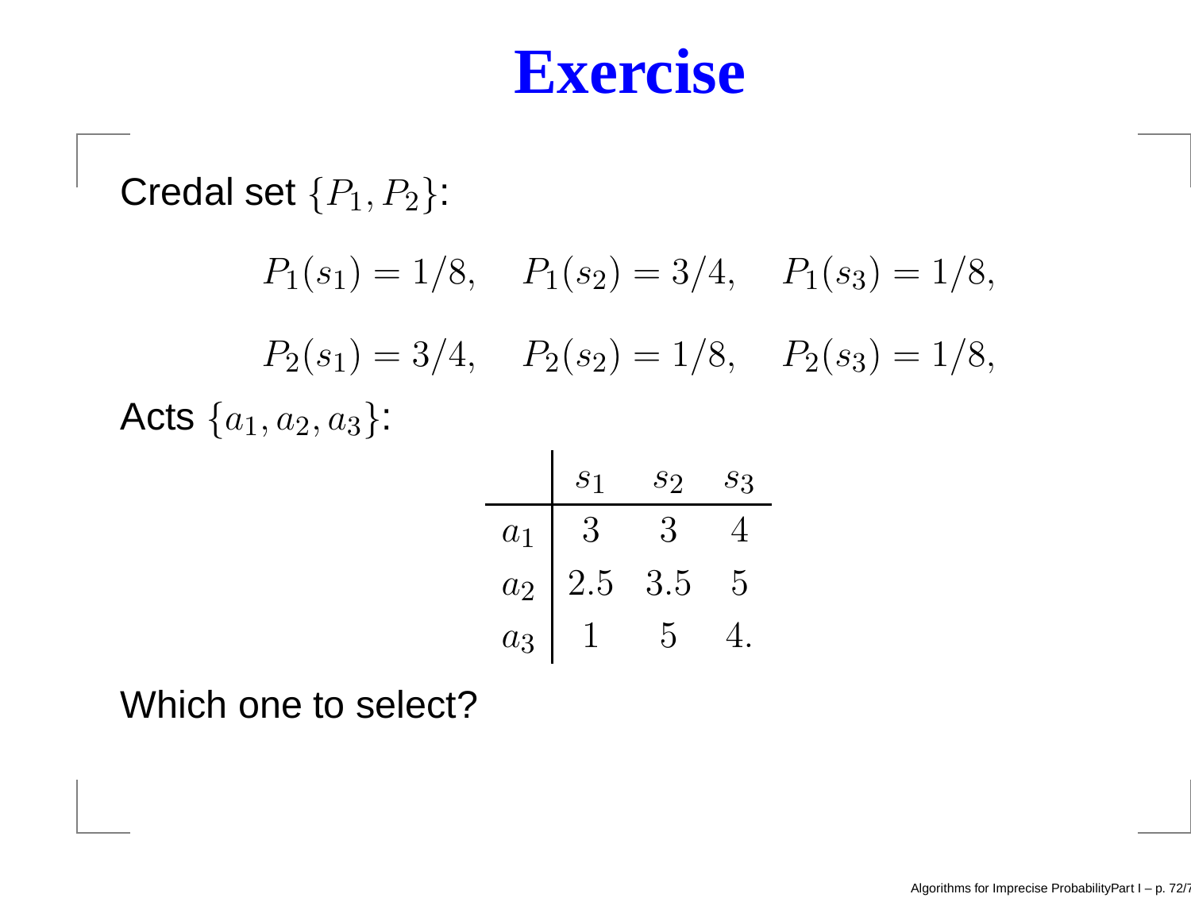# Exercise

Credal set $\{P_1, P_2\}$:

$$P_1(s_1) = 1/8, \quad P_1(s_2) = 3/4, \quad P_1(s_3) = 1/8,$$

$$P_2(s_1) = 3/4, \quad P_2(s_2) = 1/8, \quad P_2(s_3) = 1/8,$$

Acts $\{a_1, a_2, a_3\}$:

| | $s_1$ | $s_2$ | $s_3$ |
|---|---|---|---|
| $a_1$ | 3 | 3 | 4 |
| $a_2$ | 2.5 | 3.5 | 5 |
| $a_3$ | 1 | 5 | 4. |

Which one to select?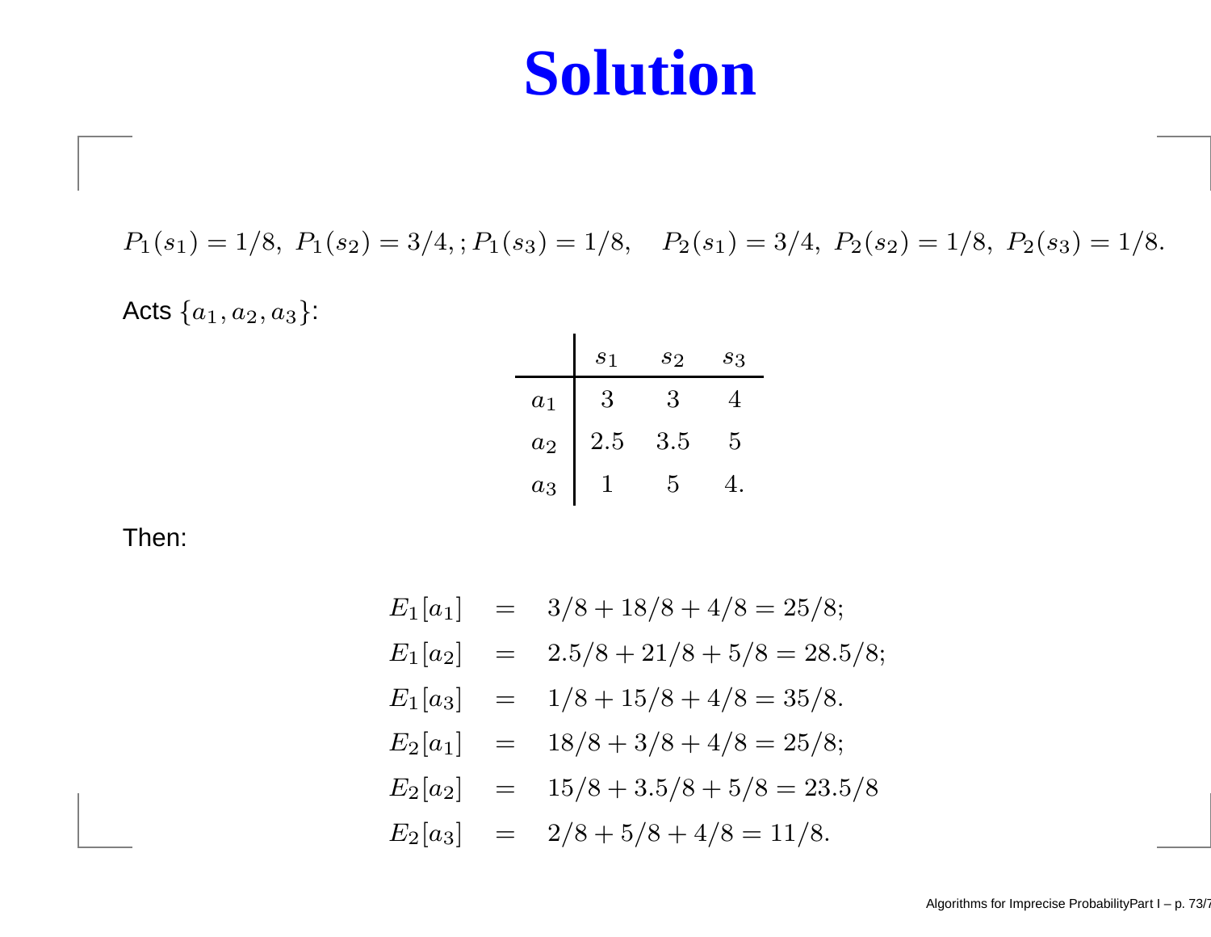# Solution

$P_1(s_1) = 1/8,\ P_1(s_2) = 3/4, ; P_1(s_3) = 1/8, \quad P_2(s_1) = 3/4,\ P_2(s_2) = 1/8,\ P_2(s_3) = 1/8.$

Acts $\{a_1, a_2, a_3\}$:

| | $s_1$ | $s_2$ | $s_3$ |
|---|---|---|---|
| $a_1$ | 3 | 3 | 4 |
| $a_2$ | 2.5 | 3.5 | 5 |
| $a_3$ | 1 | 5 | 4. |

Then:

$$
\begin{aligned}
E_1[a_1] &= 3/8 + 18/8 + 4/8 = 25/8; \\
E_1[a_2] &= 2.5/8 + 21/8 + 5/8 = 28.5/8; \\
E_1[a_3] &= 1/8 + 15/8 + 4/8 = 35/8. \\
E_2[a_1] &= 18/8 + 3/8 + 4/8 = 25/8; \\
E_2[a_2] &= 15/8 + 3.5/8 + 5/8 = 23.5/8 \\
E_2[a_3] &= 2/8 + 5/8 + 4/8 = 11/8.
\end{aligned}
$$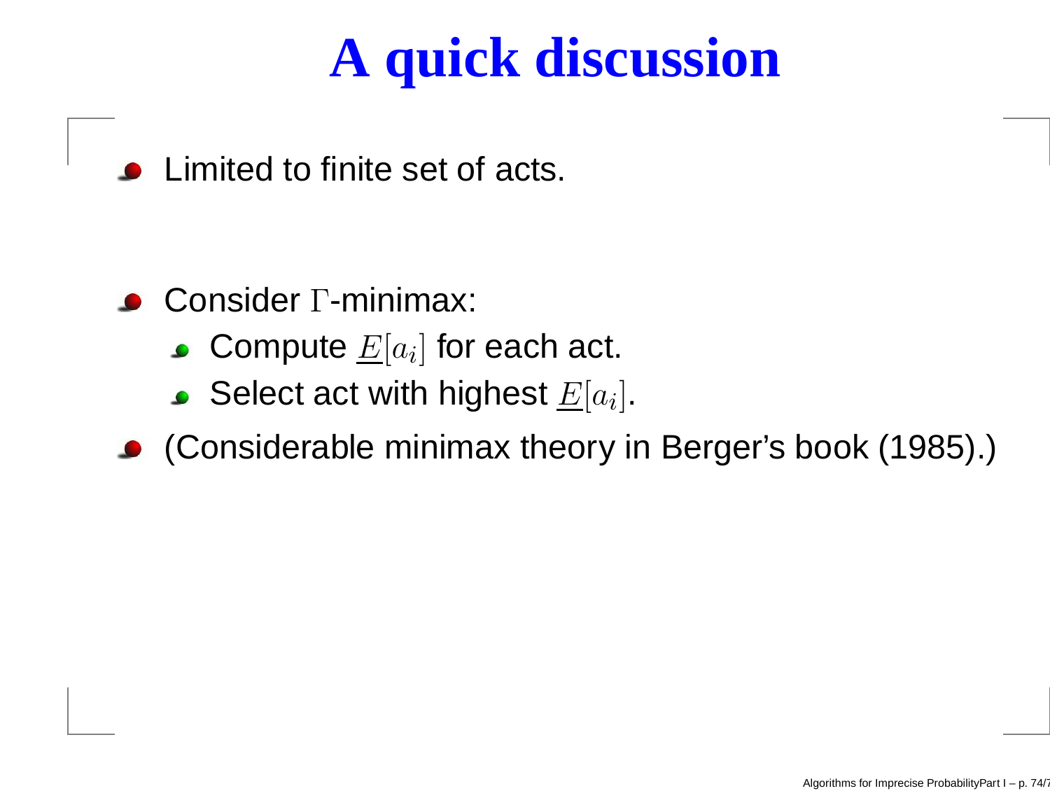# A quick discussion

- Limited to finite set of acts.

- Consider $\Gamma$-minimax:
  - Compute $\underline{E}[a_i]$ for each act.
  - Select act with highest $\underline{E}[a_i]$.
- (Considerable minimax theory in Berger's book (1985).)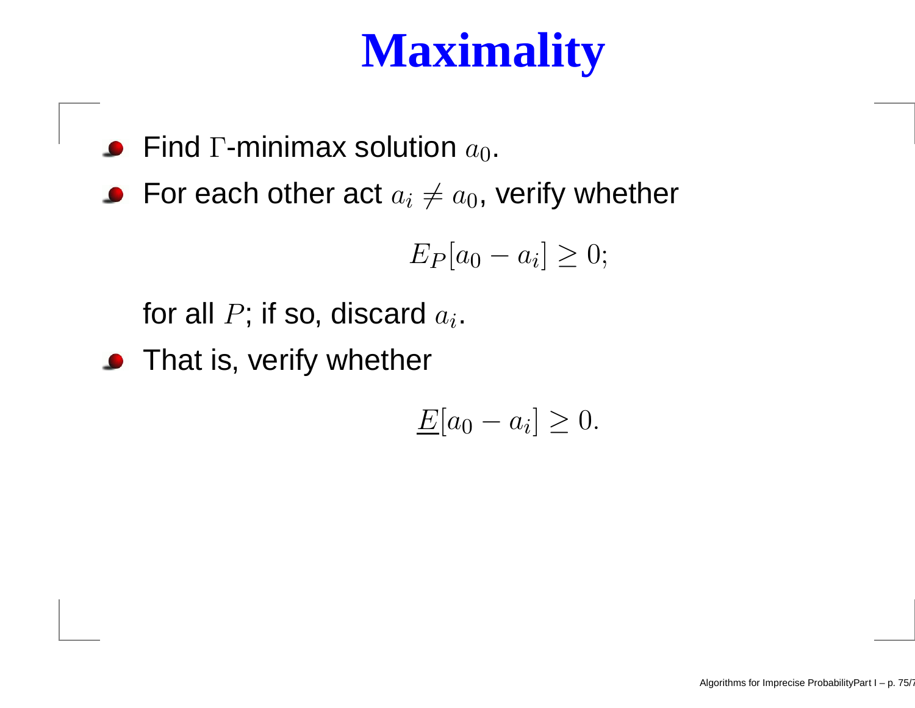# Maximality

- Find $\Gamma$-minimax solution $a_0$.
- For each other act $a_i \neq a_0$, verify whether

$$E_P[a_0 - a_i] \geq 0;$$

  for all $P$; if so, discard $a_i$.
- That is, verify whether

$$\underline{E}[a_0 - a_i] \geq 0.$$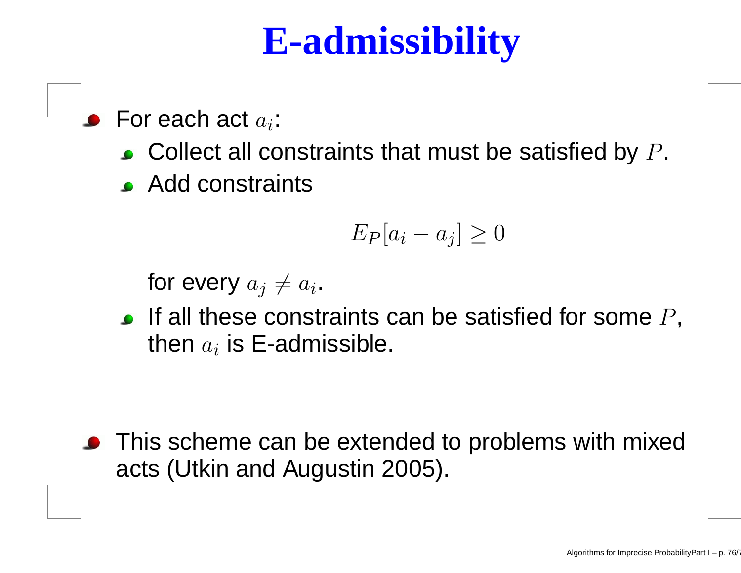# E-admissibility

- For each act $a_i$:
  - Collect all constraints that must be satisfied by $P$.
  - Add constraints

$$E_P[a_i - a_j] \geq 0$$

    for every $a_j \neq a_i$.
  - If all these constraints can be satisfied for some $P$, then $a_i$ is E-admissible.

- This scheme can be extended to problems with mixed acts (Utkin and Augustin 2005).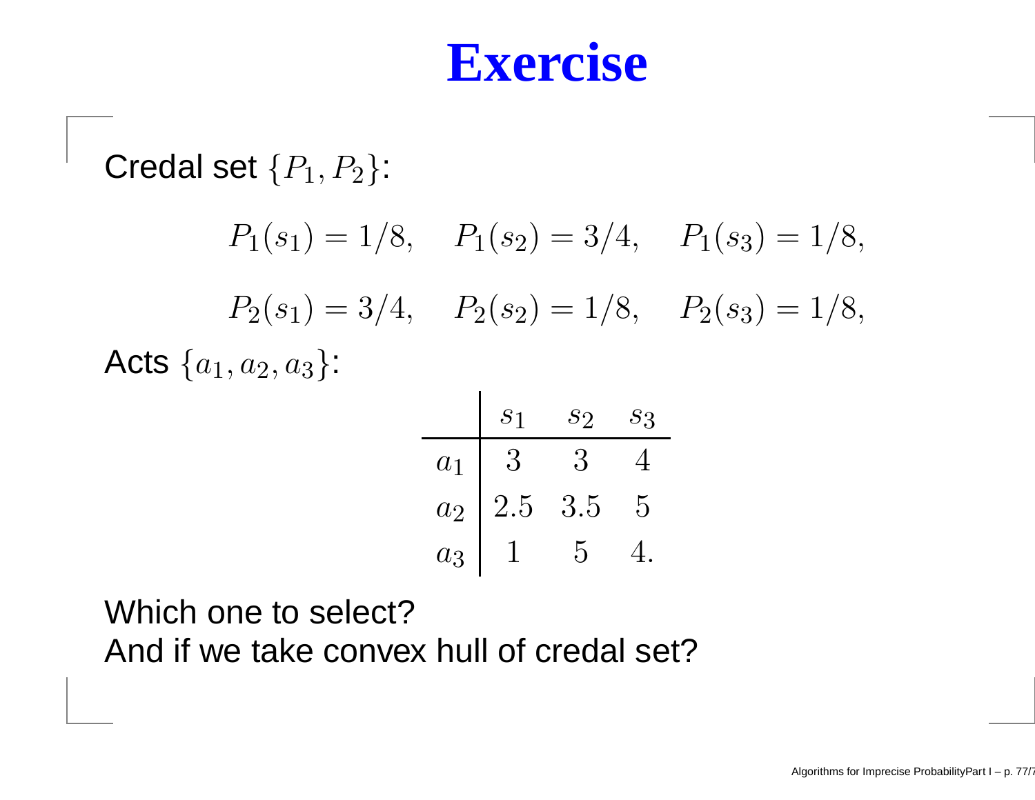# Exercise

Credal set $\{P_1, P_2\}$:

$$P_1(s_1) = 1/8, \quad P_1(s_2) = 3/4, \quad P_1(s_3) = 1/8,$$

$$P_2(s_1) = 3/4, \quad P_2(s_2) = 1/8, \quad P_2(s_3) = 1/8,$$

Acts $\{a_1, a_2, a_3\}$:

| | $s_1$ | $s_2$ | $s_3$ |
|---|---|---|---|
| $a_1$ | $3$ | $3$ | $4$ |
| $a_2$ | $2.5$ | $3.5$ | $5$ |
| $a_3$ | $1$ | $5$ | $4.$ |

Which one to select?
And if we take convex hull of credal set?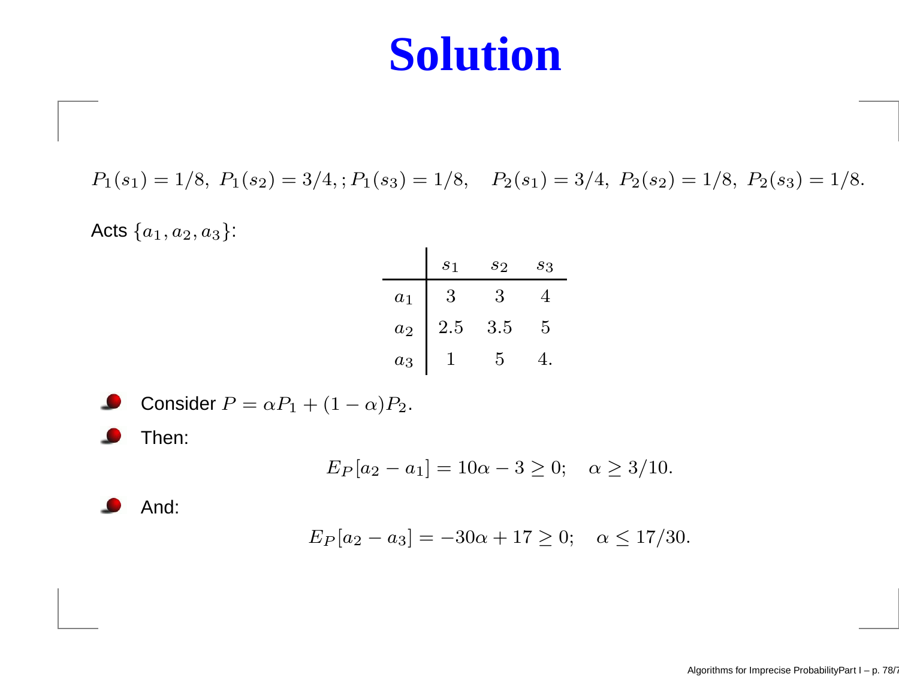# Solution

$P_1(s_1) = 1/8,\ P_1(s_2) = 3/4, ; P_1(s_3) = 1/8, \quad P_2(s_1) = 3/4,\ P_2(s_2) = 1/8,\ P_2(s_3) = 1/8.$

Acts $\{a_1, a_2, a_3\}$:

| | $s_1$ | $s_2$ | $s_3$ |
|---|---|---|---|
| $a_1$ | 3 | 3 | 4 |
| $a_2$ | 2.5 | 3.5 | 5 |
| $a_3$ | 1 | 5 | 4. |

- Consider $P = \alpha P_1 + (1 - \alpha) P_2$.
- Then:

$$E_P[a_2 - a_1] = 10\alpha - 3 \geq 0; \quad \alpha \geq 3/10.$$

- And:

$$E_P[a_2 - a_3] = -30\alpha + 17 \geq 0; \quad \alpha \leq 17/30.$$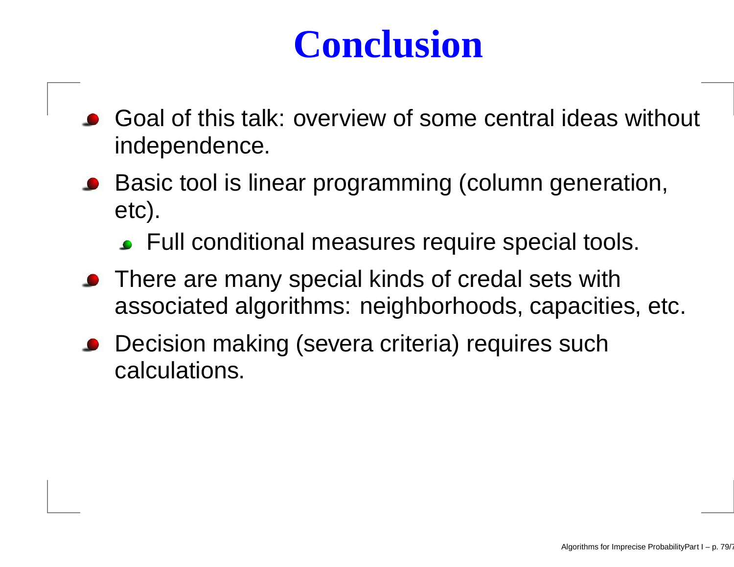# Conclusion

- Goal of this talk: overview of some central ideas without independence.
- Basic tool is linear programming (column generation, etc).
  - Full conditional measures require special tools.
- There are many special kinds of credal sets with associated algorithms: neighborhoods, capacities, etc.
- Decision making (severa criteria) requires such calculations.